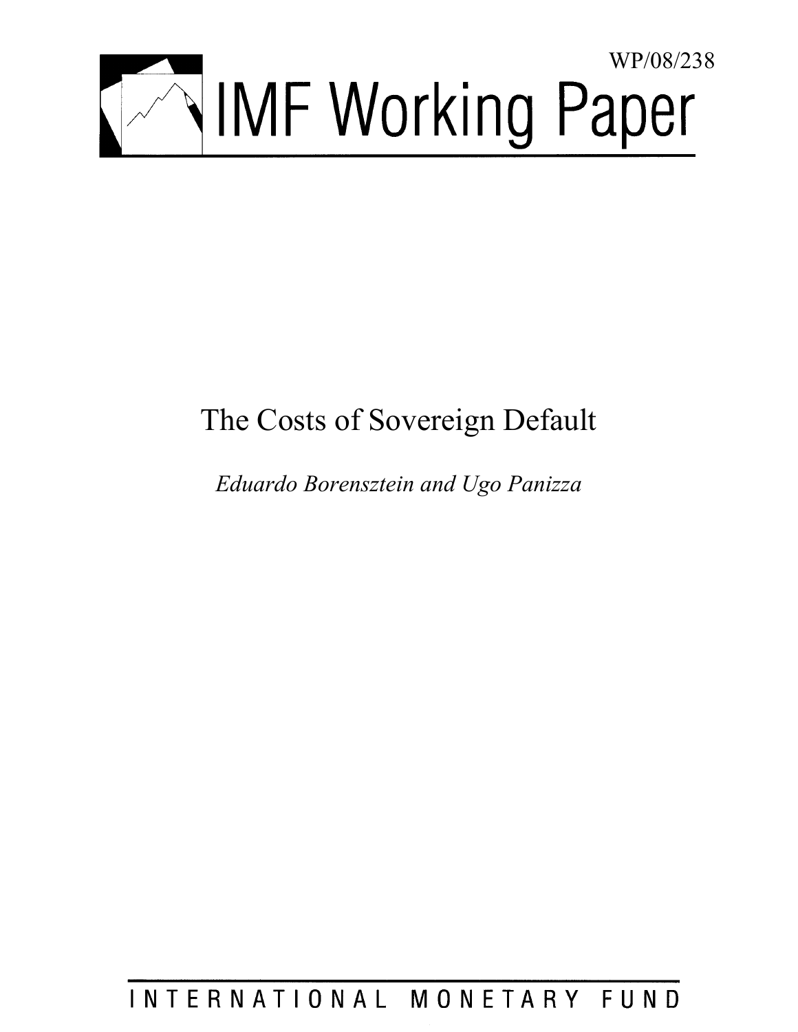WP/08/238

# IMF Working Paper

# The Costs of Sovereign Default

*Eduardo Borensztein and Ugo Panizza*

INTERNATIONAL MONETARY FUND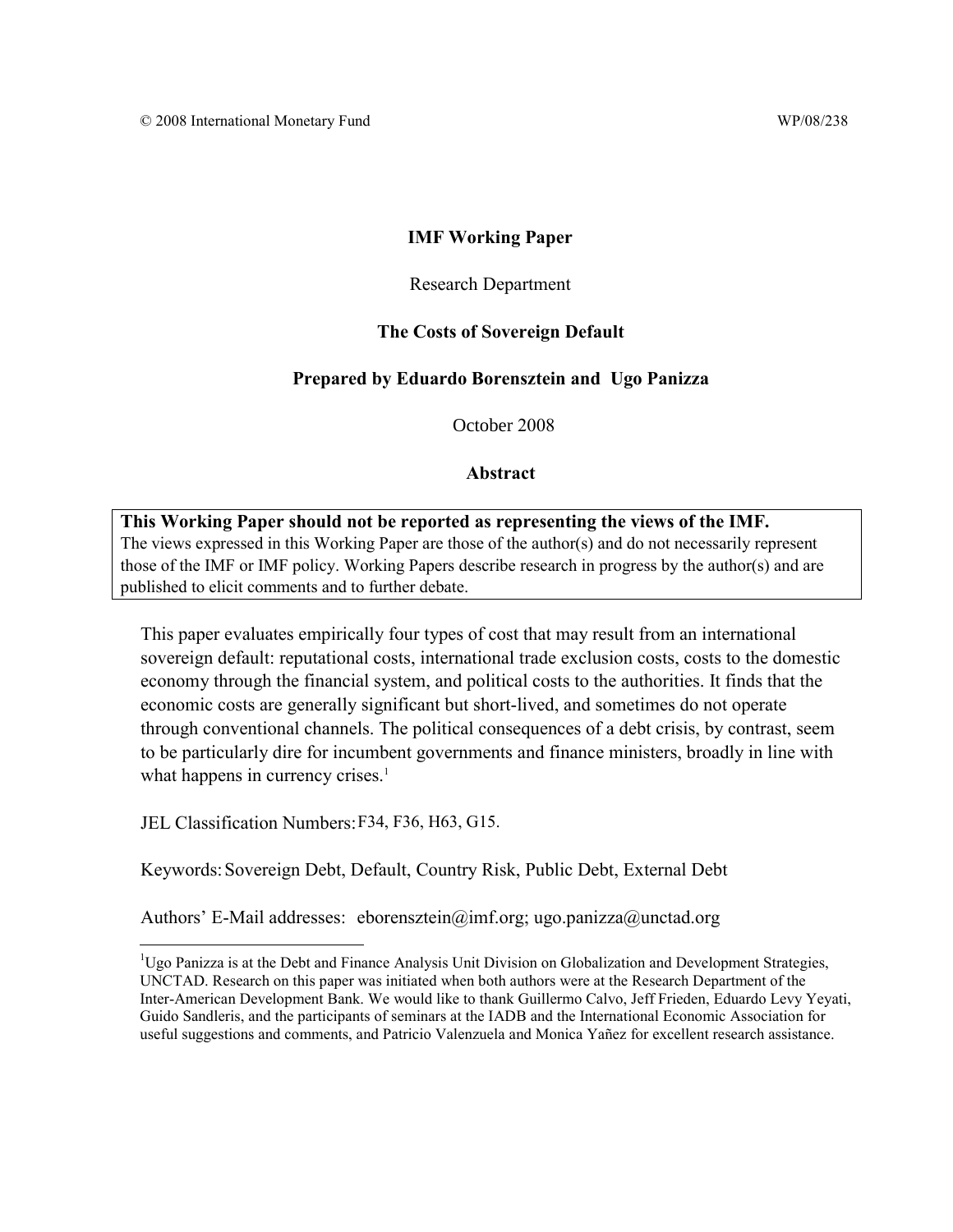© 2008 International Monetary Fund WP/08/238

**IMF Working Paper**

Research Department

**The Costs of Sovereign Default**

**Prepared by Eduardo Borensztein and Ugo Panizza**

October 2008

**Abstract**

**This Working Paper should not be reported as representing the views of the IMF.**
The views expressed in this Working Paper are those of the author(s) and do not necessarily represent those of the IMF or IMF policy. Working Papers describe research in progress by the author(s) and are published to elicit comments and to further debate.

This paper evaluates empirically four types of cost that may result from an international sovereign default: reputational costs, international trade exclusion costs, costs to the domestic economy through the financial system, and political costs to the authorities. It finds that the economic costs are generally significant but short-lived, and sometimes do not operate through conventional channels. The political consequences of a debt crisis, by contrast, seem to be particularly dire for incumbent governments and finance ministers, broadly in line with what happens in currency crises.[1]

JEL Classification Numbers: F34, F36, H63, G15.

Keywords: Sovereign Debt, Default, Country Risk, Public Debt, External Debt

Authors' E-Mail addresses: eborensztein@imf.org; ugo.panizza@unctad.org

[1] Ugo Panizza is at the Debt and Finance Analysis Unit Division on Globalization and Development Strategies, UNCTAD. Research on this paper was initiated when both authors were at the Research Department of the Inter-American Development Bank. We would like to thank Guillermo Calvo, Jeff Frieden, Eduardo Levy Yeyati, Guido Sandleris, and the participants of seminars at the IADB and the International Economic Association for useful suggestions and comments, and Patricio Valenzuela and Monica Yañez for excellent research assistance.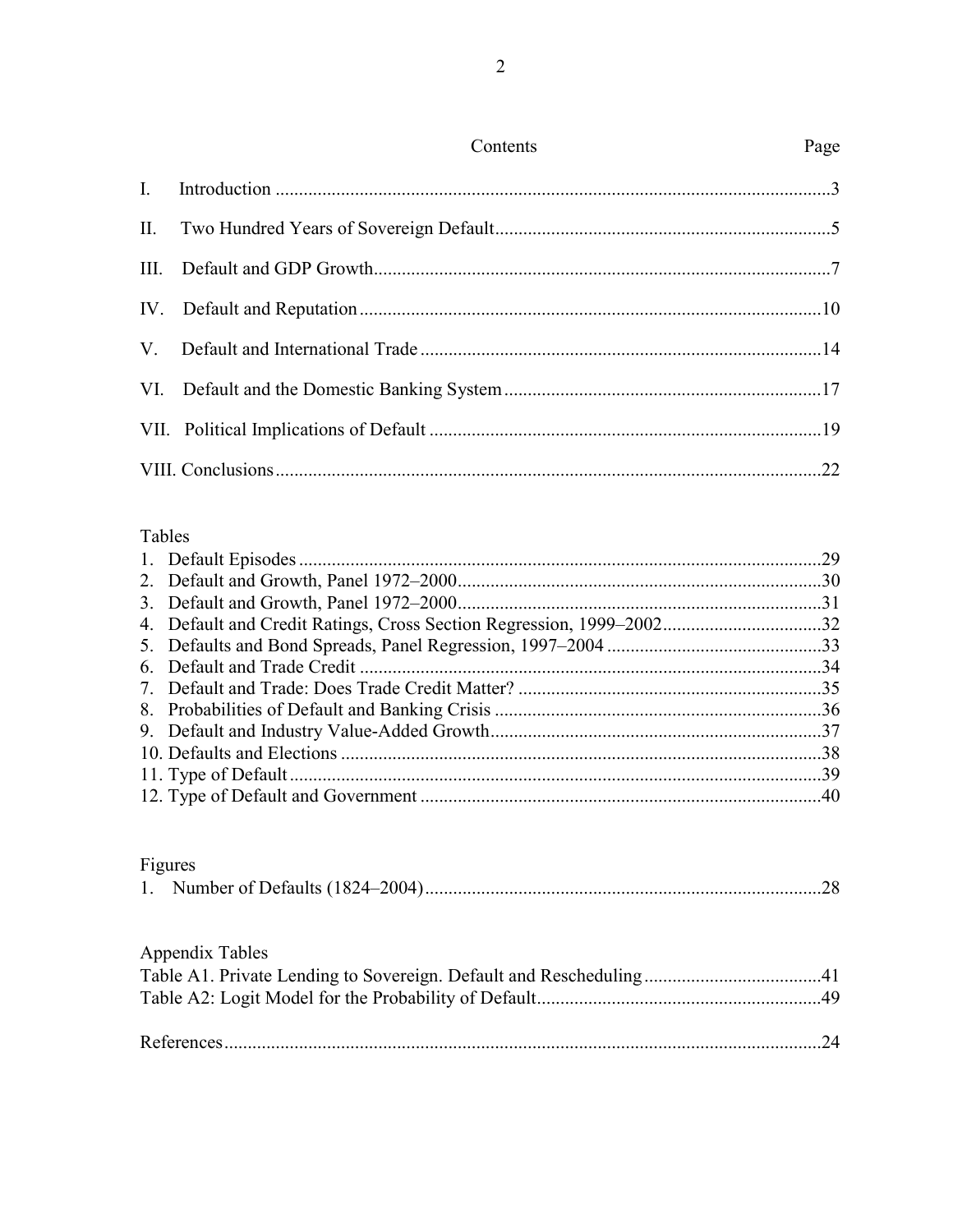## Contents

| | Page |
|---|---|
| I. Introduction | 3 |
| II. Two Hundred Years of Sovereign Default | 5 |
| III. Default and GDP Growth | 7 |
| IV. Default and Reputation | 10 |
| V. Default and International Trade | 14 |
| VI. Default and the Domestic Banking System | 17 |
| VII. Political Implications of Default | 19 |
| VIII. Conclusions | 22 |

**Tables**

| | |
|---|---|
| 1. Default Episodes | 29 |
| 2. Default and Growth, Panel 1972–2000 | 30 |
| 3. Default and Growth, Panel 1972–2000 | 31 |
| 4. Default and Credit Ratings, Cross Section Regression, 1999–2002 | 32 |
| 5. Defaults and Bond Spreads, Panel Regression, 1997–2004 | 33 |
| 6. Default and Trade Credit | 34 |
| 7. Default and Trade: Does Trade Credit Matter? | 35 |
| 8. Probabilities of Default and Banking Crisis | 36 |
| 9. Default and Industry Value-Added Growth | 37 |
| 10. Defaults and Elections | 38 |
| 11. Type of Default | 39 |
| 12. Type of Default and Government | 40 |

**Figures**

| | |
|---|---|
| 1. Number of Defaults (1824–2004) | 28 |

**Appendix Tables**

| | |
|---|---|
| Table A1. Private Lending to Sovereign. Default and Rescheduling | 41 |
| Table A2: Logit Model for the Probability of Default | 49 |

| | |
|---|---|
| References | 24 |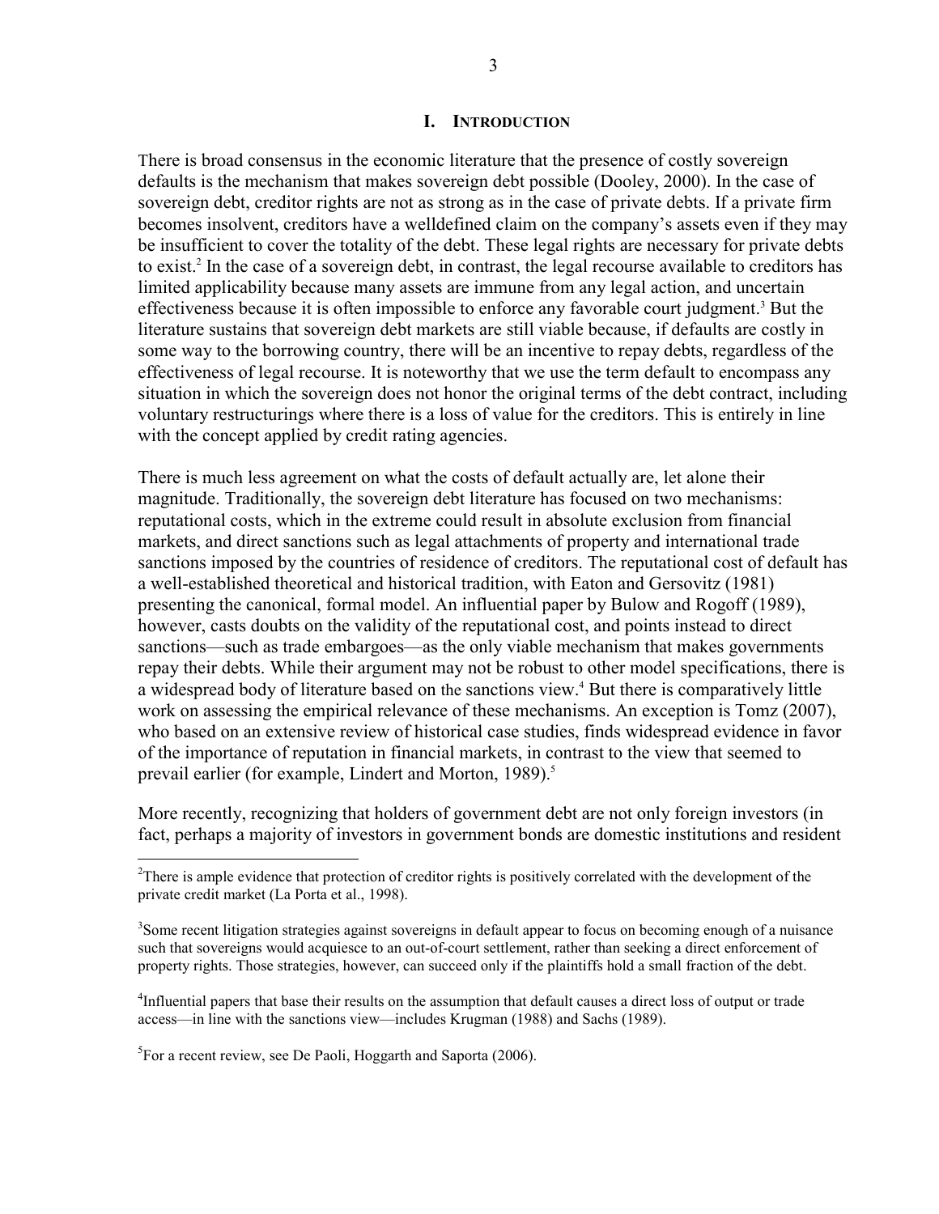# I. Introduction

There is broad consensus in the economic literature that the presence of costly sovereign defaults is the mechanism that makes sovereign debt possible (Dooley, 2000). In the case of sovereign debt, creditor rights are not as strong as in the case of private debts. If a private firm becomes insolvent, creditors have a welldefined claim on the company's assets even if they may be insufficient to cover the totality of the debt. These legal rights are necessary for private debts to exist.[2] In the case of a sovereign debt, in contrast, the legal recourse available to creditors has limited applicability because many assets are immune from any legal action, and uncertain effectiveness because it is often impossible to enforce any favorable court judgment.[3] But the literature sustains that sovereign debt markets are still viable because, if defaults are costly in some way to the borrowing country, there will be an incentive to repay debts, regardless of the effectiveness of legal recourse. It is noteworthy that we use the term default to encompass any situation in which the sovereign does not honor the original terms of the debt contract, including voluntary restructurings where there is a loss of value for the creditors. This is entirely in line with the concept applied by credit rating agencies.

There is much less agreement on what the costs of default actually are, let alone their magnitude. Traditionally, the sovereign debt literature has focused on two mechanisms: reputational costs, which in the extreme could result in absolute exclusion from financial markets, and direct sanctions such as legal attachments of property and international trade sanctions imposed by the countries of residence of creditors. The reputational cost of default has a well-established theoretical and historical tradition, with Eaton and Gersovitz (1981) presenting the canonical, formal model. An influential paper by Bulow and Rogoff (1989), however, casts doubts on the validity of the reputational cost, and points instead to direct sanctions—such as trade embargoes—as the only viable mechanism that makes governments repay their debts. While their argument may not be robust to other model specifications, there is a widespread body of literature based on the sanctions view.[4] But there is comparatively little work on assessing the empirical relevance of these mechanisms. An exception is Tomz (2007), who based on an extensive review of historical case studies, finds widespread evidence in favor of the importance of reputation in financial markets, in contrast to the view that seemed to prevail earlier (for example, Lindert and Morton, 1989).[5]

More recently, recognizing that holders of government debt are not only foreign investors (in fact, perhaps a majority of investors in government bonds are domestic institutions and resident

---

[2] There is ample evidence that protection of creditor rights is positively correlated with the development of the private credit market (La Porta et al., 1998).

[3] Some recent litigation strategies against sovereigns in default appear to focus on becoming enough of a nuisance such that sovereigns would acquiesce to an out-of-court settlement, rather than seeking a direct enforcement of property rights. Those strategies, however, can succeed only if the plaintiffs hold a small fraction of the debt.

[4] Influential papers that base their results on the assumption that default causes a direct loss of output or trade access—in line with the sanctions view—includes Krugman (1988) and Sachs (1989).

[5] For a recent review, see De Paoli, Hoggarth and Saporta (2006).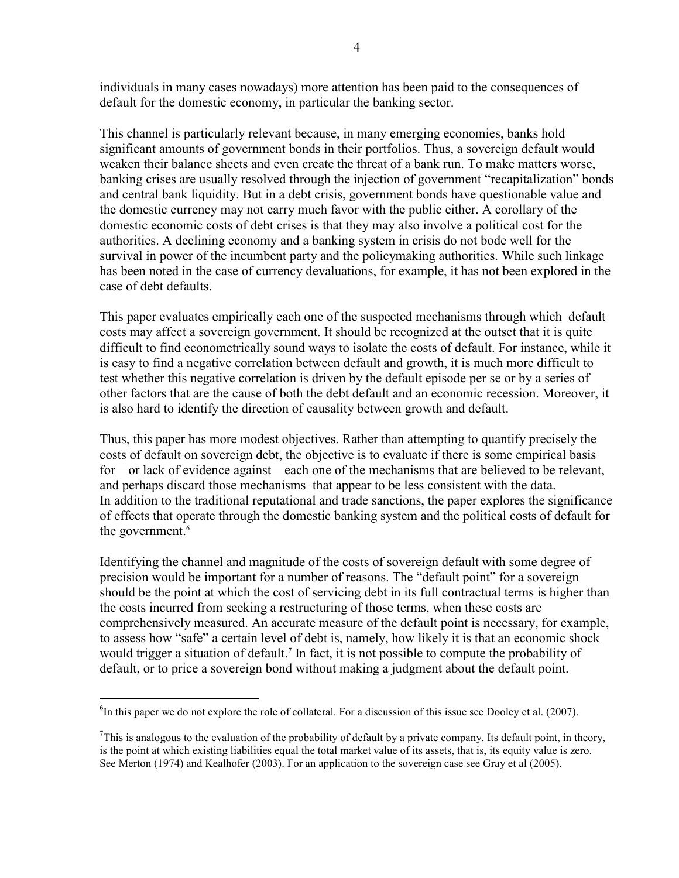individuals in many cases nowadays) more attention has been paid to the consequences of default for the domestic economy, in particular the banking sector.

This channel is particularly relevant because, in many emerging economies, banks hold significant amounts of government bonds in their portfolios. Thus, a sovereign default would weaken their balance sheets and even create the threat of a bank run. To make matters worse, banking crises are usually resolved through the injection of government "recapitalization" bonds and central bank liquidity. But in a debt crisis, government bonds have questionable value and the domestic currency may not carry much favor with the public either. A corollary of the domestic economic costs of debt crises is that they may also involve a political cost for the authorities. A declining economy and a banking system in crisis do not bode well for the survival in power of the incumbent party and the policymaking authorities. While such linkage has been noted in the case of currency devaluations, for example, it has not been explored in the case of debt defaults.

This paper evaluates empirically each one of the suspected mechanisms through which default costs may affect a sovereign government. It should be recognized at the outset that it is quite difficult to find econometrically sound ways to isolate the costs of default. For instance, while it is easy to find a negative correlation between default and growth, it is much more difficult to test whether this negative correlation is driven by the default episode per se or by a series of other factors that are the cause of both the debt default and an economic recession. Moreover, it is also hard to identify the direction of causality between growth and default.

Thus, this paper has more modest objectives. Rather than attempting to quantify precisely the costs of default on sovereign debt, the objective is to evaluate if there is some empirical basis for—or lack of evidence against—each one of the mechanisms that are believed to be relevant, and perhaps discard those mechanisms that appear to be less consistent with the data. In addition to the traditional reputational and trade sanctions, the paper explores the significance of effects that operate through the domestic banking system and the political costs of default for the government.[6]

Identifying the channel and magnitude of the costs of sovereign default with some degree of precision would be important for a number of reasons. The "default point" for a sovereign should be the point at which the cost of servicing debt in its full contractual terms is higher than the costs incurred from seeking a restructuring of those terms, when these costs are comprehensively measured. An accurate measure of the default point is necessary, for example, to assess how "safe" a certain level of debt is, namely, how likely it is that an economic shock would trigger a situation of default.[7] In fact, it is not possible to compute the probability of default, or to price a sovereign bond without making a judgment about the default point.

[6] In this paper we do not explore the role of collateral. For a discussion of this issue see Dooley et al. (2007).

[7] This is analogous to the evaluation of the probability of default by a private company. Its default point, in theory, is the point at which existing liabilities equal the total market value of its assets, that is, its equity value is zero. See Merton (1974) and Kealhofer (2003). For an application to the sovereign case see Gray et al (2005).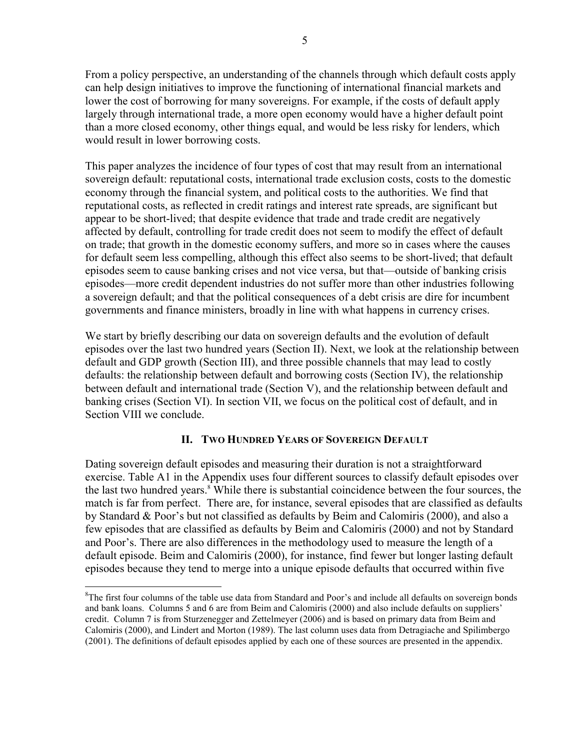From a policy perspective, an understanding of the channels through which default costs apply can help design initiatives to improve the functioning of international financial markets and lower the cost of borrowing for many sovereigns. For example, if the costs of default apply largely through international trade, a more open economy would have a higher default point than a more closed economy, other things equal, and would be less risky for lenders, which would result in lower borrowing costs.

This paper analyzes the incidence of four types of cost that may result from an international sovereign default: reputational costs, international trade exclusion costs, costs to the domestic economy through the financial system, and political costs to the authorities. We find that reputational costs, as reflected in credit ratings and interest rate spreads, are significant but appear to be short-lived; that despite evidence that trade and trade credit are negatively affected by default, controlling for trade credit does not seem to modify the effect of default on trade; that growth in the domestic economy suffers, and more so in cases where the causes for default seem less compelling, although this effect also seems to be short-lived; that default episodes seem to cause banking crises and not vice versa, but that—outside of banking crisis episodes—more credit dependent industries do not suffer more than other industries following a sovereign default; and that the political consequences of a debt crisis are dire for incumbent governments and finance ministers, broadly in line with what happens in currency crises.

We start by briefly describing our data on sovereign defaults and the evolution of default episodes over the last two hundred years (Section II). Next, we look at the relationship between default and GDP growth (Section III), and three possible channels that may lead to costly defaults: the relationship between default and borrowing costs (Section IV), the relationship between default and international trade (Section V), and the relationship between default and banking crises (Section VI). In section VII, we focus on the political cost of default, and in Section VIII we conclude.

## II. Two Hundred Years of Sovereign Default

Dating sovereign default episodes and measuring their duration is not a straightforward exercise. Table A1 in the Appendix uses four different sources to classify default episodes over the last two hundred years.[8] While there is substantial coincidence between the four sources, the match is far from perfect. There are, for instance, several episodes that are classified as defaults by Standard & Poor's but not classified as defaults by Beim and Calomiris (2000), and also a few episodes that are classified as defaults by Beim and Calomiris (2000) and not by Standard and Poor's. There are also differences in the methodology used to measure the length of a default episode. Beim and Calomiris (2000), for instance, find fewer but longer lasting default episodes because they tend to merge into a unique episode defaults that occurred within five

[8]The first four columns of the table use data from Standard and Poor's and include all defaults on sovereign bonds and bank loans. Columns 5 and 6 are from Beim and Calomiris (2000) and also include defaults on suppliers' credit. Column 7 is from Sturzenegger and Zettelmeyer (2006) and is based on primary data from Beim and Calomiris (2000), and Lindert and Morton (1989). The last column uses data from Detragiache and Spilimbergo (2001). The definitions of default episodes applied by each one of these sources are presented in the appendix.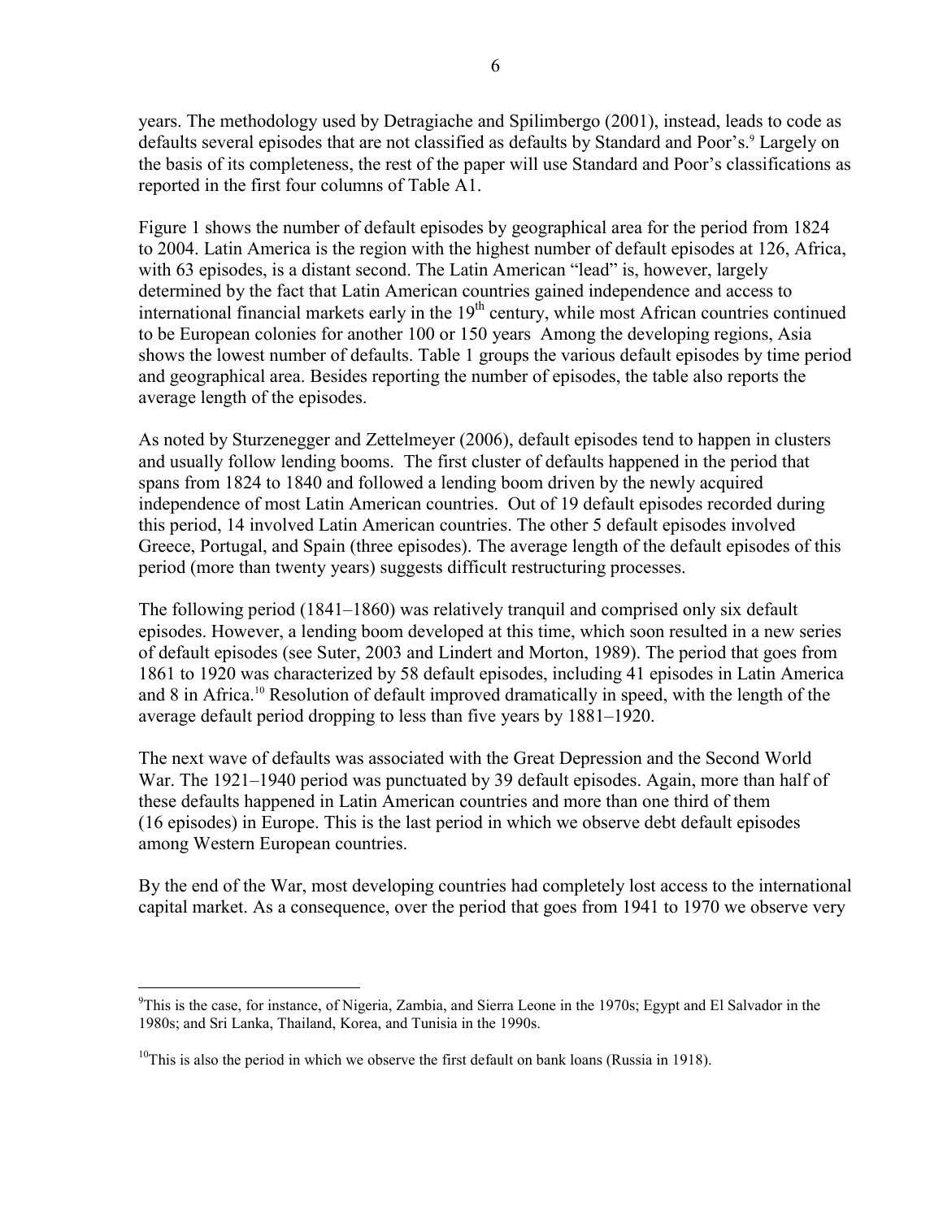years. The methodology used by Detragiache and Spilimbergo (2001), instead, leads to code as defaults several episodes that are not classified as defaults by Standard and Poor's.[9] Largely on the basis of its completeness, the rest of the paper will use Standard and Poor's classifications as reported in the first four columns of Table A1.

Figure 1 shows the number of default episodes by geographical area for the period from 1824 to 2004. Latin America is the region with the highest number of default episodes at 126, Africa, with 63 episodes, is a distant second. The Latin American "lead" is, however, largely determined by the fact that Latin American countries gained independence and access to international financial markets early in the 19th century, while most African countries continued to be European colonies for another 100 or 150 years Among the developing regions, Asia shows the lowest number of defaults. Table 1 groups the various default episodes by time period and geographical area. Besides reporting the number of episodes, the table also reports the average length of the episodes.

As noted by Sturzenegger and Zettelmeyer (2006), default episodes tend to happen in clusters and usually follow lending booms. The first cluster of defaults happened in the period that spans from 1824 to 1840 and followed a lending boom driven by the newly acquired independence of most Latin American countries. Out of 19 default episodes recorded during this period, 14 involved Latin American countries. The other 5 default episodes involved Greece, Portugal, and Spain (three episodes). The average length of the default episodes of this period (more than twenty years) suggests difficult restructuring processes.

The following period (1841–1860) was relatively tranquil and comprised only six default episodes. However, a lending boom developed at this time, which soon resulted in a new series of default episodes (see Suter, 2003 and Lindert and Morton, 1989). The period that goes from 1861 to 1920 was characterized by 58 default episodes, including 41 episodes in Latin America and 8 in Africa.[10] Resolution of default improved dramatically in speed, with the length of the average default period dropping to less than five years by 1881–1920.

The next wave of defaults was associated with the Great Depression and the Second World War. The 1921–1940 period was punctuated by 39 default episodes. Again, more than half of these defaults happened in Latin American countries and more than one third of them (16 episodes) in Europe. This is the last period in which we observe debt default episodes among Western European countries.

By the end of the War, most developing countries had completely lost access to the international capital market. As a consequence, over the period that goes from 1941 to 1970 we observe very

---

[9] This is the case, for instance, of Nigeria, Zambia, and Sierra Leone in the 1970s; Egypt and El Salvador in the 1980s; and Sri Lanka, Thailand, Korea, and Tunisia in the 1990s.

[10] This is also the period in which we observe the first default on bank loans (Russia in 1918).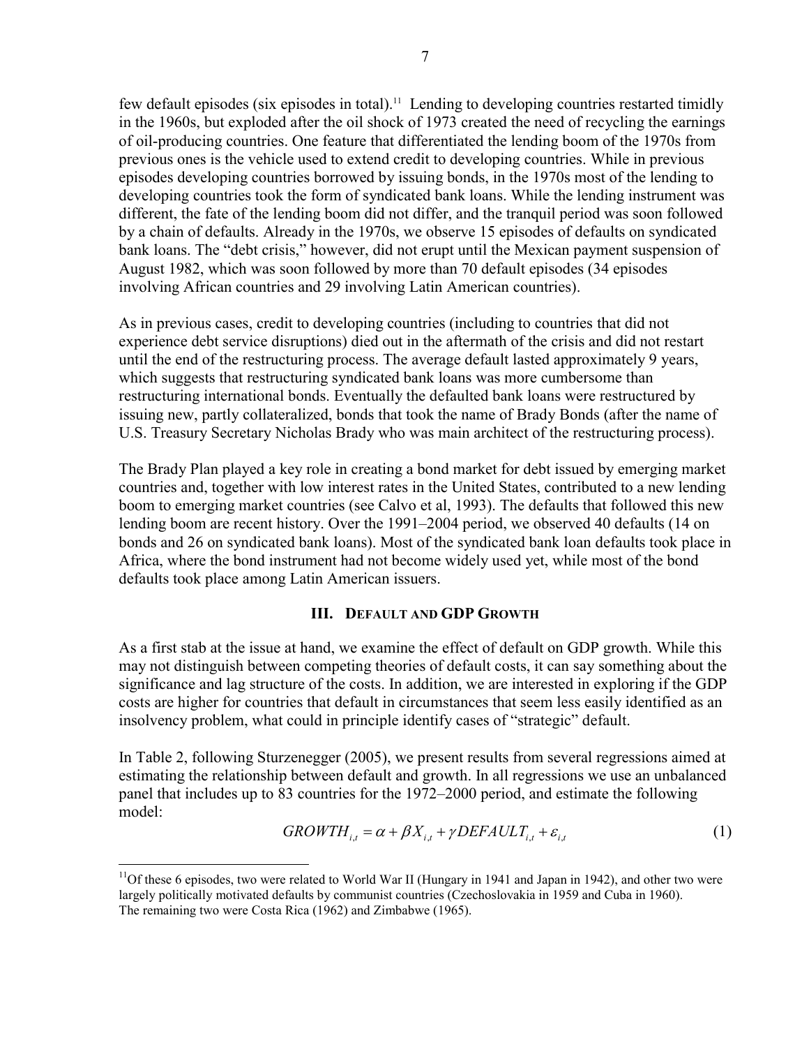few default episodes (six episodes in total).[11] Lending to developing countries restarted timidly in the 1960s, but exploded after the oil shock of 1973 created the need of recycling the earnings of oil-producing countries. One feature that differentiated the lending boom of the 1970s from previous ones is the vehicle used to extend credit to developing countries. While in previous episodes developing countries borrowed by issuing bonds, in the 1970s most of the lending to developing countries took the form of syndicated bank loans. While the lending instrument was different, the fate of the lending boom did not differ, and the tranquil period was soon followed by a chain of defaults. Already in the 1970s, we observe 15 episodes of defaults on syndicated bank loans. The "debt crisis," however, did not erupt until the Mexican payment suspension of August 1982, which was soon followed by more than 70 default episodes (34 episodes involving African countries and 29 involving Latin American countries).

As in previous cases, credit to developing countries (including to countries that did not experience debt service disruptions) died out in the aftermath of the crisis and did not restart until the end of the restructuring process. The average default lasted approximately 9 years, which suggests that restructuring syndicated bank loans was more cumbersome than restructuring international bonds. Eventually the defaulted bank loans were restructured by issuing new, partly collateralized, bonds that took the name of Brady Bonds (after the name of U.S. Treasury Secretary Nicholas Brady who was main architect of the restructuring process).

The Brady Plan played a key role in creating a bond market for debt issued by emerging market countries and, together with low interest rates in the United States, contributed to a new lending boom to emerging market countries (see Calvo et al, 1993). The defaults that followed this new lending boom are recent history. Over the 1991–2004 period, we observed 40 defaults (14 on bonds and 26 on syndicated bank loans). Most of the syndicated bank loan defaults took place in Africa, where the bond instrument had not become widely used yet, while most of the bond defaults took place among Latin American issuers.

## III. Default and GDP Growth

As a first stab at the issue at hand, we examine the effect of default on GDP growth. While this may not distinguish between competing theories of default costs, it can say something about the significance and lag structure of the costs. In addition, we are interested in exploring if the GDP costs are higher for countries that default in circumstances that seem less easily identified as an insolvency problem, what could in principle identify cases of "strategic" default.

In Table 2, following Sturzenegger (2005), we present results from several regressions aimed at estimating the relationship between default and growth. In all regressions we use an unbalanced panel that includes up to 83 countries for the 1972–2000 period, and estimate the following model:

$$GROWTH_{i,t} = \alpha + \beta X_{i,t} + \gamma DEFAULT_{i,t} + \varepsilon_{i,t} \tag{1}$$

[11] Of these 6 episodes, two were related to World War II (Hungary in 1941 and Japan in 1942), and other two were largely politically motivated defaults by communist countries (Czechoslovakia in 1959 and Cuba in 1960). The remaining two were Costa Rica (1962) and Zimbabwe (1965).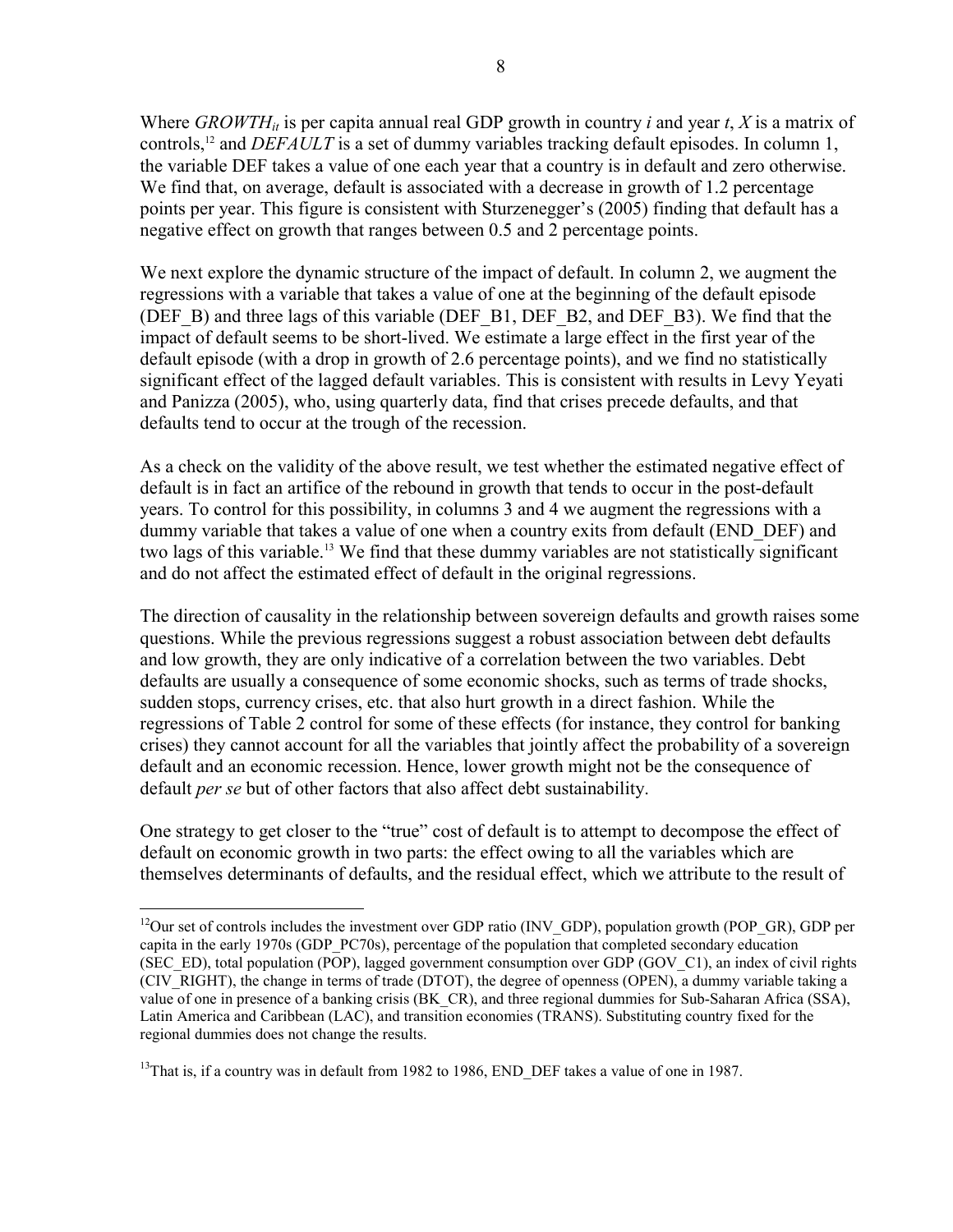Where $GROWTH_{it}$ is per capita annual real GDP growth in country *i* and year *t*, *X* is a matrix of controls,[12] and *DEFAULT* is a set of dummy variables tracking default episodes. In column 1, the variable DEF takes a value of one each year that a country is in default and zero otherwise. We find that, on average, default is associated with a decrease in growth of 1.2 percentage points per year. This figure is consistent with Sturzenegger's (2005) finding that default has a negative effect on growth that ranges between 0.5 and 2 percentage points.

We next explore the dynamic structure of the impact of default. In column 2, we augment the regressions with a variable that takes a value of one at the beginning of the default episode (DEF_B) and three lags of this variable (DEF_B1, DEF_B2, and DEF_B3). We find that the impact of default seems to be short-lived. We estimate a large effect in the first year of the default episode (with a drop in growth of 2.6 percentage points), and we find no statistically significant effect of the lagged default variables. This is consistent with results in Levy Yeyati and Panizza (2005), who, using quarterly data, find that crises precede defaults, and that defaults tend to occur at the trough of the recession.

As a check on the validity of the above result, we test whether the estimated negative effect of default is in fact an artifice of the rebound in growth that tends to occur in the post-default years. To control for this possibility, in columns 3 and 4 we augment the regressions with a dummy variable that takes a value of one when a country exits from default (END_DEF) and two lags of this variable.[13] We find that these dummy variables are not statistically significant and do not affect the estimated effect of default in the original regressions.

The direction of causality in the relationship between sovereign defaults and growth raises some questions. While the previous regressions suggest a robust association between debt defaults and low growth, they are only indicative of a correlation between the two variables. Debt defaults are usually a consequence of some economic shocks, such as terms of trade shocks, sudden stops, currency crises, etc. that also hurt growth in a direct fashion. While the regressions of Table 2 control for some of these effects (for instance, they control for banking crises) they cannot account for all the variables that jointly affect the probability of a sovereign default and an economic recession. Hence, lower growth might not be the consequence of default *per se* but of other factors that also affect debt sustainability.

One strategy to get closer to the "true" cost of default is to attempt to decompose the effect of default on economic growth in two parts: the effect owing to all the variables which are themselves determinants of defaults, and the residual effect, which we attribute to the result of

---

[12]Our set of controls includes the investment over GDP ratio (INV_GDP), population growth (POP_GR), GDP per capita in the early 1970s (GDP_PC70s), percentage of the population that completed secondary education (SEC_ED), total population (POP), lagged government consumption over GDP (GOV_C1), an index of civil rights (CIV_RIGHT), the change in terms of trade (DTOT), the degree of openness (OPEN), a dummy variable taking a value of one in presence of a banking crisis (BK_CR), and three regional dummies for Sub-Saharan Africa (SSA), Latin America and Caribbean (LAC), and transition economies (TRANS). Substituting country fixed for the regional dummies does not change the results.

[13]That is, if a country was in default from 1982 to 1986, END_DEF takes a value of one in 1987.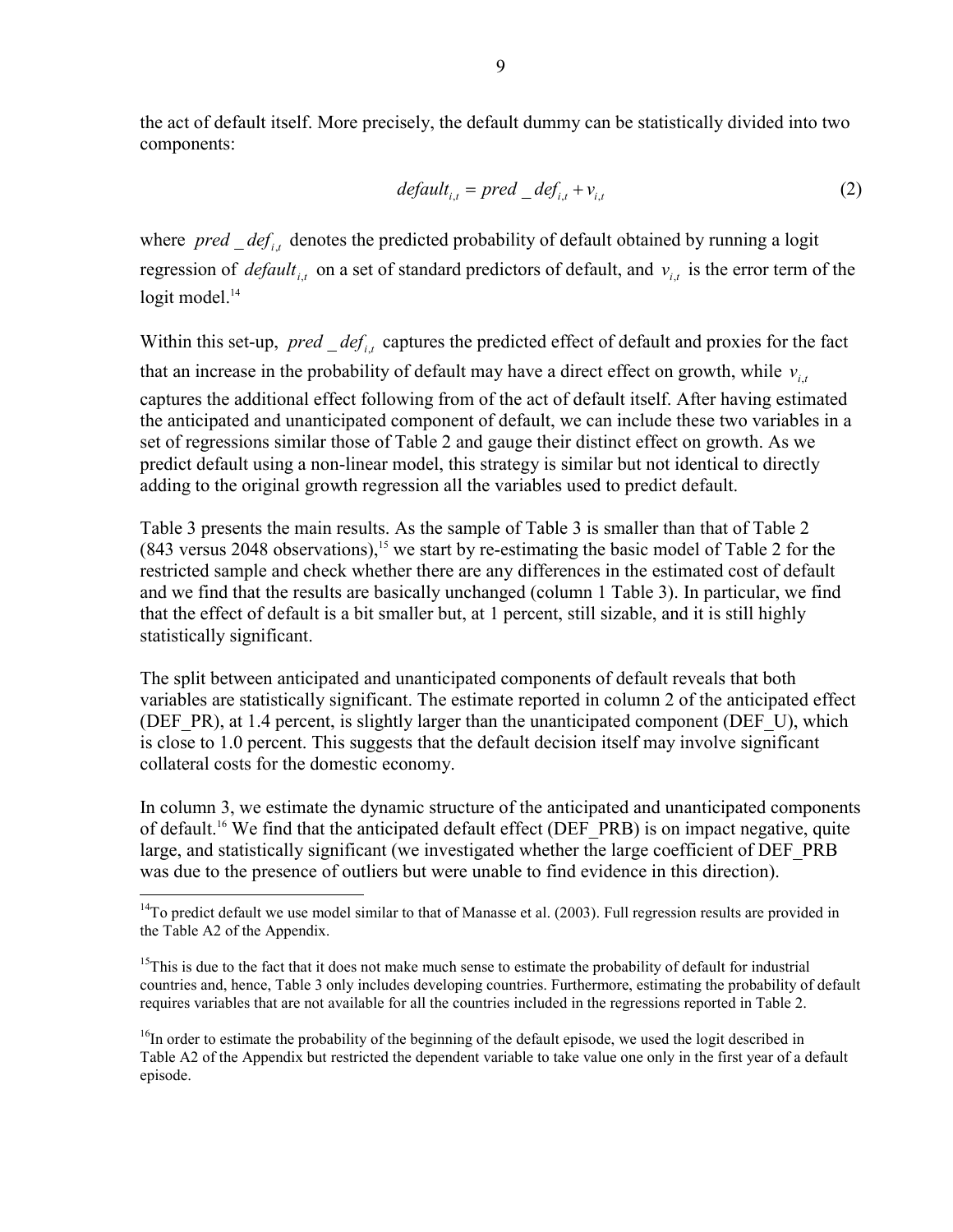the act of default itself. More precisely, the default dummy can be statistically divided into two components:

$$default_{i,t} = pred\_def_{i,t} + v_{i,t} \tag{2}$$

where $pred\_def_{i,t}$ denotes the predicted probability of default obtained by running a logit regression of $default_{i,t}$ on a set of standard predictors of default, and $v_{i,t}$ is the error term of the logit model.[14]

Within this set-up, $pred\_def_{i,t}$ captures the predicted effect of default and proxies for the fact that an increase in the probability of default may have a direct effect on growth, while $v_{i,t}$ captures the additional effect following from of the act of default itself. After having estimated the anticipated and unanticipated component of default, we can include these two variables in a set of regressions similar those of Table 2 and gauge their distinct effect on growth. As we predict default using a non-linear model, this strategy is similar but not identical to directly adding to the original growth regression all the variables used to predict default.

Table 3 presents the main results. As the sample of Table 3 is smaller than that of Table 2 (843 versus 2048 observations),[15] we start by re-estimating the basic model of Table 2 for the restricted sample and check whether there are any differences in the estimated cost of default and we find that the results are basically unchanged (column 1 Table 3). In particular, we find that the effect of default is a bit smaller but, at 1 percent, still sizable, and it is still highly statistically significant.

The split between anticipated and unanticipated components of default reveals that both variables are statistically significant. The estimate reported in column 2 of the anticipated effect (DEF_PR), at 1.4 percent, is slightly larger than the unanticipated component (DEF_U), which is close to 1.0 percent. This suggests that the default decision itself may involve significant collateral costs for the domestic economy.

In column 3, we estimate the dynamic structure of the anticipated and unanticipated components of default.[16] We find that the anticipated default effect (DEF_PRB) is on impact negative, quite large, and statistically significant (we investigated whether the large coefficient of DEF_PRB was due to the presence of outliers but were unable to find evidence in this direction).

---

[14] To predict default we use model similar to that of Manasse et al. (2003). Full regression results are provided in the Table A2 of the Appendix.

[15] This is due to the fact that it does not make much sense to estimate the probability of default for industrial countries and, hence, Table 3 only includes developing countries. Furthermore, estimating the probability of default requires variables that are not available for all the countries included in the regressions reported in Table 2.

[16] In order to estimate the probability of the beginning of the default episode, we used the logit described in Table A2 of the Appendix but restricted the dependent variable to take value one only in the first year of a default episode.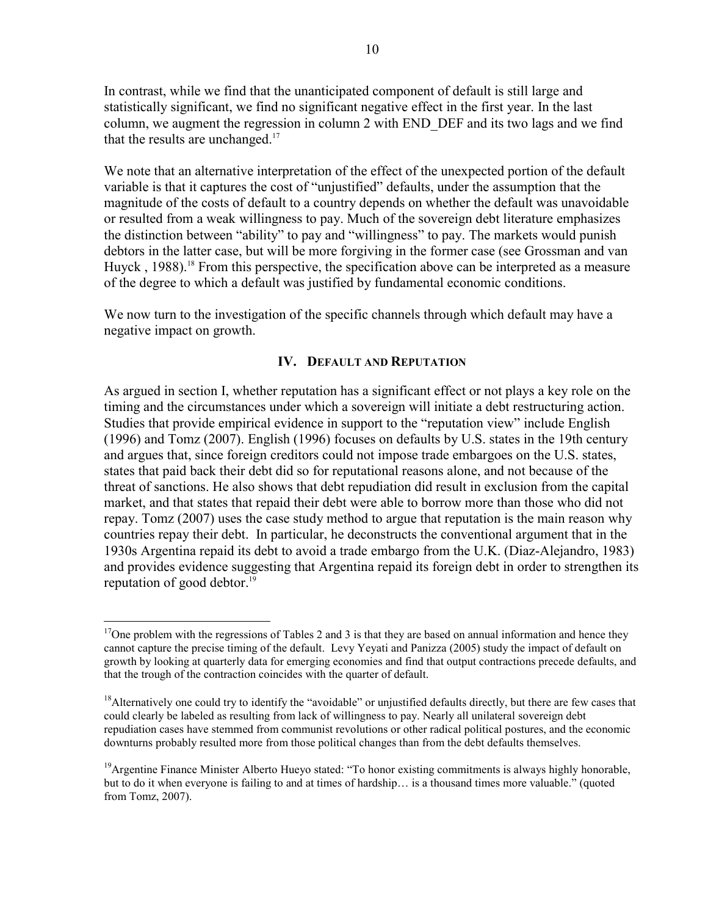In contrast, while we find that the unanticipated component of default is still large and statistically significant, we find no significant negative effect in the first year. In the last column, we augment the regression in column 2 with END_DEF and its two lags and we find that the results are unchanged.[17]

We note that an alternative interpretation of the effect of the unexpected portion of the default variable is that it captures the cost of "unjustified" defaults, under the assumption that the magnitude of the costs of default to a country depends on whether the default was unavoidable or resulted from a weak willingness to pay. Much of the sovereign debt literature emphasizes the distinction between "ability" to pay and "willingness" to pay. The markets would punish debtors in the latter case, but will be more forgiving in the former case (see Grossman and van Huyck , 1988).[18] From this perspective, the specification above can be interpreted as a measure of the degree to which a default was justified by fundamental economic conditions.

We now turn to the investigation of the specific channels through which default may have a negative impact on growth.

## IV. Default and Reputation

As argued in section I, whether reputation has a significant effect or not plays a key role on the timing and the circumstances under which a sovereign will initiate a debt restructuring action. Studies that provide empirical evidence in support to the "reputation view" include English (1996) and Tomz (2007). English (1996) focuses on defaults by U.S. states in the 19th century and argues that, since foreign creditors could not impose trade embargoes on the U.S. states, states that paid back their debt did so for reputational reasons alone, and not because of the threat of sanctions. He also shows that debt repudiation did result in exclusion from the capital market, and that states that repaid their debt were able to borrow more than those who did not repay. Tomz (2007) uses the case study method to argue that reputation is the main reason why countries repay their debt. In particular, he deconstructs the conventional argument that in the 1930s Argentina repaid its debt to avoid a trade embargo from the U.K. (Diaz-Alejandro, 1983) and provides evidence suggesting that Argentina repaid its foreign debt in order to strengthen its reputation of good debtor.[19]

---

[17] One problem with the regressions of Tables 2 and 3 is that they are based on annual information and hence they cannot capture the precise timing of the default. Levy Yeyati and Panizza (2005) study the impact of default on growth by looking at quarterly data for emerging economies and find that output contractions precede defaults, and that the trough of the contraction coincides with the quarter of default.

[18] Alternatively one could try to identify the "avoidable" or unjustified defaults directly, but there are few cases that could clearly be labeled as resulting from lack of willingness to pay. Nearly all unilateral sovereign debt repudiation cases have stemmed from communist revolutions or other radical political postures, and the economic downturns probably resulted more from those political changes than from the debt defaults themselves.

[19] Argentine Finance Minister Alberto Hueyo stated: "To honor existing commitments is always highly honorable, but to do it when everyone is failing to and at times of hardship… is a thousand times more valuable." (quoted from Tomz, 2007).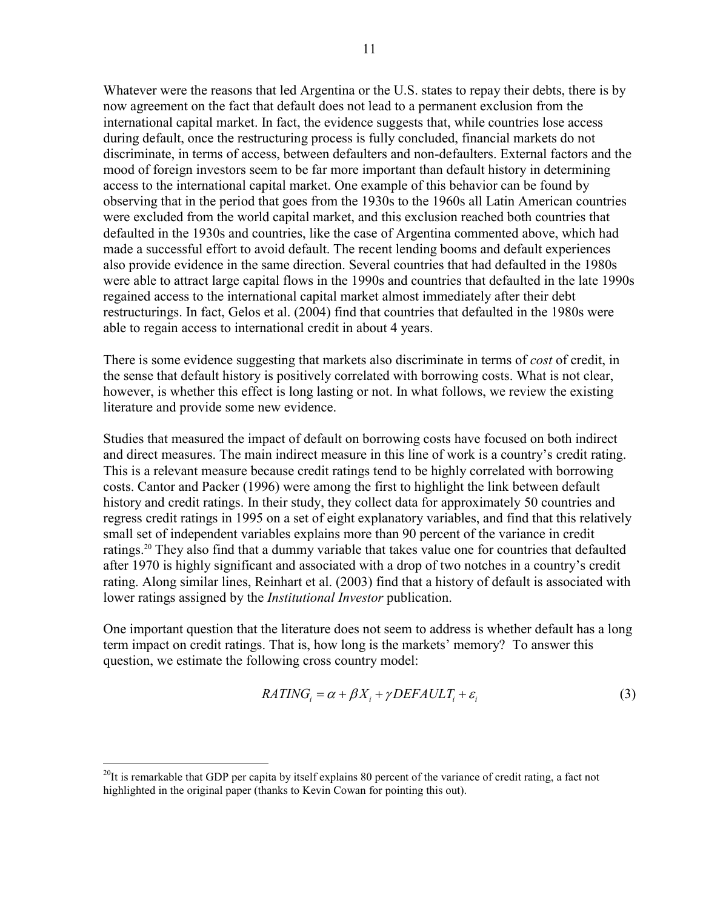Whatever were the reasons that led Argentina or the U.S. states to repay their debts, there is by now agreement on the fact that default does not lead to a permanent exclusion from the international capital market. In fact, the evidence suggests that, while countries lose access during default, once the restructuring process is fully concluded, financial markets do not discriminate, in terms of access, between defaulters and non-defaulters. External factors and the mood of foreign investors seem to be far more important than default history in determining access to the international capital market. One example of this behavior can be found by observing that in the period that goes from the 1930s to the 1960s all Latin American countries were excluded from the world capital market, and this exclusion reached both countries that defaulted in the 1930s and countries, like the case of Argentina commented above, which had made a successful effort to avoid default. The recent lending booms and default experiences also provide evidence in the same direction. Several countries that had defaulted in the 1980s were able to attract large capital flows in the 1990s and countries that defaulted in the late 1990s regained access to the international capital market almost immediately after their debt restructurings. In fact, Gelos et al. (2004) find that countries that defaulted in the 1980s were able to regain access to international credit in about 4 years.

There is some evidence suggesting that markets also discriminate in terms of *cost* of credit, in the sense that default history is positively correlated with borrowing costs. What is not clear, however, is whether this effect is long lasting or not. In what follows, we review the existing literature and provide some new evidence.

Studies that measured the impact of default on borrowing costs have focused on both indirect and direct measures. The main indirect measure in this line of work is a country's credit rating. This is a relevant measure because credit ratings tend to be highly correlated with borrowing costs. Cantor and Packer (1996) were among the first to highlight the link between default history and credit ratings. In their study, they collect data for approximately 50 countries and regress credit ratings in 1995 on a set of eight explanatory variables, and find that this relatively small set of independent variables explains more than 90 percent of the variance in credit ratings.[20] They also find that a dummy variable that takes value one for countries that defaulted after 1970 is highly significant and associated with a drop of two notches in a country's credit rating. Along similar lines, Reinhart et al. (2003) find that a history of default is associated with lower ratings assigned by the *Institutional Investor* publication.

One important question that the literature does not seem to address is whether default has a long term impact on credit ratings. That is, how long is the markets' memory? To answer this question, we estimate the following cross country model:

$$RATING_i = \alpha + \beta X_i + \gamma DEFAULT_i + \varepsilon_i \tag{3}$$

[20]It is remarkable that GDP per capita by itself explains 80 percent of the variance of credit rating, a fact not highlighted in the original paper (thanks to Kevin Cowan for pointing this out).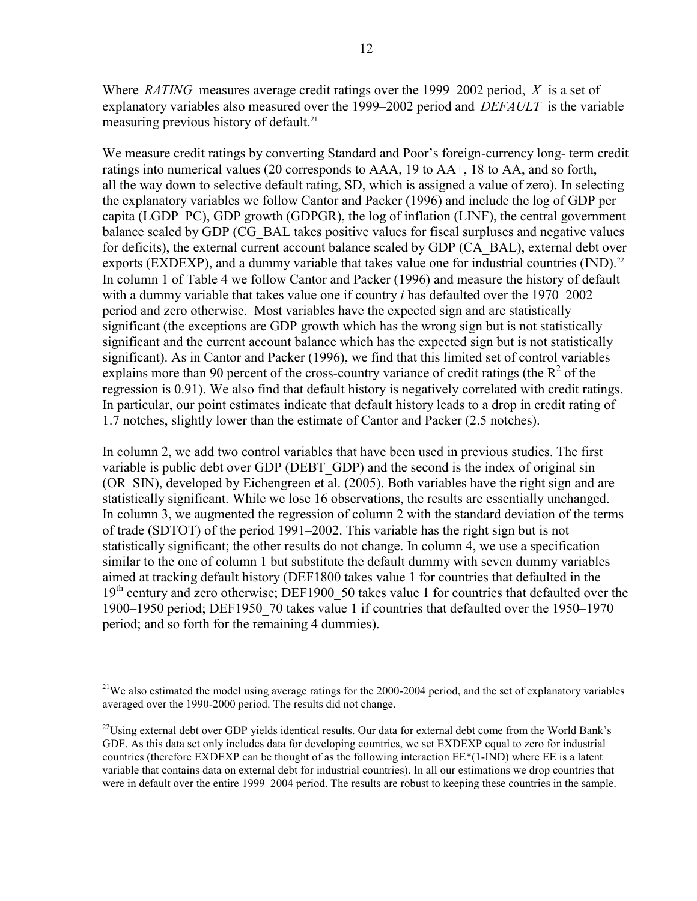Where *RATING* measures average credit ratings over the 1999–2002 period, $X$ is a set of explanatory variables also measured over the 1999–2002 period and *DEFAULT* is the variable measuring previous history of default.[21]

We measure credit ratings by converting Standard and Poor's foreign-currency long- term credit ratings into numerical values (20 corresponds to AAA, 19 to AA+, 18 to AA, and so forth, all the way down to selective default rating, SD, which is assigned a value of zero). In selecting the explanatory variables we follow Cantor and Packer (1996) and include the log of GDP per capita (LGDP_PC), GDP growth (GDPGR), the log of inflation (LINF), the central government balance scaled by GDP (CG_BAL takes positive values for fiscal surpluses and negative values for deficits), the external current account balance scaled by GDP (CA_BAL), external debt over exports (EXDEXP), and a dummy variable that takes value one for industrial countries (IND).[22] In column 1 of Table 4 we follow Cantor and Packer (1996) and measure the history of default with a dummy variable that takes value one if country *i* has defaulted over the 1970–2002 period and zero otherwise. Most variables have the expected sign and are statistically significant (the exceptions are GDP growth which has the wrong sign but is not statistically significant and the current account balance which has the expected sign but is not statistically significant). As in Cantor and Packer (1996), we find that this limited set of control variables explains more than 90 percent of the cross-country variance of credit ratings (the $R^2$ of the regression is 0.91). We also find that default history is negatively correlated with credit ratings. In particular, our point estimates indicate that default history leads to a drop in credit rating of 1.7 notches, slightly lower than the estimate of Cantor and Packer (2.5 notches).

In column 2, we add two control variables that have been used in previous studies. The first variable is public debt over GDP (DEBT_GDP) and the second is the index of original sin (OR_SIN), developed by Eichengreen et al. (2005). Both variables have the right sign and are statistically significant. While we lose 16 observations, the results are essentially unchanged. In column 3, we augmented the regression of column 2 with the standard deviation of the terms of trade (SDTOT) of the period 1991–2002. This variable has the right sign but is not statistically significant; the other results do not change. In column 4, we use a specification similar to the one of column 1 but substitute the default dummy with seven dummy variables aimed at tracking default history (DEF1800 takes value 1 for countries that defaulted in the 19th century and zero otherwise; DEF1900_50 takes value 1 for countries that defaulted over the 1900–1950 period; DEF1950_70 takes value 1 if countries that defaulted over the 1950–1970 period; and so forth for the remaining 4 dummies).

---

[21] We also estimated the model using average ratings for the 2000-2004 period, and the set of explanatory variables averaged over the 1990-2000 period. The results did not change.

[22] Using external debt over GDP yields identical results. Our data for external debt come from the World Bank's GDF. As this data set only includes data for developing countries, we set EXDEXP equal to zero for industrial countries (therefore EXDEXP can be thought of as the following interaction EE*(1-IND) where EE is a latent variable that contains data on external debt for industrial countries). In all our estimations we drop countries that were in default over the entire 1999–2004 period. The results are robust to keeping these countries in the sample.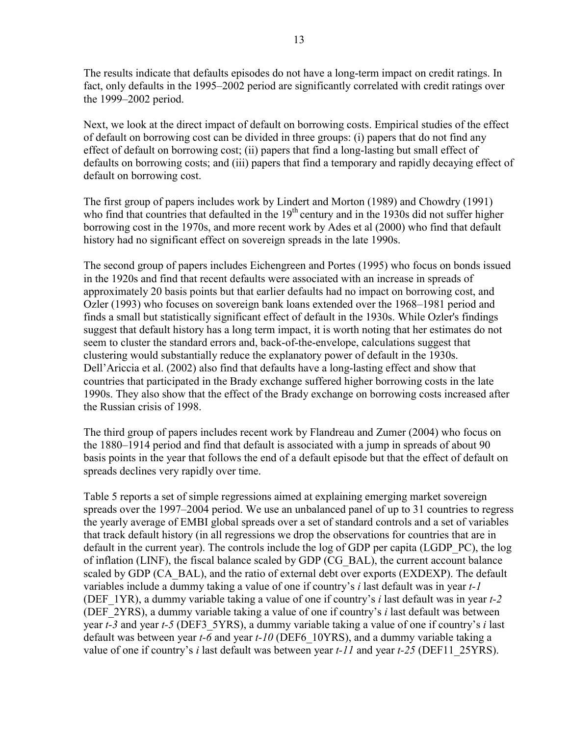The results indicate that defaults episodes do not have a long-term impact on credit ratings. In fact, only defaults in the 1995–2002 period are significantly correlated with credit ratings over the 1999–2002 period.

Next, we look at the direct impact of default on borrowing costs. Empirical studies of the effect of default on borrowing cost can be divided in three groups: (i) papers that do not find any effect of default on borrowing cost; (ii) papers that find a long-lasting but small effect of defaults on borrowing costs; and (iii) papers that find a temporary and rapidly decaying effect of default on borrowing cost.

The first group of papers includes work by Lindert and Morton (1989) and Chowdry (1991) who find that countries that defaulted in the 19th century and in the 1930s did not suffer higher borrowing cost in the 1970s, and more recent work by Ades et al (2000) who find that default history had no significant effect on sovereign spreads in the late 1990s.

The second group of papers includes Eichengreen and Portes (1995) who focus on bonds issued in the 1920s and find that recent defaults were associated with an increase in spreads of approximately 20 basis points but that earlier defaults had no impact on borrowing cost, and Ozler (1993) who focuses on sovereign bank loans extended over the 1968–1981 period and finds a small but statistically significant effect of default in the 1930s. While Ozler's findings suggest that default history has a long term impact, it is worth noting that her estimates do not seem to cluster the standard errors and, back-of-the-envelope, calculations suggest that clustering would substantially reduce the explanatory power of default in the 1930s. Dell'Ariccia et al. (2002) also find that defaults have a long-lasting effect and show that countries that participated in the Brady exchange suffered higher borrowing costs in the late 1990s. They also show that the effect of the Brady exchange on borrowing costs increased after the Russian crisis of 1998.

The third group of papers includes recent work by Flandreau and Zumer (2004) who focus on the 1880–1914 period and find that default is associated with a jump in spreads of about 90 basis points in the year that follows the end of a default episode but that the effect of default on spreads declines very rapidly over time.

Table 5 reports a set of simple regressions aimed at explaining emerging market sovereign spreads over the 1997–2004 period. We use an unbalanced panel of up to 31 countries to regress the yearly average of EMBI global spreads over a set of standard controls and a set of variables that track default history (in all regressions we drop the observations for countries that are in default in the current year). The controls include the log of GDP per capita (LGDP_PC), the log of inflation (LINF), the fiscal balance scaled by GDP (CG_BAL), the current account balance scaled by GDP (CA_BAL), and the ratio of external debt over exports (EXDEXP). The default variables include a dummy taking a value of one if country's *i* last default was in year *t-1* (DEF_1YR), a dummy variable taking a value of one if country's *i* last default was in year *t-2* (DEF_2YRS), a dummy variable taking a value of one if country's *i* last default was between year *t-3* and year *t-5* (DEF3_5YRS), a dummy variable taking a value of one if country's *i* last default was between year *t-6* and year *t-10* (DEF6_10YRS), and a dummy variable taking a value of one if country's *i* last default was between year *t-11* and year *t-25* (DEF11_25YRS).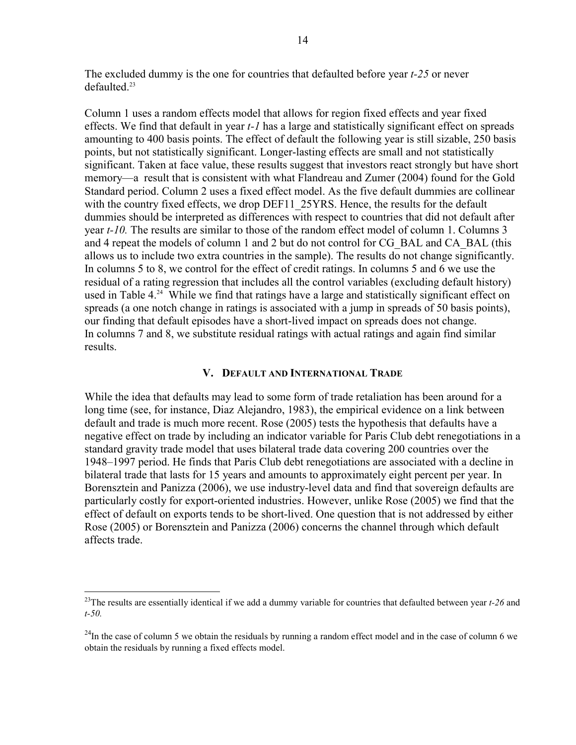The excluded dummy is the one for countries that defaulted before year *t-25* or never defaulted.[23]

Column 1 uses a random effects model that allows for region fixed effects and year fixed effects. We find that default in year *t-1* has a large and statistically significant effect on spreads amounting to 400 basis points. The effect of default the following year is still sizable, 250 basis points, but not statistically significant. Longer-lasting effects are small and not statistically significant. Taken at face value, these results suggest that investors react strongly but have short memory—a result that is consistent with what Flandreau and Zumer (2004) found for the Gold Standard period. Column 2 uses a fixed effect model. As the five default dummies are collinear with the country fixed effects, we drop DEF11_25YRS. Hence, the results for the default dummies should be interpreted as differences with respect to countries that did not default after year *t-10.* The results are similar to those of the random effect model of column 1. Columns 3 and 4 repeat the models of column 1 and 2 but do not control for CG_BAL and CA_BAL (this allows us to include two extra countries in the sample). The results do not change significantly. In columns 5 to 8, we control for the effect of credit ratings. In columns 5 and 6 we use the residual of a rating regression that includes all the control variables (excluding default history) used in Table 4.[24] While we find that ratings have a large and statistically significant effect on spreads (a one notch change in ratings is associated with a jump in spreads of 50 basis points), our finding that default episodes have a short-lived impact on spreads does not change. In columns 7 and 8, we substitute residual ratings with actual ratings and again find similar results.

## V. Default and International Trade

While the idea that defaults may lead to some form of trade retaliation has been around for a long time (see, for instance, Diaz Alejandro, 1983), the empirical evidence on a link between default and trade is much more recent. Rose (2005) tests the hypothesis that defaults have a negative effect on trade by including an indicator variable for Paris Club debt renegotiations in a standard gravity trade model that uses bilateral trade data covering 200 countries over the 1948–1997 period. He finds that Paris Club debt renegotiations are associated with a decline in bilateral trade that lasts for 15 years and amounts to approximately eight percent per year. In Borensztein and Panizza (2006), we use industry-level data and find that sovereign defaults are particularly costly for export-oriented industries. However, unlike Rose (2005) we find that the effect of default on exports tends to be short-lived. One question that is not addressed by either Rose (2005) or Borensztein and Panizza (2006) concerns the channel through which default affects trade.

---

[23] The results are essentially identical if we add a dummy variable for countries that defaulted between year *t-26* and *t-50.*

[24] In the case of column 5 we obtain the residuals by running a random effect model and in the case of column 6 we obtain the residuals by running a fixed effects model.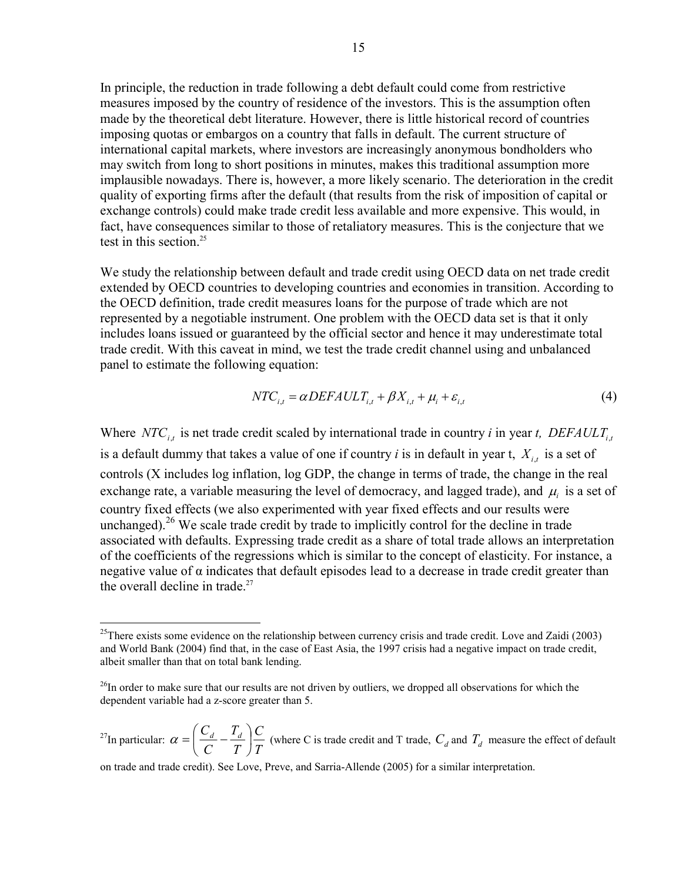In principle, the reduction in trade following a debt default could come from restrictive measures imposed by the country of residence of the investors. This is the assumption often made by the theoretical debt literature. However, there is little historical record of countries imposing quotas or embargos on a country that falls in default. The current structure of international capital markets, where investors are increasingly anonymous bondholders who may switch from long to short positions in minutes, makes this traditional assumption more implausible nowadays. There is, however, a more likely scenario. The deterioration in the credit quality of exporting firms after the default (that results from the risk of imposition of capital or exchange controls) could make trade credit less available and more expensive. This would, in fact, have consequences similar to those of retaliatory measures. This is the conjecture that we test in this section.[25]

We study the relationship between default and trade credit using OECD data on net trade credit extended by OECD countries to developing countries and economies in transition. According to the OECD definition, trade credit measures loans for the purpose of trade which are not represented by a negotiable instrument. One problem with the OECD data set is that it only includes loans issued or guaranteed by the official sector and hence it may underestimate total trade credit. With this caveat in mind, we test the trade credit channel using and unbalanced panel to estimate the following equation:

$$NTC_{i,t} = \alpha DEFAULT_{i,t} + \beta X_{i,t} + \mu_i + \varepsilon_{i,t} \tag{4}$$

Where $NTC_{i,t}$ is net trade credit scaled by international trade in country *i* in year *t*, $DEFAULT_{i,t}$ is a default dummy that takes a value of one if country *i* is in default in year t, $X_{i,t}$ is a set of controls (X includes log inflation, log GDP, the change in terms of trade, the change in the real exchange rate, a variable measuring the level of democracy, and lagged trade), and $\mu_i$ is a set of country fixed effects (we also experimented with year fixed effects and our results were unchanged).[26] We scale trade credit by trade to implicitly control for the decline in trade associated with defaults. Expressing trade credit as a share of total trade allows an interpretation of the coefficients of the regressions which is similar to the concept of elasticity. For instance, a negative value of α indicates that default episodes lead to a decrease in trade credit greater than the overall decline in trade.[27]

---

[25]There exists some evidence on the relationship between currency crisis and trade credit. Love and Zaidi (2003) and World Bank (2004) find that, in the case of East Asia, the 1997 crisis had a negative impact on trade credit, albeit smaller than that on total bank lending.

[26]In order to make sure that our results are not driven by outliers, we dropped all observations for which the dependent variable had a z-score greater than 5.

[27]In particular: $\alpha = \left( \frac{C_d}{C} - \frac{T_d}{T} \right) \frac{C}{T}$ (where C is trade credit and T trade, $C_d$ and $T_d$ measure the effect of default on trade and trade credit). See Love, Preve, and Sarria-Allende (2005) for a similar interpretation.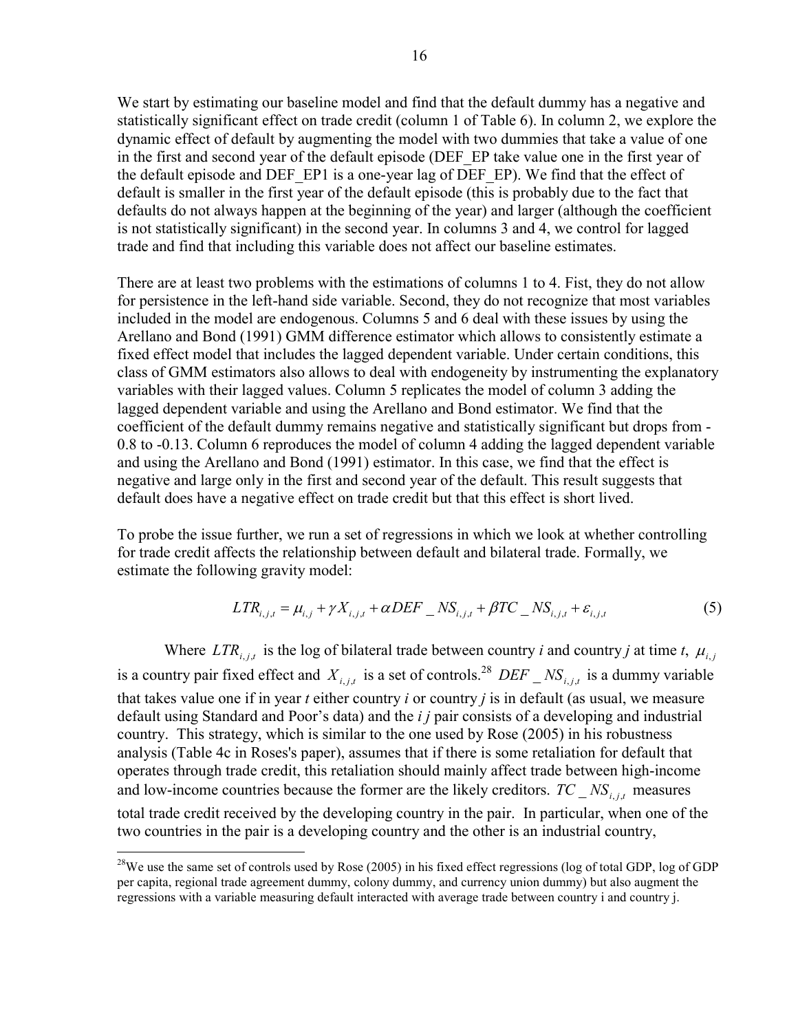We start by estimating our baseline model and find that the default dummy has a negative and statistically significant effect on trade credit (column 1 of Table 6). In column 2, we explore the dynamic effect of default by augmenting the model with two dummies that take a value of one in the first and second year of the default episode (DEF_EP take value one in the first year of the default episode and DEF_EP1 is a one-year lag of DEF_EP). We find that the effect of default is smaller in the first year of the default episode (this is probably due to the fact that defaults do not always happen at the beginning of the year) and larger (although the coefficient is not statistically significant) in the second year. In columns 3 and 4, we control for lagged trade and find that including this variable does not affect our baseline estimates.

There are at least two problems with the estimations of columns 1 to 4. Fist, they do not allow for persistence in the left-hand side variable. Second, they do not recognize that most variables included in the model are endogenous. Columns 5 and 6 deal with these issues by using the Arellano and Bond (1991) GMM difference estimator which allows to consistently estimate a fixed effect model that includes the lagged dependent variable. Under certain conditions, this class of GMM estimators also allows to deal with endogeneity by instrumenting the explanatory variables with their lagged values. Column 5 replicates the model of column 3 adding the lagged dependent variable and using the Arellano and Bond estimator. We find that the coefficient of the default dummy remains negative and statistically significant but drops from -0.8 to -0.13. Column 6 reproduces the model of column 4 adding the lagged dependent variable and using the Arellano and Bond (1991) estimator. In this case, we find that the effect is negative and large only in the first and second year of the default. This result suggests that default does have a negative effect on trade credit but that this effect is short lived.

To probe the issue further, we run a set of regressions in which we look at whether controlling for trade credit affects the relationship between default and bilateral trade. Formally, we estimate the following gravity model:

$$LTR_{i,j,t} = \mu_{i,j} + \gamma X_{i,j,t} + \alpha DEF\_NS_{i,j,t} + \beta TC\_NS_{i,j,t} + \varepsilon_{i,j,t} \tag{5}$$

Where $LTR_{i,j,t}$ is the log of bilateral trade between country *i* and country *j* at time *t*, $\mu_{i,j}$ is a country pair fixed effect and $X_{i,j,t}$ is a set of controls.[28] $DEF\_NS_{i,j,t}$ is a dummy variable that takes value one if in year *t* either country *i* or country *j* is in default (as usual, we measure default using Standard and Poor's data) and the *i j* pair consists of a developing and industrial country. This strategy, which is similar to the one used by Rose (2005) in his robustness analysis (Table 4c in Roses's paper), assumes that if there is some retaliation for default that operates through trade credit, this retaliation should mainly affect trade between high-income and low-income countries because the former are the likely creditors. $TC\_NS_{i,j,t}$ measures total trade credit received by the developing country in the pair. In particular, when one of the two countries in the pair is a developing country and the other is an industrial country,

[28]We use the same set of controls used by Rose (2005) in his fixed effect regressions (log of total GDP, log of GDP per capita, regional trade agreement dummy, colony dummy, and currency union dummy) but also augment the regressions with a variable measuring default interacted with average trade between country i and country j.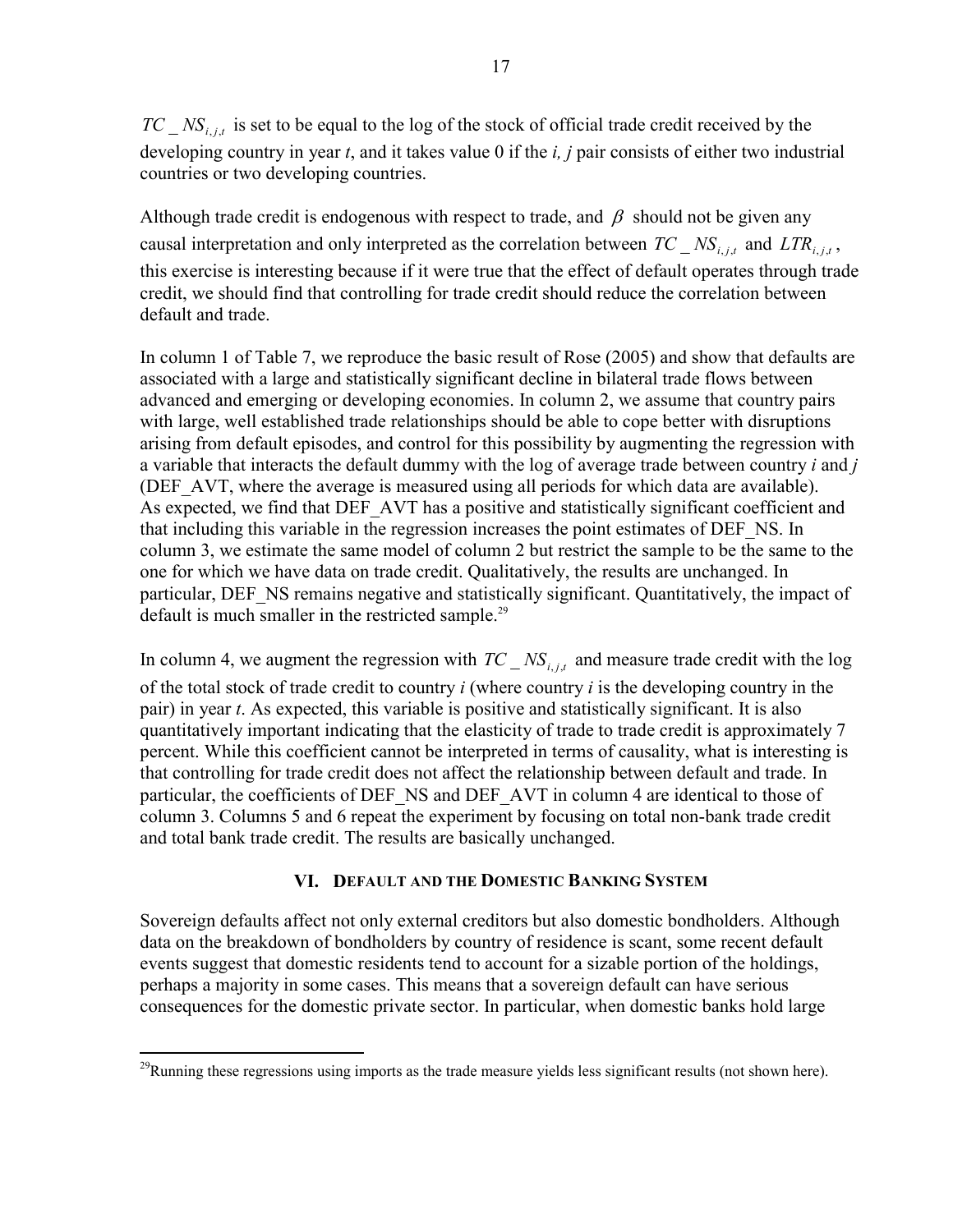$TC\_NS_{i,j,t}$ is set to be equal to the log of the stock of official trade credit received by the developing country in year *t*, and it takes value 0 if the *i, j* pair consists of either two industrial countries or two developing countries.

Although trade credit is endogenous with respect to trade, and $\beta$ should not be given any causal interpretation and only interpreted as the correlation between $TC\_NS_{i,j,t}$ and $LTR_{i,j,t}$, this exercise is interesting because if it were true that the effect of default operates through trade credit, we should find that controlling for trade credit should reduce the correlation between default and trade.

In column 1 of Table 7, we reproduce the basic result of Rose (2005) and show that defaults are associated with a large and statistically significant decline in bilateral trade flows between advanced and emerging or developing economies. In column 2, we assume that country pairs with large, well established trade relationships should be able to cope better with disruptions arising from default episodes, and control for this possibility by augmenting the regression with a variable that interacts the default dummy with the log of average trade between country *i* and *j* (DEF_AVT, where the average is measured using all periods for which data are available). As expected, we find that DEF_AVT has a positive and statistically significant coefficient and that including this variable in the regression increases the point estimates of DEF_NS. In column 3, we estimate the same model of column 2 but restrict the sample to be the same to the one for which we have data on trade credit. Qualitatively, the results are unchanged. In particular, DEF_NS remains negative and statistically significant. Quantitatively, the impact of default is much smaller in the restricted sample.[29]

In column 4, we augment the regression with $TC\_NS_{i,j,t}$ and measure trade credit with the log of the total stock of trade credit to country *i* (where country *i* is the developing country in the pair) in year *t*. As expected, this variable is positive and statistically significant. It is also quantitatively important indicating that the elasticity of trade to trade credit is approximately 7 percent. While this coefficient cannot be interpreted in terms of causality, what is interesting is that controlling for trade credit does not affect the relationship between default and trade. In particular, the coefficients of DEF_NS and DEF_AVT in column 4 are identical to those of column 3. Columns 5 and 6 repeat the experiment by focusing on total non-bank trade credit and total bank trade credit. The results are basically unchanged.

## VI. Default and the Domestic Banking System

Sovereign defaults affect not only external creditors but also domestic bondholders. Although data on the breakdown of bondholders by country of residence is scant, some recent default events suggest that domestic residents tend to account for a sizable portion of the holdings, perhaps a majority in some cases. This means that a sovereign default can have serious consequences for the domestic private sector. In particular, when domestic banks hold large

[29] Running these regressions using imports as the trade measure yields less significant results (not shown here).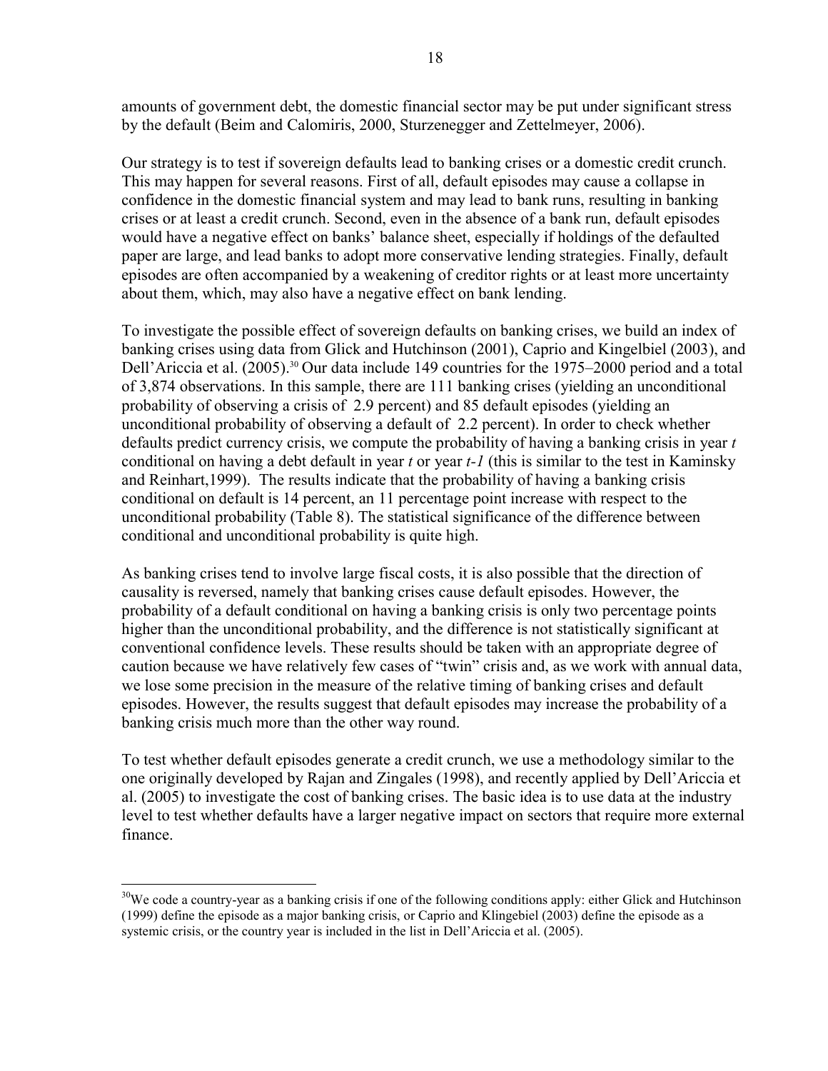amounts of government debt, the domestic financial sector may be put under significant stress by the default (Beim and Calomiris, 2000, Sturzenegger and Zettelmeyer, 2006).

Our strategy is to test if sovereign defaults lead to banking crises or a domestic credit crunch. This may happen for several reasons. First of all, default episodes may cause a collapse in confidence in the domestic financial system and may lead to bank runs, resulting in banking crises or at least a credit crunch. Second, even in the absence of a bank run, default episodes would have a negative effect on banks' balance sheet, especially if holdings of the defaulted paper are large, and lead banks to adopt more conservative lending strategies. Finally, default episodes are often accompanied by a weakening of creditor rights or at least more uncertainty about them, which, may also have a negative effect on bank lending.

To investigate the possible effect of sovereign defaults on banking crises, we build an index of banking crises using data from Glick and Hutchinson (2001), Caprio and Kingelbiel (2003), and Dell'Ariccia et al. (2005).[30] Our data include 149 countries for the 1975–2000 period and a total of 3,874 observations. In this sample, there are 111 banking crises (yielding an unconditional probability of observing a crisis of 2.9 percent) and 85 default episodes (yielding an unconditional probability of observing a default of 2.2 percent). In order to check whether defaults predict currency crisis, we compute the probability of having a banking crisis in year *t* conditional on having a debt default in year *t* or year *t-1* (this is similar to the test in Kaminsky and Reinhart,1999). The results indicate that the probability of having a banking crisis conditional on default is 14 percent, an 11 percentage point increase with respect to the unconditional probability (Table 8). The statistical significance of the difference between conditional and unconditional probability is quite high.

As banking crises tend to involve large fiscal costs, it is also possible that the direction of causality is reversed, namely that banking crises cause default episodes. However, the probability of a default conditional on having a banking crisis is only two percentage points higher than the unconditional probability, and the difference is not statistically significant at conventional confidence levels. These results should be taken with an appropriate degree of caution because we have relatively few cases of "twin" crisis and, as we work with annual data, we lose some precision in the measure of the relative timing of banking crises and default episodes. However, the results suggest that default episodes may increase the probability of a banking crisis much more than the other way round.

To test whether default episodes generate a credit crunch, we use a methodology similar to the one originally developed by Rajan and Zingales (1998), and recently applied by Dell'Ariccia et al. (2005) to investigate the cost of banking crises. The basic idea is to use data at the industry level to test whether defaults have a larger negative impact on sectors that require more external finance.

[30]We code a country-year as a banking crisis if one of the following conditions apply: either Glick and Hutchinson (1999) define the episode as a major banking crisis, or Caprio and Klingebiel (2003) define the episode as a systemic crisis, or the country year is included in the list in Dell'Ariccia et al. (2005).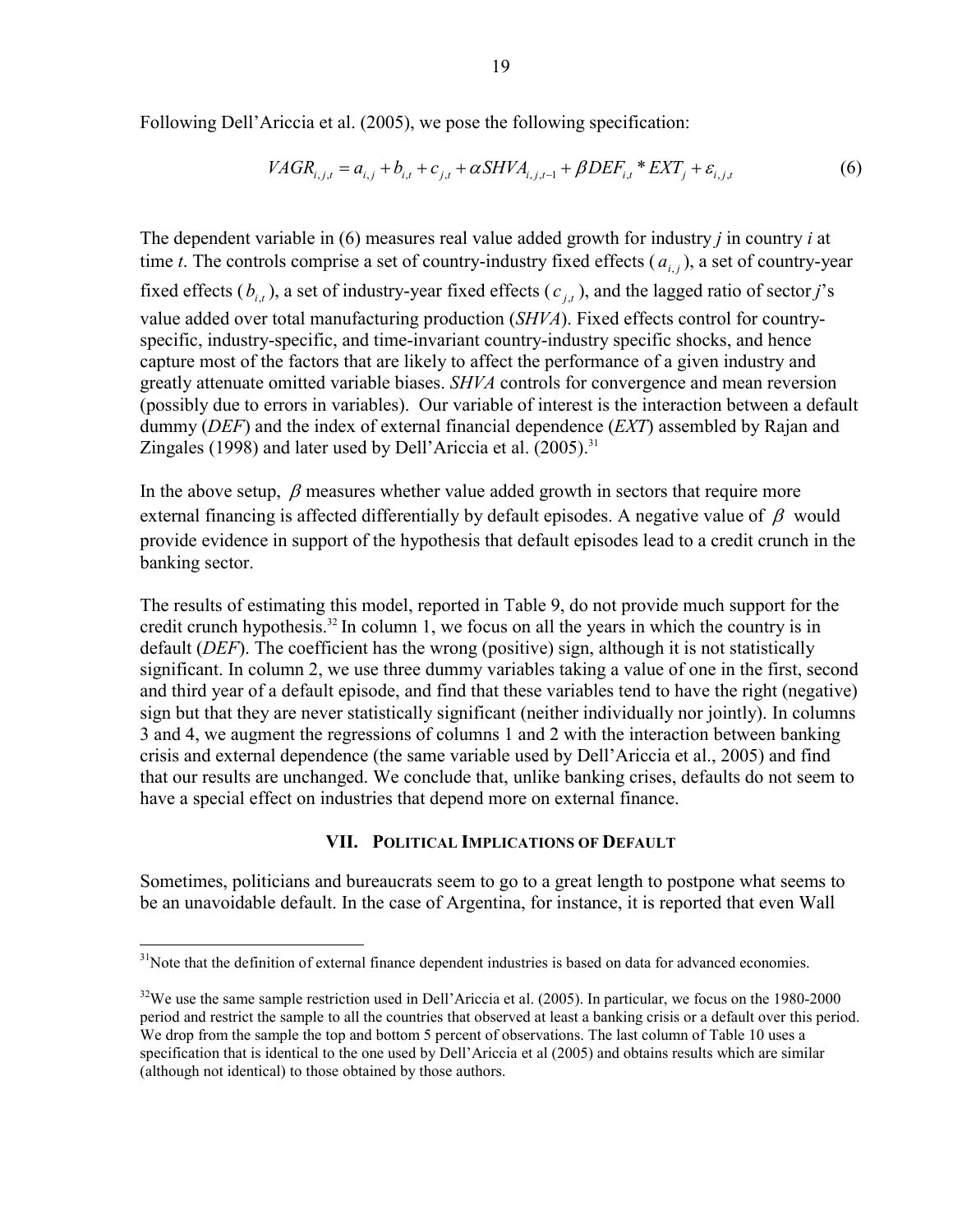Following Dell'Ariccia et al. (2005), we pose the following specification:

$$VAGR_{i,j,t} = a_{i,j} + b_{i,t} + c_{j,t} + \alpha SHVA_{i,j,t-1} + \beta DEF_{i,t} * EXT_j + \varepsilon_{i,j,t} \tag{6}$$

The dependent variable in (6) measures real value added growth for industry $j$ in country $i$ at time $t$. The controls comprise a set of country-industry fixed effects ($a_{i,j}$), a set of country-year fixed effects ($b_{i,t}$), a set of industry-year fixed effects ($c_{j,t}$), and the lagged ratio of sector $j$'s value added over total manufacturing production (*SHVA*). Fixed effects control for country-specific, industry-specific, and time-invariant country-industry specific shocks, and hence capture most of the factors that are likely to affect the performance of a given industry and greatly attenuate omitted variable biases. *SHVA* controls for convergence and mean reversion (possibly due to errors in variables). Our variable of interest is the interaction between a default dummy (*DEF*) and the index of external financial dependence (*EXT*) assembled by Rajan and Zingales (1998) and later used by Dell'Ariccia et al. (2005).[31]

In the above setup, $\beta$ measures whether value added growth in sectors that require more external financing is affected differentially by default episodes. A negative value of $\beta$ would provide evidence in support of the hypothesis that default episodes lead to a credit crunch in the banking sector.

The results of estimating this model, reported in Table 9, do not provide much support for the credit crunch hypothesis.[32] In column 1, we focus on all the years in which the country is in default (*DEF*). The coefficient has the wrong (positive) sign, although it is not statistically significant. In column 2, we use three dummy variables taking a value of one in the first, second and third year of a default episode, and find that these variables tend to have the right (negative) sign but that they are never statistically significant (neither individually nor jointly). In columns 3 and 4, we augment the regressions of columns 1 and 2 with the interaction between banking crisis and external dependence (the same variable used by Dell'Ariccia et al., 2005) and find that our results are unchanged. We conclude that, unlike banking crises, defaults do not seem to have a special effect on industries that depend more on external finance.

## VII. Political Implications of Default

Sometimes, politicians and bureaucrats seem to go to a great length to postpone what seems to be an unavoidable default. In the case of Argentina, for instance, it is reported that even Wall

---

[31] Note that the definition of external finance dependent industries is based on data for advanced economies.

[32] We use the same sample restriction used in Dell'Ariccia et al. (2005). In particular, we focus on the 1980-2000 period and restrict the sample to all the countries that observed at least a banking crisis or a default over this period. We drop from the sample the top and bottom 5 percent of observations. The last column of Table 10 uses a specification that is identical to the one used by Dell'Ariccia et al (2005) and obtains results which are similar (although not identical) to those obtained by those authors.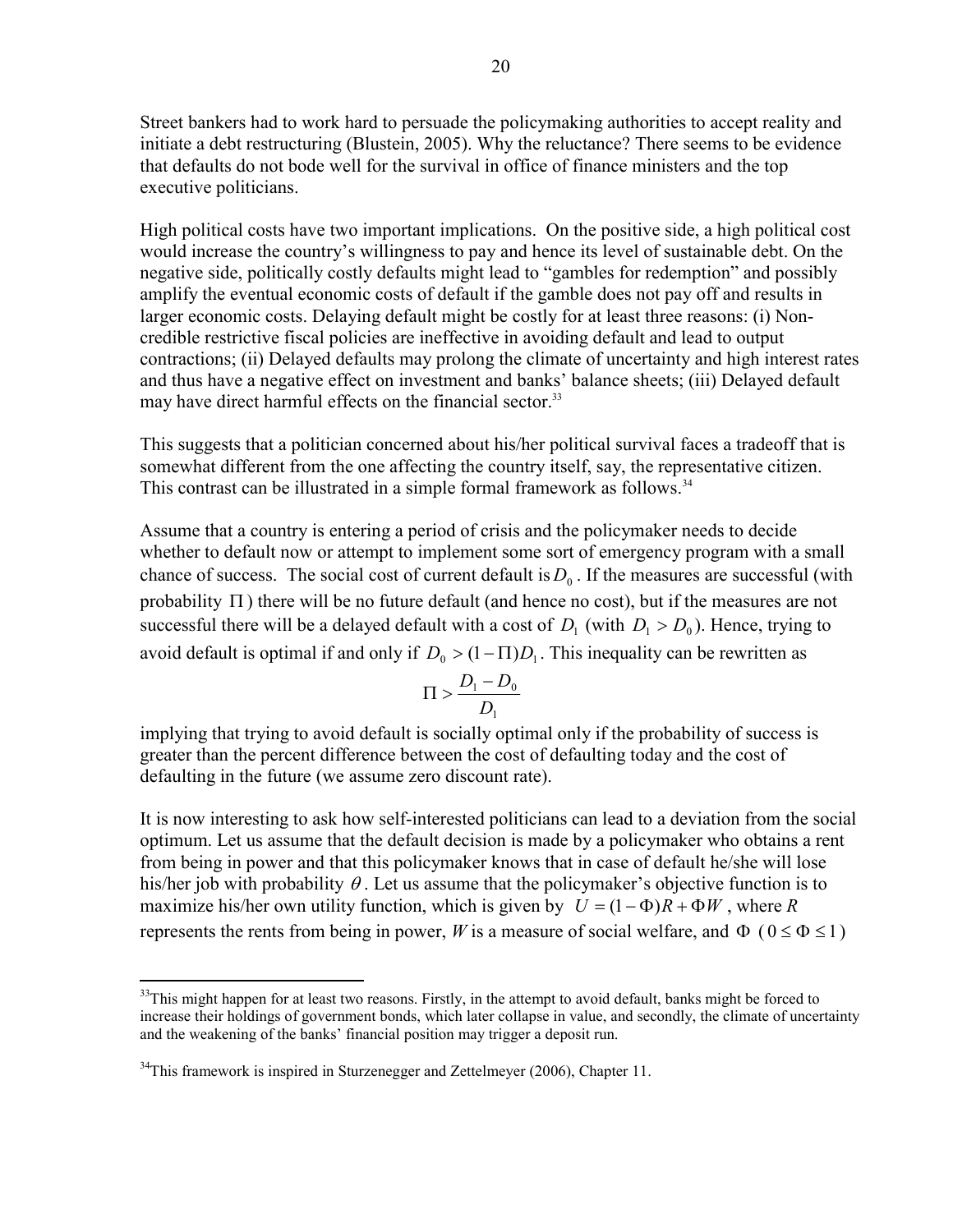Street bankers had to work hard to persuade the policymaking authorities to accept reality and initiate a debt restructuring (Blustein, 2005). Why the reluctance? There seems to be evidence that defaults do not bode well for the survival in office of finance ministers and the top executive politicians.

High political costs have two important implications. On the positive side, a high political cost would increase the country's willingness to pay and hence its level of sustainable debt. On the negative side, politically costly defaults might lead to "gambles for redemption" and possibly amplify the eventual economic costs of default if the gamble does not pay off and results in larger economic costs. Delaying default might be costly for at least three reasons: (i) Non-credible restrictive fiscal policies are ineffective in avoiding default and lead to output contractions; (ii) Delayed defaults may prolong the climate of uncertainty and high interest rates and thus have a negative effect on investment and banks' balance sheets; (iii) Delayed default may have direct harmful effects on the financial sector.[33]

This suggests that a politician concerned about his/her political survival faces a tradeoff that is somewhat different from the one affecting the country itself, say, the representative citizen. This contrast can be illustrated in a simple formal framework as follows.[34]

Assume that a country is entering a period of crisis and the policymaker needs to decide whether to default now or attempt to implement some sort of emergency program with a small chance of success. The social cost of current default is $D_0$. If the measures are successful (with probability $\Pi$) there will be no future default (and hence no cost), but if the measures are not successful there will be a delayed default with a cost of $D_1$ (with $D_1 > D_0$). Hence, trying to avoid default is optimal if and only if $D_0 > (1-\Pi)D_1$. This inequality can be rewritten as

$$\Pi > \frac{D_1 - D_0}{D_1}$$

implying that trying to avoid default is socially optimal only if the probability of success is greater than the percent difference between the cost of defaulting today and the cost of defaulting in the future (we assume zero discount rate).

It is now interesting to ask how self-interested politicians can lead to a deviation from the social optimum. Let us assume that the default decision is made by a policymaker who obtains a rent from being in power and that this policymaker knows that in case of default he/she will lose his/her job with probability $\theta$. Let us assume that the policymaker's objective function is to maximize his/her own utility function, which is given by $U = (1-\Phi)R + \Phi W$, where $R$ represents the rents from being in power, $W$ is a measure of social welfare, and $\Phi$ ($0 \le \Phi \le 1$)

---

[33] This might happen for at least two reasons. Firstly, in the attempt to avoid default, banks might be forced to increase their holdings of government bonds, which later collapse in value, and secondly, the climate of uncertainty and the weakening of the banks' financial position may trigger a deposit run.

[34] This framework is inspired in Sturzenegger and Zettelmeyer (2006), Chapter 11.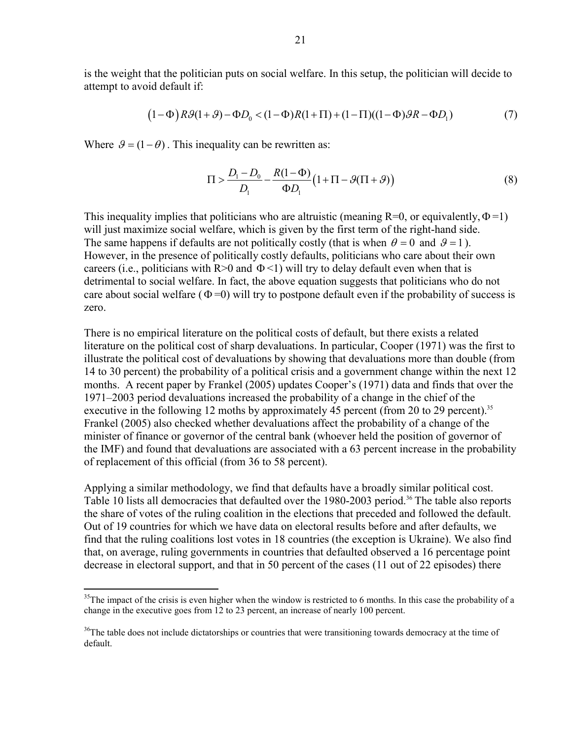is the weight that the politician puts on social welfare. In this setup, the politician will decide to attempt to avoid default if:

$$\left(1-\Phi\right) R\vartheta(1+\vartheta)-\Phi D_0 < (1-\Phi)R(1+\Pi)+(1-\Pi)((1-\Phi)\vartheta R-\Phi D_1) \tag{7}$$

Where $\vartheta = (1-\theta)$. This inequality can be rewritten as:

$$\Pi > \frac{D_1 - D_0}{D_1} - \frac{R(1-\Phi)}{\Phi D_1}\left(1+\Pi-\vartheta(\Pi+\vartheta)\right) \tag{8}$$

This inequality implies that politicians who are altruistic (meaning R=0, or equivalently, $\Phi$=1) will just maximize social welfare, which is given by the first term of the right-hand side. The same happens if defaults are not politically costly (that is when $\theta = 0$ and $\vartheta = 1$). However, in the presence of politically costly defaults, politicians who care about their own careers (i.e., politicians with R>0 and $\Phi$<1) will try to delay default even when that is detrimental to social welfare. In fact, the above equation suggests that politicians who do not care about social welfare ($\Phi$=0) will try to postpone default even if the probability of success is zero.

There is no empirical literature on the political costs of default, but there exists a related literature on the political cost of sharp devaluations. In particular, Cooper (1971) was the first to illustrate the political cost of devaluations by showing that devaluations more than double (from 14 to 30 percent) the probability of a political crisis and a government change within the next 12 months. A recent paper by Frankel (2005) updates Cooper's (1971) data and finds that over the 1971–2003 period devaluations increased the probability of a change in the chief of the executive in the following 12 moths by approximately 45 percent (from 20 to 29 percent).[35] Frankel (2005) also checked whether devaluations affect the probability of a change of the minister of finance or governor of the central bank (whoever held the position of governor of the IMF) and found that devaluations are associated with a 63 percent increase in the probability of replacement of this official (from 36 to 58 percent).

Applying a similar methodology, we find that defaults have a broadly similar political cost. Table 10 lists all democracies that defaulted over the 1980-2003 period.[36] The table also reports the share of votes of the ruling coalition in the elections that preceded and followed the default. Out of 19 countries for which we have data on electoral results before and after defaults, we find that the ruling coalitions lost votes in 18 countries (the exception is Ukraine). We also find that, on average, ruling governments in countries that defaulted observed a 16 percentage point decrease in electoral support, and that in 50 percent of the cases (11 out of 22 episodes) there

---

[35] The impact of the crisis is even higher when the window is restricted to 6 months. In this case the probability of a change in the executive goes from 12 to 23 percent, an increase of nearly 100 percent.

[36] The table does not include dictatorships or countries that were transitioning towards democracy at the time of default.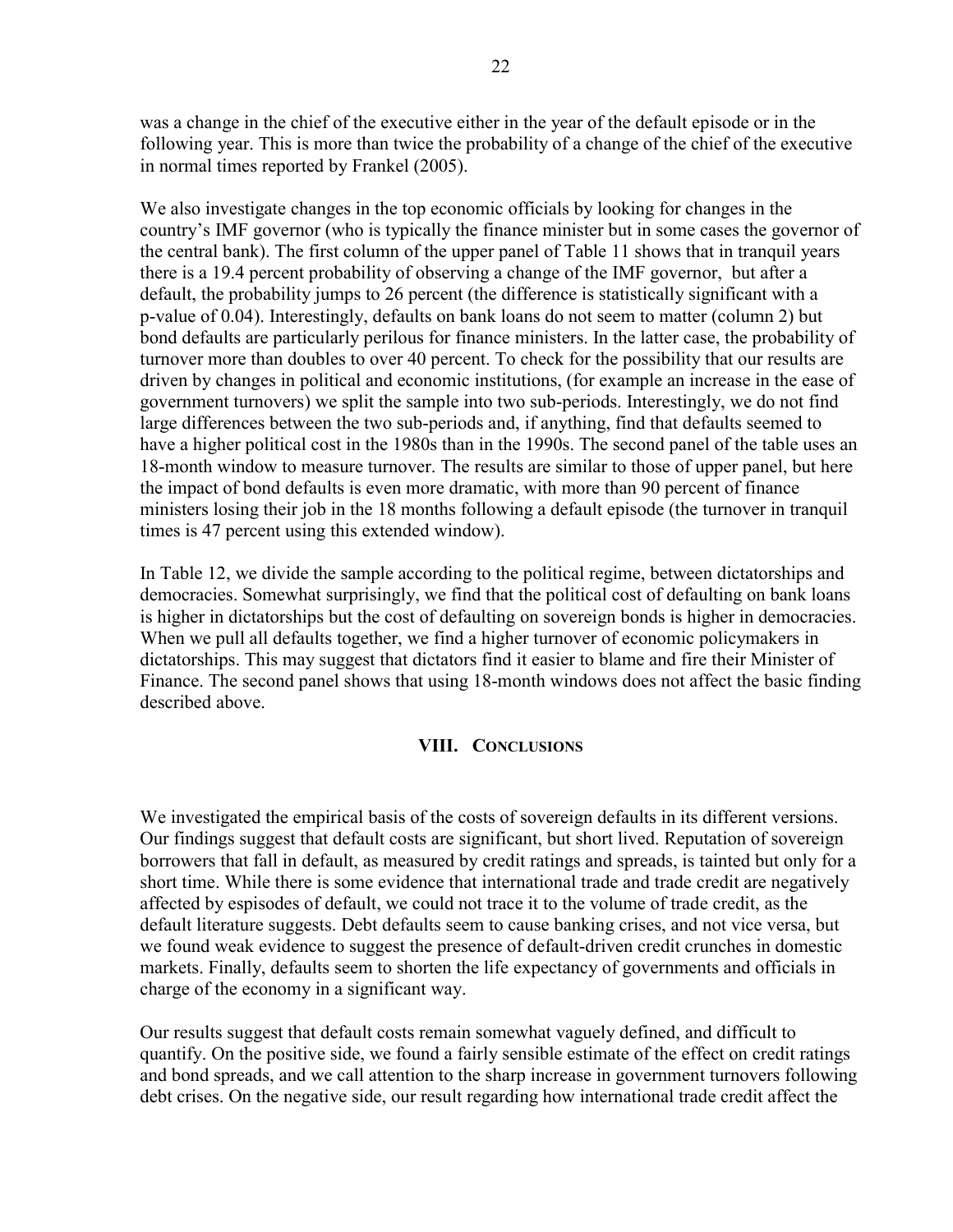was a change in the chief of the executive either in the year of the default episode or in the following year. This is more than twice the probability of a change of the chief of the executive in normal times reported by Frankel (2005).

We also investigate changes in the top economic officials by looking for changes in the country's IMF governor (who is typically the finance minister but in some cases the governor of the central bank). The first column of the upper panel of Table 11 shows that in tranquil years there is a 19.4 percent probability of observing a change of the IMF governor, but after a default, the probability jumps to 26 percent (the difference is statistically significant with a p-value of 0.04). Interestingly, defaults on bank loans do not seem to matter (column 2) but bond defaults are particularly perilous for finance ministers. In the latter case, the probability of turnover more than doubles to over 40 percent. To check for the possibility that our results are driven by changes in political and economic institutions, (for example an increase in the ease of government turnovers) we split the sample into two sub-periods. Interestingly, we do not find large differences between the two sub-periods and, if anything, find that defaults seemed to have a higher political cost in the 1980s than in the 1990s. The second panel of the table uses an 18-month window to measure turnover. The results are similar to those of upper panel, but here the impact of bond defaults is even more dramatic, with more than 90 percent of finance ministers losing their job in the 18 months following a default episode (the turnover in tranquil times is 47 percent using this extended window).

In Table 12, we divide the sample according to the political regime, between dictatorships and democracies. Somewhat surprisingly, we find that the political cost of defaulting on bank loans is higher in dictatorships but the cost of defaulting on sovereign bonds is higher in democracies. When we pull all defaults together, we find a higher turnover of economic policymakers in dictatorships. This may suggest that dictators find it easier to blame and fire their Minister of Finance. The second panel shows that using 18-month windows does not affect the basic finding described above.

## VIII. Conclusions

We investigated the empirical basis of the costs of sovereign defaults in its different versions. Our findings suggest that default costs are significant, but short lived. Reputation of sovereign borrowers that fall in default, as measured by credit ratings and spreads, is tainted but only for a short time. While there is some evidence that international trade and trade credit are negatively affected by espisodes of default, we could not trace it to the volume of trade credit, as the default literature suggests. Debt defaults seem to cause banking crises, and not vice versa, but we found weak evidence to suggest the presence of default-driven credit crunches in domestic markets. Finally, defaults seem to shorten the life expectancy of governments and officials in charge of the economy in a significant way.

Our results suggest that default costs remain somewhat vaguely defined, and difficult to quantify. On the positive side, we found a fairly sensible estimate of the effect on credit ratings and bond spreads, and we call attention to the sharp increase in government turnovers following debt crises. On the negative side, our result regarding how international trade credit affect the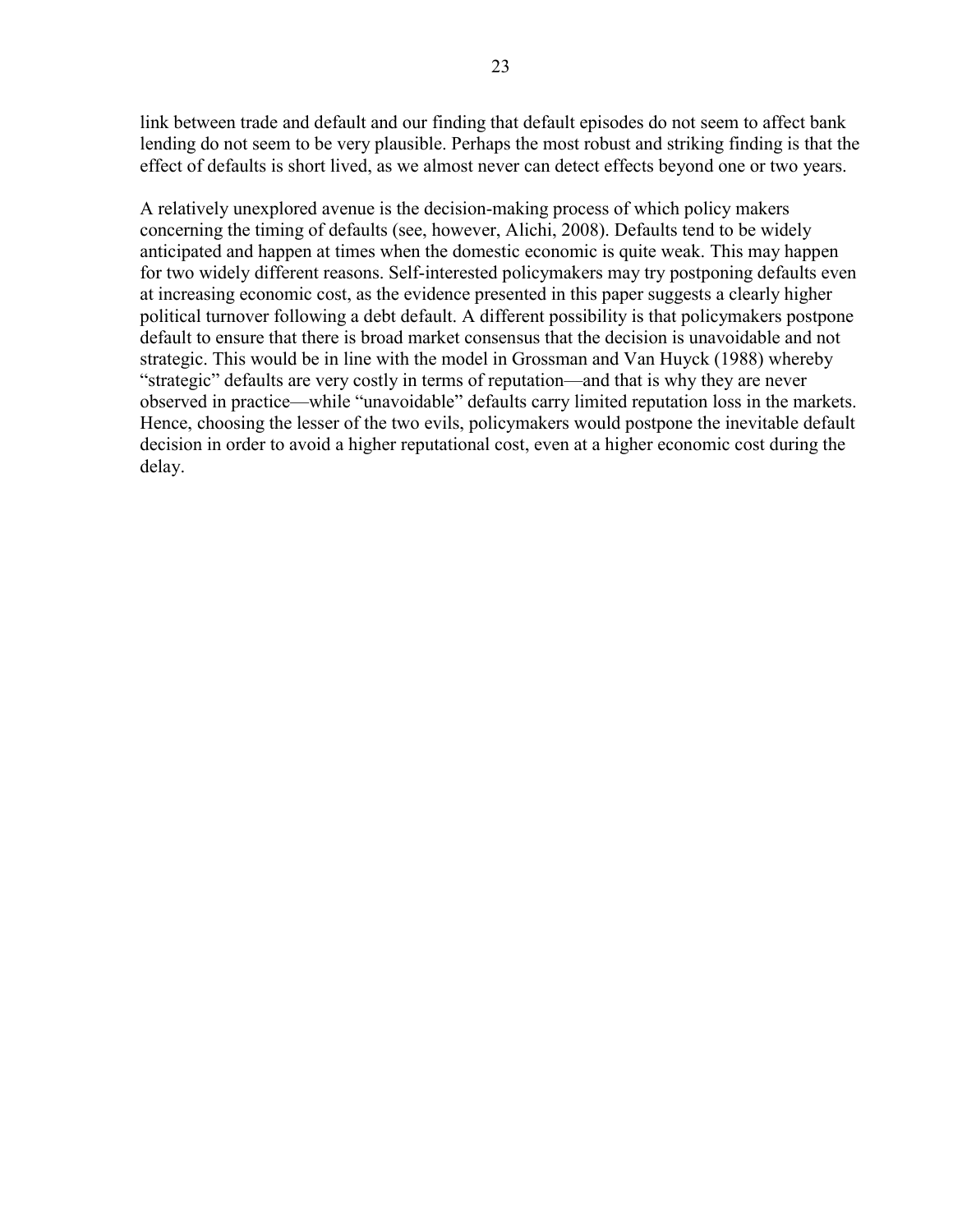link between trade and default and our finding that default episodes do not seem to affect bank lending do not seem to be very plausible. Perhaps the most robust and striking finding is that the effect of defaults is short lived, as we almost never can detect effects beyond one or two years.

A relatively unexplored avenue is the decision-making process of which policy makers concerning the timing of defaults (see, however, Alichi, 2008). Defaults tend to be widely anticipated and happen at times when the domestic economic is quite weak. This may happen for two widely different reasons. Self-interested policymakers may try postponing defaults even at increasing economic cost, as the evidence presented in this paper suggests a clearly higher political turnover following a debt default. A different possibility is that policymakers postpone default to ensure that there is broad market consensus that the decision is unavoidable and not strategic. This would be in line with the model in Grossman and Van Huyck (1988) whereby "strategic" defaults are very costly in terms of reputation—and that is why they are never observed in practice—while "unavoidable" defaults carry limited reputation loss in the markets. Hence, choosing the lesser of the two evils, policymakers would postpone the inevitable default decision in order to avoid a higher reputational cost, even at a higher economic cost during the delay.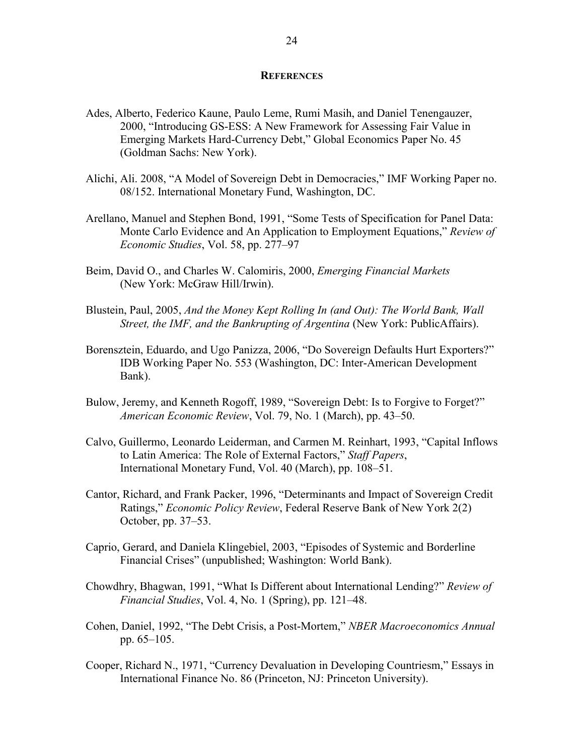## REFERENCES

Ades, Alberto, Federico Kaune, Paulo Leme, Rumi Masih, and Daniel Tenengauzer, 2000, "Introducing GS-ESS: A New Framework for Assessing Fair Value in Emerging Markets Hard-Currency Debt," Global Economics Paper No. 45 (Goldman Sachs: New York).

Alichi, Ali. 2008, "A Model of Sovereign Debt in Democracies," IMF Working Paper no. 08/152. International Monetary Fund, Washington, DC.

Arellano, Manuel and Stephen Bond, 1991, "Some Tests of Specification for Panel Data: Monte Carlo Evidence and An Application to Employment Equations," *Review of Economic Studies*, Vol. 58, pp. 277–97

Beim, David O., and Charles W. Calomiris, 2000, *Emerging Financial Markets* (New York: McGraw Hill/Irwin).

Blustein, Paul, 2005, *And the Money Kept Rolling In (and Out): The World Bank, Wall Street, the IMF, and the Bankrupting of Argentina* (New York: PublicAffairs).

Borensztein, Eduardo, and Ugo Panizza, 2006, "Do Sovereign Defaults Hurt Exporters?" IDB Working Paper No. 553 (Washington, DC: Inter-American Development Bank).

Bulow, Jeremy, and Kenneth Rogoff, 1989, "Sovereign Debt: Is to Forgive to Forget?" *American Economic Review*, Vol. 79, No. 1 (March), pp. 43–50.

Calvo, Guillermo, Leonardo Leiderman, and Carmen M. Reinhart, 1993, "Capital Inflows to Latin America: The Role of External Factors," *Staff Papers*, International Monetary Fund, Vol. 40 (March), pp. 108–51.

Cantor, Richard, and Frank Packer, 1996, "Determinants and Impact of Sovereign Credit Ratings," *Economic Policy Review*, Federal Reserve Bank of New York 2(2) October, pp. 37–53.

Caprio, Gerard, and Daniela Klingebiel, 2003, "Episodes of Systemic and Borderline Financial Crises" (unpublished; Washington: World Bank).

Chowdhry, Bhagwan, 1991, "What Is Different about International Lending?" *Review of Financial Studies*, Vol. 4, No. 1 (Spring), pp. 121–48.

Cohen, Daniel, 1992, "The Debt Crisis, a Post-Mortem," *NBER Macroeconomics Annual* pp. 65–105.

Cooper, Richard N., 1971, "Currency Devaluation in Developing Countriesm," Essays in International Finance No. 86 (Princeton, NJ: Princeton University).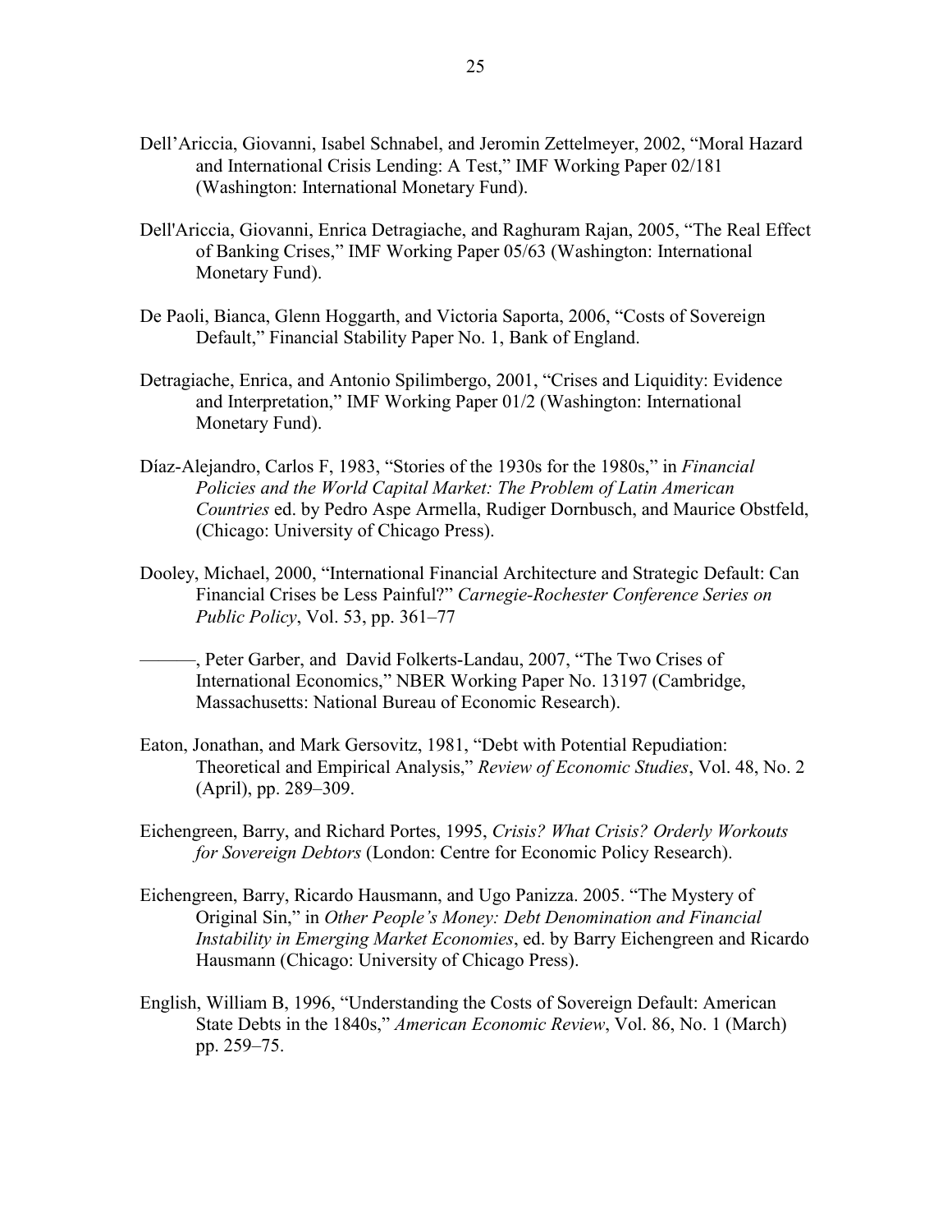Dell'Ariccia, Giovanni, Isabel Schnabel, and Jeromin Zettelmeyer, 2002, "Moral Hazard and International Crisis Lending: A Test," IMF Working Paper 02/181 (Washington: International Monetary Fund).

Dell'Ariccia, Giovanni, Enrica Detragiache, and Raghuram Rajan, 2005, "The Real Effect of Banking Crises," IMF Working Paper 05/63 (Washington: International Monetary Fund).

De Paoli, Bianca, Glenn Hoggarth, and Victoria Saporta, 2006, "Costs of Sovereign Default," Financial Stability Paper No. 1, Bank of England.

Detragiache, Enrica, and Antonio Spilimbergo, 2001, "Crises and Liquidity: Evidence and Interpretation," IMF Working Paper 01/2 (Washington: International Monetary Fund).

Díaz-Alejandro, Carlos F, 1983, "Stories of the 1930s for the 1980s," in *Financial Policies and the World Capital Market: The Problem of Latin American Countries* ed. by Pedro Aspe Armella, Rudiger Dornbusch, and Maurice Obstfeld, (Chicago: University of Chicago Press).

Dooley, Michael, 2000, "International Financial Architecture and Strategic Default: Can Financial Crises be Less Painful?" *Carnegie-Rochester Conference Series on Public Policy*, Vol. 53, pp. 361–77

———, Peter Garber, and David Folkerts-Landau, 2007, "The Two Crises of International Economics," NBER Working Paper No. 13197 (Cambridge, Massachusetts: National Bureau of Economic Research).

Eaton, Jonathan, and Mark Gersovitz, 1981, "Debt with Potential Repudiation: Theoretical and Empirical Analysis," *Review of Economic Studies*, Vol. 48, No. 2 (April), pp. 289–309.

Eichengreen, Barry, and Richard Portes, 1995, *Crisis? What Crisis? Orderly Workouts for Sovereign Debtors* (London: Centre for Economic Policy Research).

Eichengreen, Barry, Ricardo Hausmann, and Ugo Panizza. 2005. "The Mystery of Original Sin," in *Other People's Money: Debt Denomination and Financial Instability in Emerging Market Economies*, ed. by Barry Eichengreen and Ricardo Hausmann (Chicago: University of Chicago Press).

English, William B, 1996, "Understanding the Costs of Sovereign Default: American State Debts in the 1840s," *American Economic Review*, Vol. 86, No. 1 (March) pp. 259–75.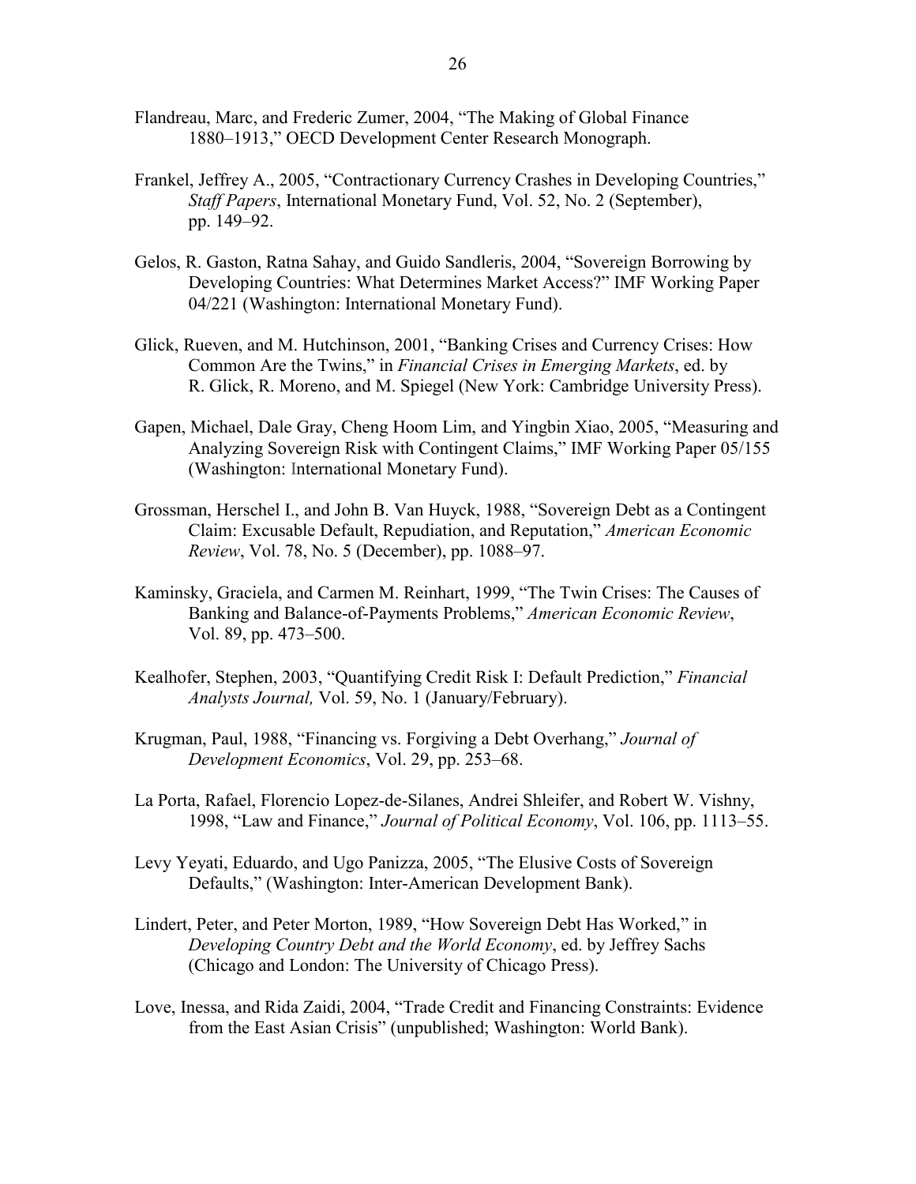Flandreau, Marc, and Frederic Zumer, 2004, "The Making of Global Finance 1880–1913," OECD Development Center Research Monograph.

Frankel, Jeffrey A., 2005, "Contractionary Currency Crashes in Developing Countries," *Staff Papers*, International Monetary Fund, Vol. 52, No. 2 (September), pp. 149–92.

Gelos, R. Gaston, Ratna Sahay, and Guido Sandleris, 2004, "Sovereign Borrowing by Developing Countries: What Determines Market Access?" IMF Working Paper 04/221 (Washington: International Monetary Fund).

Glick, Rueven, and M. Hutchinson, 2001, "Banking Crises and Currency Crises: How Common Are the Twins," in *Financial Crises in Emerging Markets*, ed. by R. Glick, R. Moreno, and M. Spiegel (New York: Cambridge University Press).

Gapen, Michael, Dale Gray, Cheng Hoom Lim, and Yingbin Xiao, 2005, "Measuring and Analyzing Sovereign Risk with Contingent Claims," IMF Working Paper 05/155 (Washington: International Monetary Fund).

Grossman, Herschel I., and John B. Van Huyck, 1988, "Sovereign Debt as a Contingent Claim: Excusable Default, Repudiation, and Reputation," *American Economic Review*, Vol. 78, No. 5 (December), pp. 1088–97.

Kaminsky, Graciela, and Carmen M. Reinhart, 1999, "The Twin Crises: The Causes of Banking and Balance-of-Payments Problems," *American Economic Review*, Vol. 89, pp. 473–500.

Kealhofer, Stephen, 2003, "Quantifying Credit Risk I: Default Prediction," *Financial Analysts Journal,* Vol. 59, No. 1 (January/February).

Krugman, Paul, 1988, "Financing vs. Forgiving a Debt Overhang," *Journal of Development Economics*, Vol. 29, pp. 253–68.

La Porta, Rafael, Florencio Lopez-de-Silanes, Andrei Shleifer, and Robert W. Vishny, 1998, "Law and Finance," *Journal of Political Economy*, Vol. 106, pp. 1113–55.

Levy Yeyati, Eduardo, and Ugo Panizza, 2005, "The Elusive Costs of Sovereign Defaults," (Washington: Inter-American Development Bank).

Lindert, Peter, and Peter Morton, 1989, "How Sovereign Debt Has Worked," in *Developing Country Debt and the World Economy*, ed. by Jeffrey Sachs (Chicago and London: The University of Chicago Press).

Love, Inessa, and Rida Zaidi, 2004, "Trade Credit and Financing Constraints: Evidence from the East Asian Crisis" (unpublished; Washington: World Bank).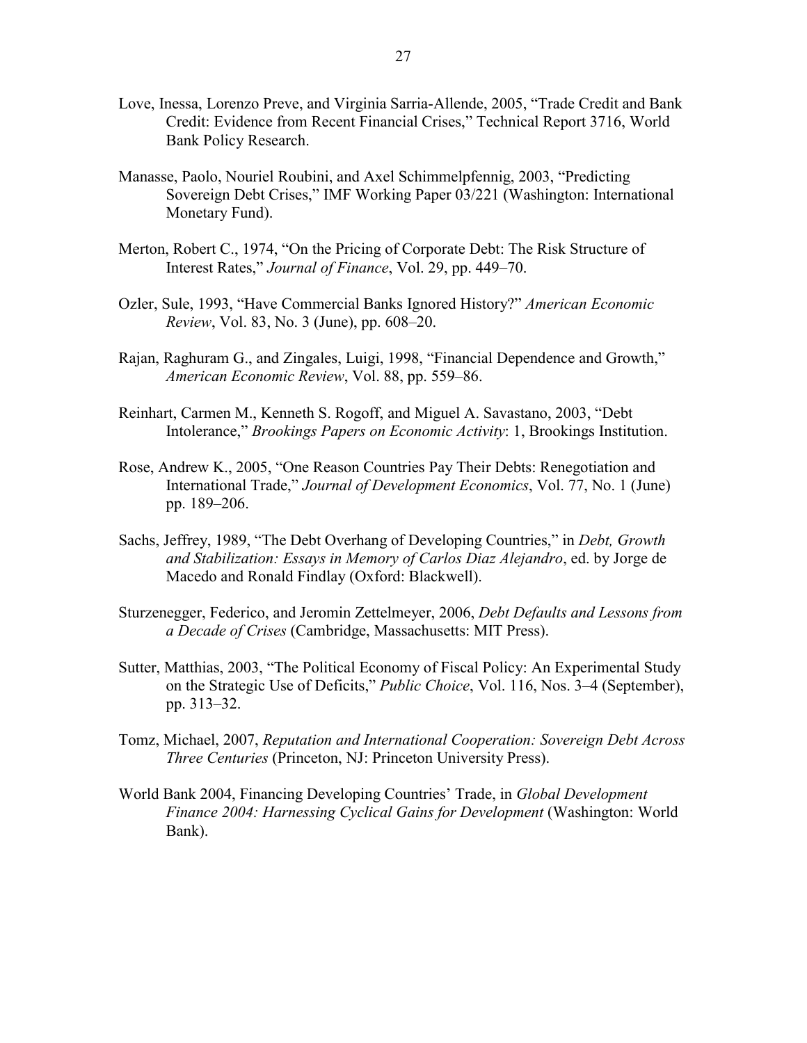Love, Inessa, Lorenzo Preve, and Virginia Sarria-Allende, 2005, "Trade Credit and Bank Credit: Evidence from Recent Financial Crises," Technical Report 3716, World Bank Policy Research.

Manasse, Paolo, Nouriel Roubini, and Axel Schimmelpfennig, 2003, "Predicting Sovereign Debt Crises," IMF Working Paper 03/221 (Washington: International Monetary Fund).

Merton, Robert C., 1974, "On the Pricing of Corporate Debt: The Risk Structure of Interest Rates," *Journal of Finance*, Vol. 29, pp. 449–70.

Ozler, Sule, 1993, "Have Commercial Banks Ignored History?" *American Economic Review*, Vol. 83, No. 3 (June), pp. 608–20.

Rajan, Raghuram G., and Zingales, Luigi, 1998, "Financial Dependence and Growth," *American Economic Review*, Vol. 88, pp. 559–86.

Reinhart, Carmen M., Kenneth S. Rogoff, and Miguel A. Savastano, 2003, "Debt Intolerance," *Brookings Papers on Economic Activity*: 1, Brookings Institution.

Rose, Andrew K., 2005, "One Reason Countries Pay Their Debts: Renegotiation and International Trade," *Journal of Development Economics*, Vol. 77, No. 1 (June) pp. 189–206.

Sachs, Jeffrey, 1989, "The Debt Overhang of Developing Countries," in *Debt, Growth and Stabilization: Essays in Memory of Carlos Diaz Alejandro*, ed. by Jorge de Macedo and Ronald Findlay (Oxford: Blackwell).

Sturzenegger, Federico, and Jeromin Zettelmeyer, 2006, *Debt Defaults and Lessons from a Decade of Crises* (Cambridge, Massachusetts: MIT Press).

Sutter, Matthias, 2003, "The Political Economy of Fiscal Policy: An Experimental Study on the Strategic Use of Deficits," *Public Choice*, Vol. 116, Nos. 3–4 (September), pp. 313–32.

Tomz, Michael, 2007, *Reputation and International Cooperation: Sovereign Debt Across Three Centuries* (Princeton, NJ: Princeton University Press).

World Bank 2004, Financing Developing Countries' Trade, in *Global Development Finance 2004: Harnessing Cyclical Gains for Development* (Washington: World Bank).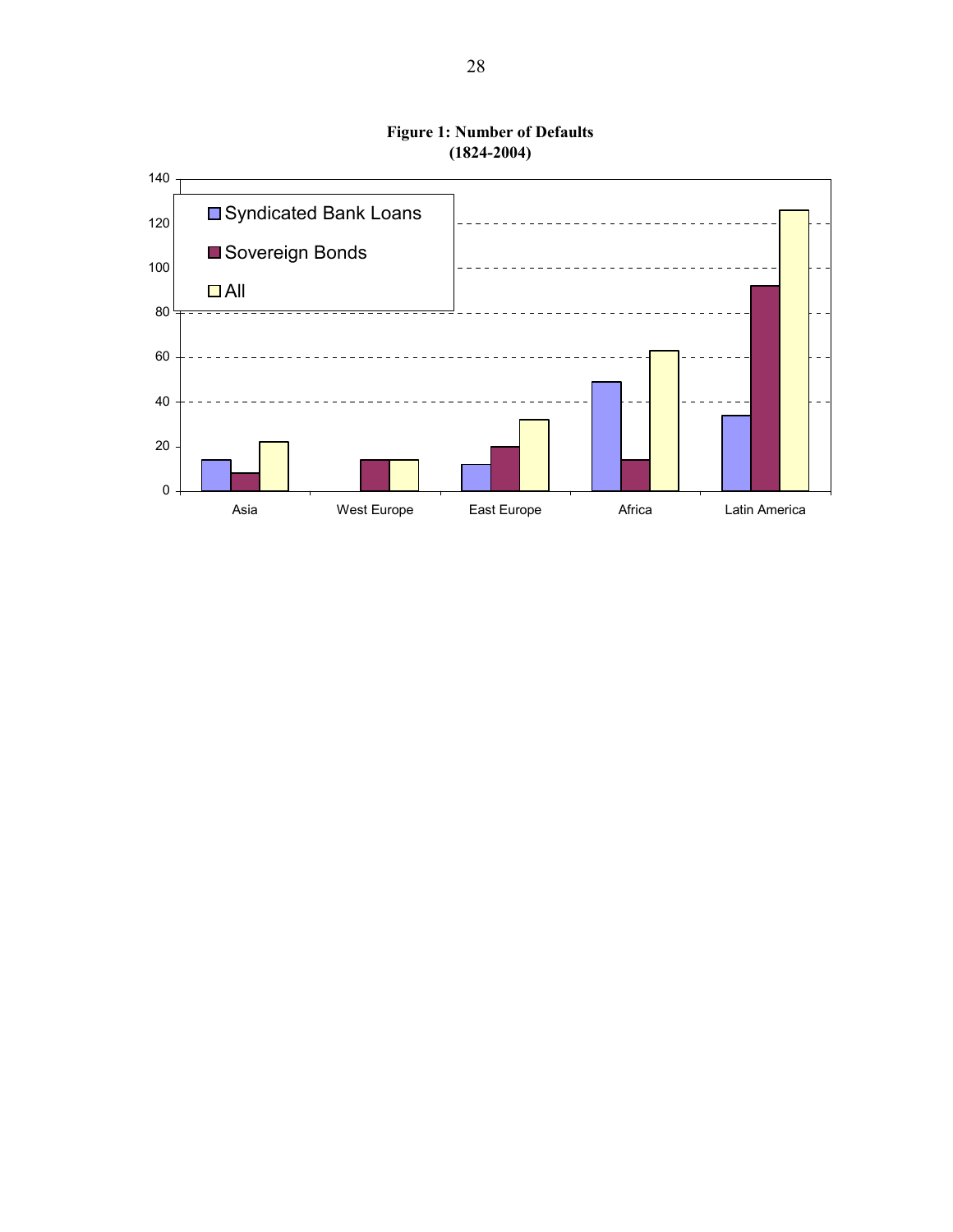**Figure 1: Number of Defaults**
**(1824-2004)**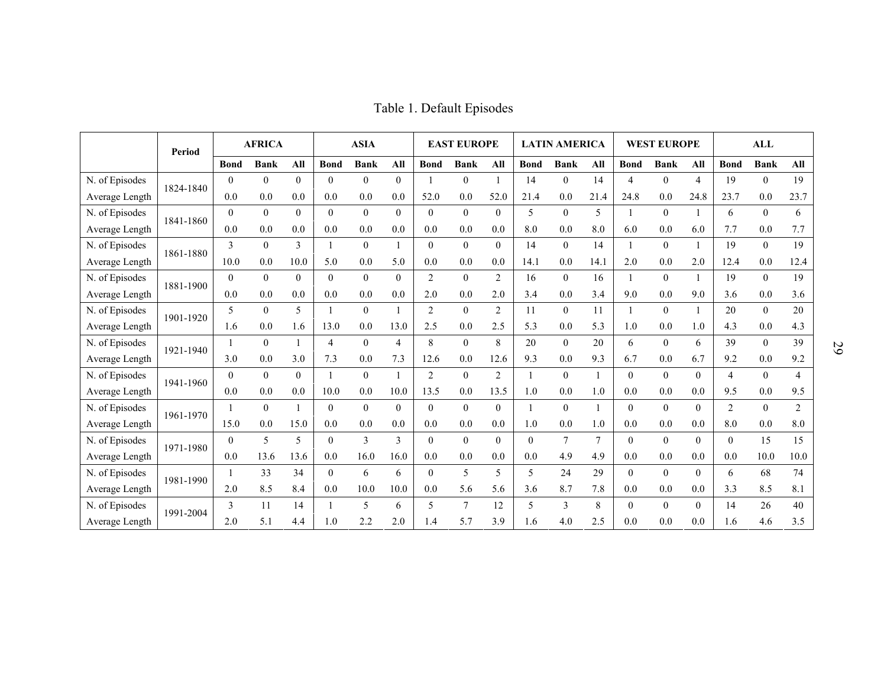# Table 1. Default Episodes

| | Period | AFRICA | | | ASIA | | | EAST EUROPE | | | LATIN AMERICA | | | WEST EUROPE | | | ALL | | |
|---|---|---|---|---|---|---|---|---|---|---|---|---|---|---|---|---|---|---|---|
| | | Bond | Bank | All | Bond | Bank | All | Bond | Bank | All | Bond | Bank | All | Bond | Bank | All | Bond | Bank | All |
| N. of Episodes | 1824-1840 | 0 | 0 | 0 | 0 | 0 | 0 | 1 | 0 | 1 | 14 | 0 | 14 | 4 | 0 | 4 | 19 | 0 | 19 |
| Average Length | | 0.0 | 0.0 | 0.0 | 0.0 | 0.0 | 0.0 | 52.0 | 0.0 | 52.0 | 21.4 | 0.0 | 21.4 | 24.8 | 0.0 | 24.8 | 23.7 | 0.0 | 23.7 |
| N. of Episodes | 1841-1860 | 0 | 0 | 0 | 0 | 0 | 0 | 0 | 0 | 0 | 5 | 0 | 5 | 1 | 0 | 1 | 6 | 0 | 6 |
| Average Length | | 0.0 | 0.0 | 0.0 | 0.0 | 0.0 | 0.0 | 0.0 | 0.0 | 0.0 | 8.0 | 0.0 | 8.0 | 6.0 | 0.0 | 6.0 | 7.7 | 0.0 | 7.7 |
| N. of Episodes | 1861-1880 | 3 | 0 | 3 | 1 | 0 | 1 | 0 | 0 | 0 | 14 | 0 | 14 | 1 | 0 | 1 | 19 | 0 | 19 |
| Average Length | | 10.0 | 0.0 | 10.0 | 5.0 | 0.0 | 5.0 | 0.0 | 0.0 | 0.0 | 14.1 | 0.0 | 14.1 | 2.0 | 0.0 | 2.0 | 12.4 | 0.0 | 12.4 |
| N. of Episodes | 1881-1900 | 0 | 0 | 0 | 0 | 0 | 0 | 2 | 0 | 2 | 16 | 0 | 16 | 1 | 0 | 1 | 19 | 0 | 19 |
| Average Length | | 0.0 | 0.0 | 0.0 | 0.0 | 0.0 | 0.0 | 2.0 | 0.0 | 2.0 | 3.4 | 0.0 | 3.4 | 9.0 | 0.0 | 9.0 | 3.6 | 0.0 | 3.6 |
| N. of Episodes | 1901-1920 | 5 | 0 | 5 | 1 | 0 | 1 | 2 | 0 | 2 | 11 | 0 | 11 | 1 | 0 | 1 | 20 | 0 | 20 |
| Average Length | | 1.6 | 0.0 | 1.6 | 13.0 | 0.0 | 13.0 | 2.5 | 0.0 | 2.5 | 5.3 | 0.0 | 5.3 | 1.0 | 0.0 | 1.0 | 4.3 | 0.0 | 4.3 |
| N. of Episodes | 1921-1940 | 1 | 0 | 1 | 4 | 0 | 4 | 8 | 0 | 8 | 20 | 0 | 20 | 6 | 0 | 6 | 39 | 0 | 39 |
| Average Length | | 3.0 | 0.0 | 3.0 | 7.3 | 0.0 | 7.3 | 12.6 | 0.0 | 12.6 | 9.3 | 0.0 | 9.3 | 6.7 | 0.0 | 6.7 | 9.2 | 0.0 | 9.2 |
| N. of Episodes | 1941-1960 | 0 | 0 | 0 | 1 | 0 | 1 | 2 | 0 | 2 | 1 | 0 | 1 | 0 | 0 | 0 | 4 | 0 | 4 |
| Average Length | | 0.0 | 0.0 | 0.0 | 10.0 | 0.0 | 10.0 | 13.5 | 0.0 | 13.5 | 1.0 | 0.0 | 1.0 | 0.0 | 0.0 | 0.0 | 9.5 | 0.0 | 9.5 |
| N. of Episodes | 1961-1970 | 1 | 0 | 1 | 0 | 0 | 0 | 0 | 0 | 0 | 1 | 0 | 1 | 0 | 0 | 0 | 2 | 0 | 2 |
| Average Length | | 15.0 | 0.0 | 15.0 | 0.0 | 0.0 | 0.0 | 0.0 | 0.0 | 0.0 | 1.0 | 0.0 | 1.0 | 0.0 | 0.0 | 0.0 | 8.0 | 0.0 | 8.0 |
| N. of Episodes | 1971-1980 | 0 | 5 | 5 | 0 | 3 | 3 | 0 | 0 | 0 | 0 | 7 | 7 | 0 | 0 | 0 | 0 | 15 | 15 |
| Average Length | | 0.0 | 13.6 | 13.6 | 0.0 | 16.0 | 16.0 | 0.0 | 0.0 | 0.0 | 0.0 | 4.9 | 4.9 | 0.0 | 0.0 | 0.0 | 0.0 | 10.0 | 10.0 |
| N. of Episodes | 1981-1990 | 1 | 33 | 34 | 0 | 6 | 6 | 0 | 5 | 5 | 5 | 24 | 29 | 0 | 0 | 0 | 6 | 68 | 74 |
| Average Length | | 2.0 | 8.5 | 8.4 | 0.0 | 10.0 | 10.0 | 0.0 | 5.6 | 5.6 | 3.6 | 8.7 | 7.8 | 0.0 | 0.0 | 0.0 | 3.3 | 8.5 | 8.1 |
| N. of Episodes | 1991-2004 | 3 | 11 | 14 | 1 | 5 | 6 | 5 | 7 | 12 | 5 | 3 | 8 | 0 | 0 | 0 | 14 | 26 | 40 |
| Average Length | | 2.0 | 5.1 | 4.4 | 1.0 | 2.2 | 2.0 | 1.4 | 5.7 | 3.9 | 1.6 | 4.0 | 2.5 | 0.0 | 0.0 | 0.0 | 1.6 | 4.6 | 3.5 |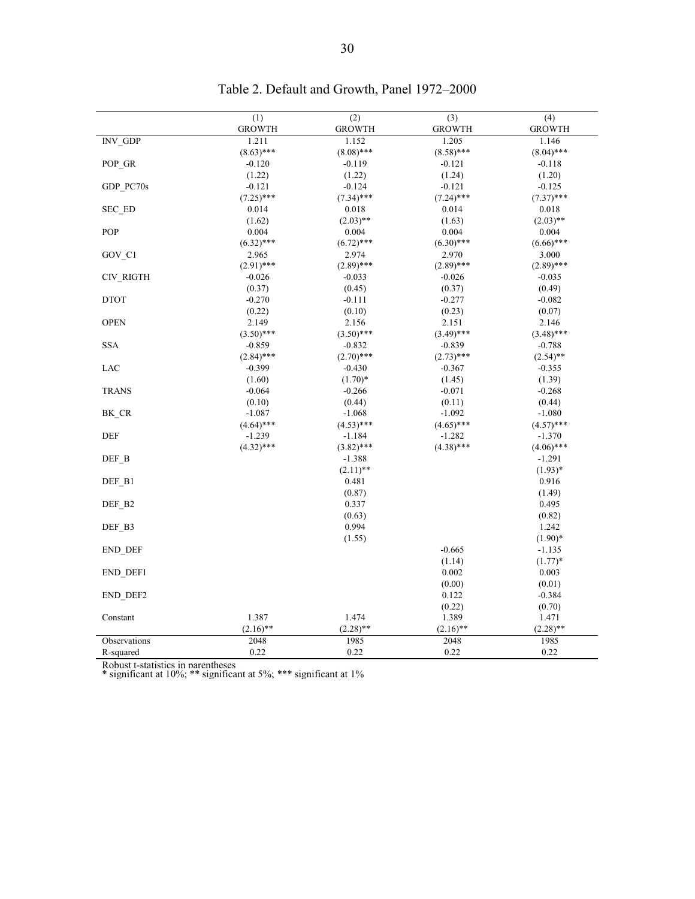Table 2. Default and Growth, Panel 1972–2000

| | (1) GROWTH | (2) GROWTH | (3) GROWTH | (4) GROWTH |
|---|---|---|---|---|
| INV_GDP | 1.211 | 1.152 | 1.205 | 1.146 |
| | (8.63)*** | (8.08)*** | (8.58)*** | (8.04)*** |
| POP_GR | -0.120 | -0.119 | -0.121 | -0.118 |
| | (1.22) | (1.22) | (1.24) | (1.20) |
| GDP_PC70s | -0.121 | -0.124 | -0.121 | -0.125 |
| | (7.25)*** | (7.34)*** | (7.24)*** | (7.37)*** |
| SEC_ED | 0.014 | 0.018 | 0.014 | 0.018 |
| | (1.62) | (2.03)** | (1.63) | (2.03)** |
| POP | 0.004 | 0.004 | 0.004 | 0.004 |
| | (6.32)*** | (6.72)*** | (6.30)*** | (6.66)*** |
| GOV_C1 | 2.965 | 2.974 | 2.970 | 3.000 |
| | (2.91)*** | (2.89)*** | (2.89)*** | (2.89)*** |
| CIV_RIGTH | -0.026 | -0.033 | -0.026 | -0.035 |
| | (0.37) | (0.45) | (0.37) | (0.49) |
| DTOT | -0.270 | -0.111 | -0.277 | -0.082 |
| | (0.22) | (0.10) | (0.23) | (0.07) |
| OPEN | 2.149 | 2.156 | 2.151 | 2.146 |
| | (3.50)*** | (3.50)*** | (3.49)*** | (3.48)*** |
| SSA | -0.859 | -0.832 | -0.839 | -0.788 |
| | (2.84)*** | (2.70)*** | (2.73)*** | (2.54)** |
| LAC | -0.399 | -0.430 | -0.367 | -0.355 |
| | (1.60) | (1.70)* | (1.45) | (1.39) |
| TRANS | -0.064 | -0.266 | -0.071 | -0.268 |
| | (0.10) | (0.44) | (0.11) | (0.44) |
| BK_CR | -1.087 | -1.068 | -1.092 | -1.080 |
| | (4.64)*** | (4.53)*** | (4.65)*** | (4.57)*** |
| DEF | -1.239 | -1.184 | -1.282 | -1.370 |
| | (4.32)*** | (3.82)*** | (4.38)*** | (4.06)*** |
| DEF_B | | -1.388 | | -1.291 |
| | | (2.11)** | | (1.93)* |
| DEF_B1 | | 0.481 | | 0.916 |
| | | (0.87) | | (1.49) |
| DEF_B2 | | 0.337 | | 0.495 |
| | | (0.63) | | (0.82) |
| DEF_B3 | | 0.994 | | 1.242 |
| | | (1.55) | | (1.90)* |
| END_DEF | | | -0.665 | -1.135 |
| | | | (1.14) | (1.77)* |
| END_DEF1 | | | 0.002 | 0.003 |
| | | | (0.00) | (0.01) |
| END_DEF2 | | | 0.122 | -0.384 |
| | | | (0.22) | (0.70) |
| Constant | 1.387 | 1.474 | 1.389 | 1.471 |
| | (2.16)** | (2.28)** | (2.16)** | (2.28)** |
| Observations | 2048 | 1985 | 2048 | 1985 |
| R-squared | 0.22 | 0.22 | 0.22 | 0.22 |

Robust t-statistics in parentheses
* significant at 10%; ** significant at 5%; *** significant at 1%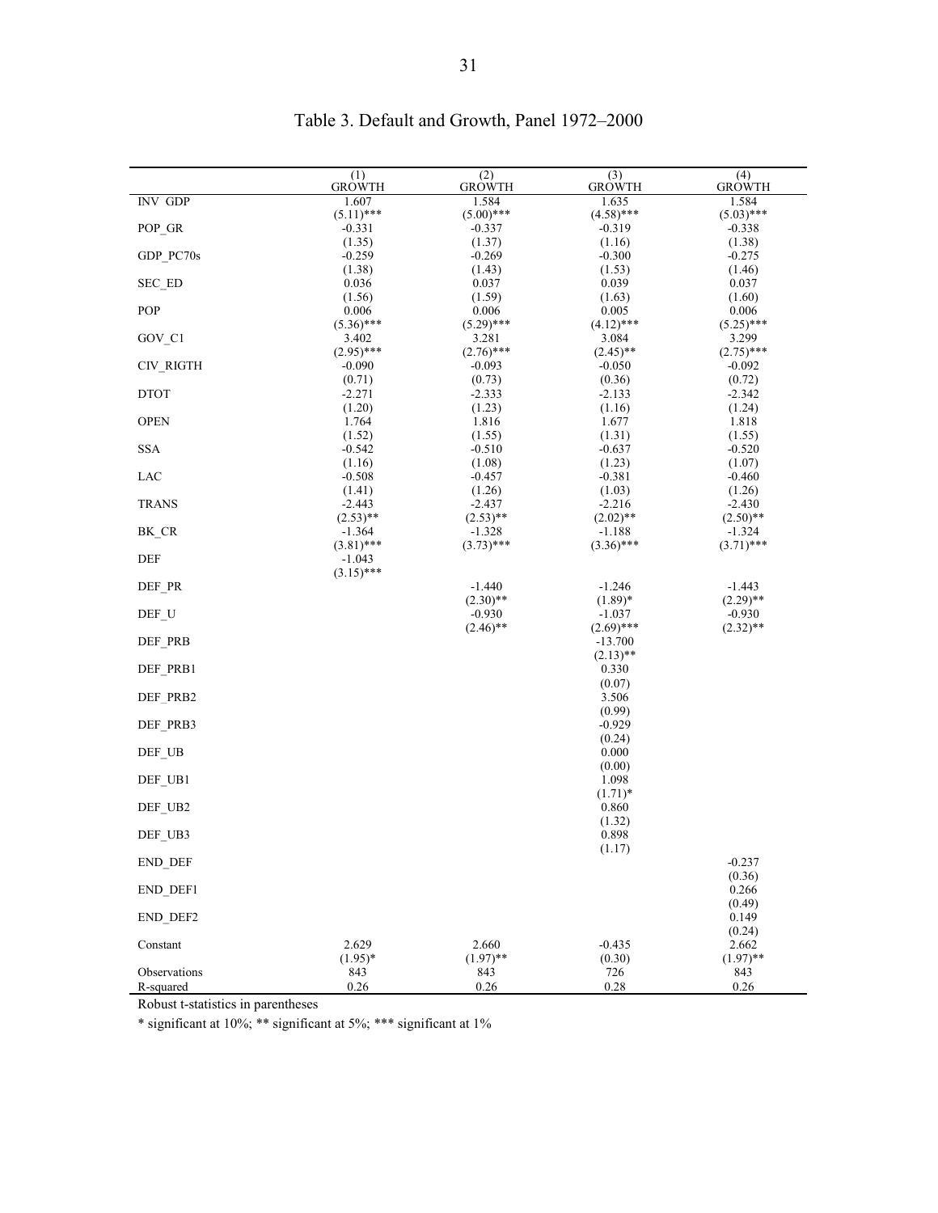# Table 3. Default and Growth, Panel 1972–2000

| | (1) GROWTH | (2) GROWTH | (3) GROWTH | (4) GROWTH |
|---|---|---|---|---|
| INV_GDP | 1.607 | 1.584 | 1.635 | 1.584 |
| | (5.11)*** | (5.00)*** | (4.58)*** | (5.03)*** |
| POP_GR | -0.331 | -0.337 | -0.319 | -0.338 |
| | (1.35) | (1.37) | (1.16) | (1.38) |
| GDP_PC70s | -0.259 | -0.269 | -0.300 | -0.275 |
| | (1.38) | (1.43) | (1.53) | (1.46) |
| SEC_ED | 0.036 | 0.037 | 0.039 | 0.037 |
| | (1.56) | (1.59) | (1.63) | (1.60) |
| POP | 0.006 | 0.006 | 0.005 | 0.006 |
| | (5.36)*** | (5.29)*** | (4.12)*** | (5.25)*** |
| GOV_C1 | 3.402 | 3.281 | 3.084 | 3.299 |
| | (2.95)*** | (2.76)*** | (2.45)** | (2.75)*** |
| CIV_RIGTH | -0.090 | -0.093 | -0.050 | -0.092 |
| | (0.71) | (0.73) | (0.36) | (0.72) |
| DTOT | -2.271 | -2.333 | -2.133 | -2.342 |
| | (1.20) | (1.23) | (1.16) | (1.24) |
| OPEN | 1.764 | 1.816 | 1.677 | 1.818 |
| | (1.52) | (1.55) | (1.31) | (1.55) |
| SSA | -0.542 | -0.510 | -0.637 | -0.520 |
| | (1.16) | (1.08) | (1.23) | (1.07) |
| LAC | -0.508 | -0.457 | -0.381 | -0.460 |
| | (1.41) | (1.26) | (1.03) | (1.26) |
| TRANS | -2.443 | -2.437 | -2.216 | -2.430 |
| | (2.53)** | (2.53)** | (2.02)** | (2.50)** |
| BK_CR | -1.364 | -1.328 | -1.188 | -1.324 |
| | (3.81)*** | (3.73)*** | (3.36)*** | (3.71)*** |
| DEF | -1.043 | | | |
| | (3.15)*** | | | |
| DEF_PR | | -1.440 | -1.246 | -1.443 |
| | | (2.30)** | (1.89)* | (2.29)** |
| DEF_U | | -0.930 | -1.037 | -0.930 |
| | | (2.46)** | (2.69)*** | (2.32)** |
| DEF_PRB | | | -13.700 | |
| | | | (2.13)** | |
| DEF_PRB1 | | | 0.330 | |
| | | | (0.07) | |
| DEF_PRB2 | | | 3.506 | |
| | | | (0.99) | |
| DEF_PRB3 | | | -0.929 | |
| | | | (0.24) | |
| DEF_UB | | | 0.000 | |
| | | | (0.00) | |
| DEF_UB1 | | | 1.098 | |
| | | | (1.71)* | |
| DEF_UB2 | | | 0.860 | |
| | | | (1.32) | |
| DEF_UB3 | | | 0.898 | |
| | | | (1.17) | |
| END_DEF | | | | -0.237 |
| | | | | (0.36) |
| END_DEF1 | | | | 0.266 |
| | | | | (0.49) |
| END_DEF2 | | | | 0.149 |
| | | | | (0.24) |
| Constant | 2.629 | 2.660 | -0.435 | 2.662 |
| | (1.95)* | (1.97)** | (0.30) | (1.97)** |
| Observations | 843 | 843 | 726 | 843 |
| R-squared | 0.26 | 0.26 | 0.28 | 0.26 |

Robust t-statistics in parentheses

* significant at 10%; ** significant at 5%; *** significant at 1%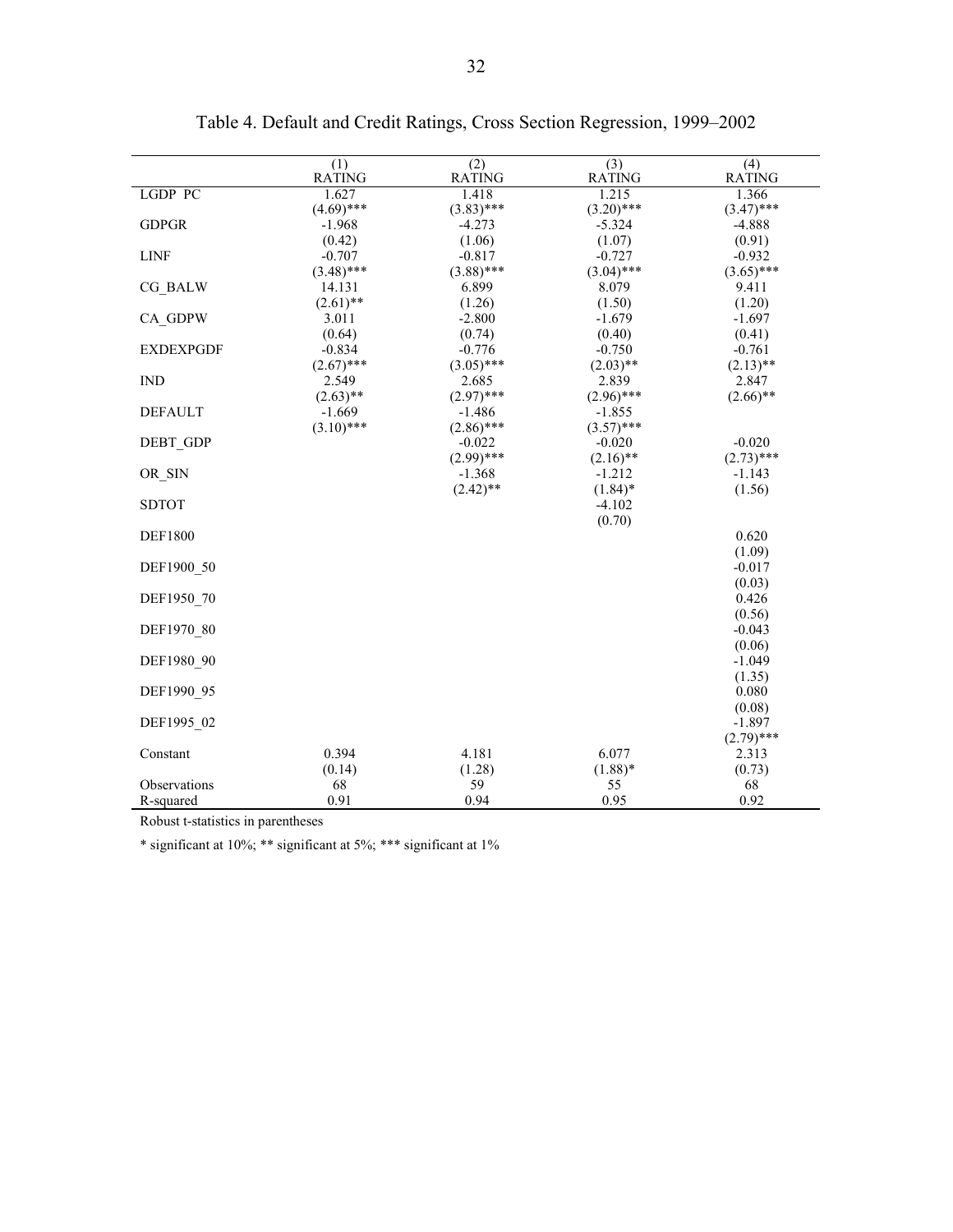Table 4. Default and Credit Ratings, Cross Section Regression, 1999–2002

| | (1) RATING | (2) RATING | (3) RATING | (4) RATING |
|---|---|---|---|---|
| LGDP_PC | 1.627 | 1.418 | 1.215 | 1.366 |
| | (4.69)*** | (3.83)*** | (3.20)*** | (3.47)*** |
| GDPGR | -1.968 | -4.273 | -5.324 | -4.888 |
| | (0.42) | (1.06) | (1.07) | (0.91) |
| LINF | -0.707 | -0.817 | -0.727 | -0.932 |
| | (3.48)*** | (3.88)*** | (3.04)*** | (3.65)*** |
| CG_BALW | 14.131 | 6.899 | 8.079 | 9.411 |
| | (2.61)** | (1.26) | (1.50) | (1.20) |
| CA_GDPW | 3.011 | -2.800 | -1.679 | -1.697 |
| | (0.64) | (0.74) | (0.40) | (0.41) |
| EXDEXPGDF | -0.834 | -0.776 | -0.750 | -0.761 |
| | (2.67)*** | (3.05)*** | (2.03)** | (2.13)** |
| IND | 2.549 | 2.685 | 2.839 | 2.847 |
| | (2.63)** | (2.97)*** | (2.96)*** | (2.66)** |
| DEFAULT | -1.669 | -1.486 | -1.855 | |
| | (3.10)*** | (2.86)*** | (3.57)*** | |
| DEBT_GDP | | -0.022 | -0.020 | -0.020 |
| | | (2.99)*** | (2.16)** | (2.73)*** |
| OR_SIN | | -1.368 | -1.212 | -1.143 |
| | | (2.42)** | (1.84)* | (1.56) |
| SDTOT | | | -4.102 | |
| | | | (0.70) | |
| DEF1800 | | | | 0.620 |
| | | | | (1.09) |
| DEF1900_50 | | | | -0.017 |
| | | | | (0.03) |
| DEF1950_70 | | | | 0.426 |
| | | | | (0.56) |
| DEF1970_80 | | | | -0.043 |
| | | | | (0.06) |
| DEF1980_90 | | | | -1.049 |
| | | | | (1.35) |
| DEF1990_95 | | | | 0.080 |
| | | | | (0.08) |
| DEF1995_02 | | | | -1.897 |
| | | | | (2.79)*** |
| Constant | 0.394 | 4.181 | 6.077 | 2.313 |
| | (0.14) | (1.28) | (1.88)* | (0.73) |
| Observations | 68 | 59 | 55 | 68 |
| R-squared | 0.91 | 0.94 | 0.95 | 0.92 |

Robust t-statistics in parentheses

* significant at 10%; ** significant at 5%; *** significant at 1%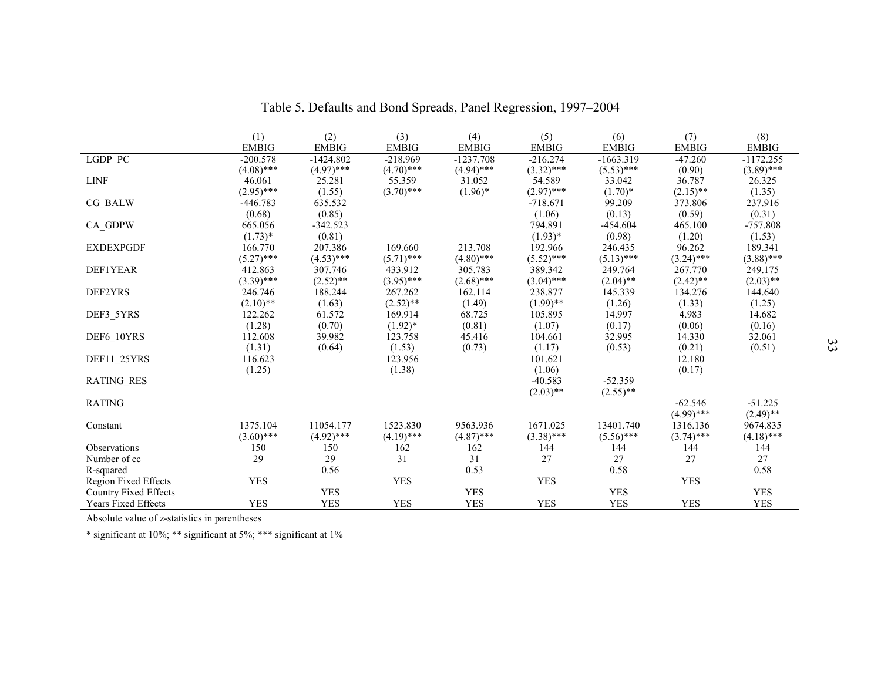Table 5. Defaults and Bond Spreads, Panel Regression, 1997–2004

| | (1) | (2) | (3) | (4) | (5) | (6) | (7) | (8) |
|---|---|---|---|---|---|---|---|---|
| | EMBIG | EMBIG | EMBIG | EMBIG | EMBIG | EMBIG | EMBIG | EMBIG |
| LGDP_PC | -200.578 | -1424.802 | -218.969 | -1237.708 | -216.274 | -1663.319 | -47.260 | -1172.255 |
| | (4.08)*** | (4.97)*** | (4.70)*** | (4.94)*** | (3.32)*** | (5.53)*** | (0.90) | (3.89)*** |
| LINF | 46.061 | 25.281 | 55.359 | 31.052 | 54.589 | 33.042 | 36.787 | 26.325 |
| | (2.95)*** | (1.55) | (3.70)*** | (1.96)* | (2.97)*** | (1.70)* | (2.15)** | (1.35) |
| CG_BALW | -446.783 | 635.532 | | | -718.671 | 99.209 | 373.806 | 237.916 |
| | (0.68) | (0.85) | | | (1.06) | (0.13) | (0.59) | (0.31) |
| CA_GDPW | 665.056 | -342.523 | | | 794.891 | -454.604 | 465.100 | -757.808 |
| | (1.73)* | (0.81) | | | (1.93)* | (0.98) | (1.20) | (1.53) |
| EXDEXPGDF | 166.770 | 207.386 | 169.660 | 213.708 | 192.966 | 246.435 | 96.262 | 189.341 |
| | (5.27)*** | (4.53)*** | (5.71)*** | (4.80)*** | (5.52)*** | (5.13)*** | (3.24)*** | (3.88)*** |
| DEF1YEAR | 412.863 | 307.746 | 433.912 | 305.783 | 389.342 | 249.764 | 267.770 | 249.175 |
| | (3.39)*** | (2.52)** | (3.95)*** | (2.68)*** | (3.04)*** | (2.04)** | (2.42)** | (2.03)** |
| DEF2YRS | 246.746 | 188.244 | 267.262 | 162.114 | 238.877 | 145.339 | 134.276 | 144.640 |
| | (2.10)** | (1.63) | (2.52)** | (1.49) | (1.99)** | (1.26) | (1.33) | (1.25) |
| DEF3_5YRS | 122.262 | 61.572 | 169.914 | 68.725 | 105.895 | 14.997 | 4.983 | 14.682 |
| | (1.28) | (0.70) | (1.92)* | (0.81) | (1.07) | (0.17) | (0.06) | (0.16) |
| DEF6_10YRS | 112.608 | 39.982 | 123.758 | 45.416 | 104.661 | 32.995 | 14.330 | 32.061 |
| | (1.31) | (0.64) | (1.53) | (0.73) | (1.17) | (0.53) | (0.21) | (0.51) |
| DEF11_25YRS | 116.623 | | 123.956 | | 101.621 | | 12.180 | |
| | (1.25) | | (1.38) | | (1.06) | | (0.17) | |
| RATING_RES | | | | | -40.583 | -52.359 | | |
| | | | | | (2.03)** | (2.55)** | | |
| RATING | | | | | | | -62.546 | -51.225 |
| | | | | | | | (4.99)*** | (2.49)** |
| Constant | 1375.104 | 11054.177 | 1523.830 | 9563.936 | 1671.025 | 13401.740 | 1316.136 | 9674.835 |
| | (3.60)*** | (4.92)*** | (4.19)*** | (4.87)*** | (3.38)*** | (5.56)*** | (3.74)*** | (4.18)*** |
| Observations | 150 | 150 | 162 | 162 | 144 | 144 | 144 | 144 |
| Number of cc | 29 | 29 | 31 | 31 | 27 | 27 | 27 | 27 |
| R-squared | | 0.56 | | 0.53 | | 0.58 | | 0.58 |
| Region Fixed Effects | YES | | YES | | YES | | YES | |
| Country Fixed Effects | | YES | | YES | | YES | | YES |
| Years Fixed Effects | YES | YES | YES | YES | YES | YES | YES | YES |

Absolute value of z-statistics in parentheses

* significant at 10%; ** significant at 5%; *** significant at 1%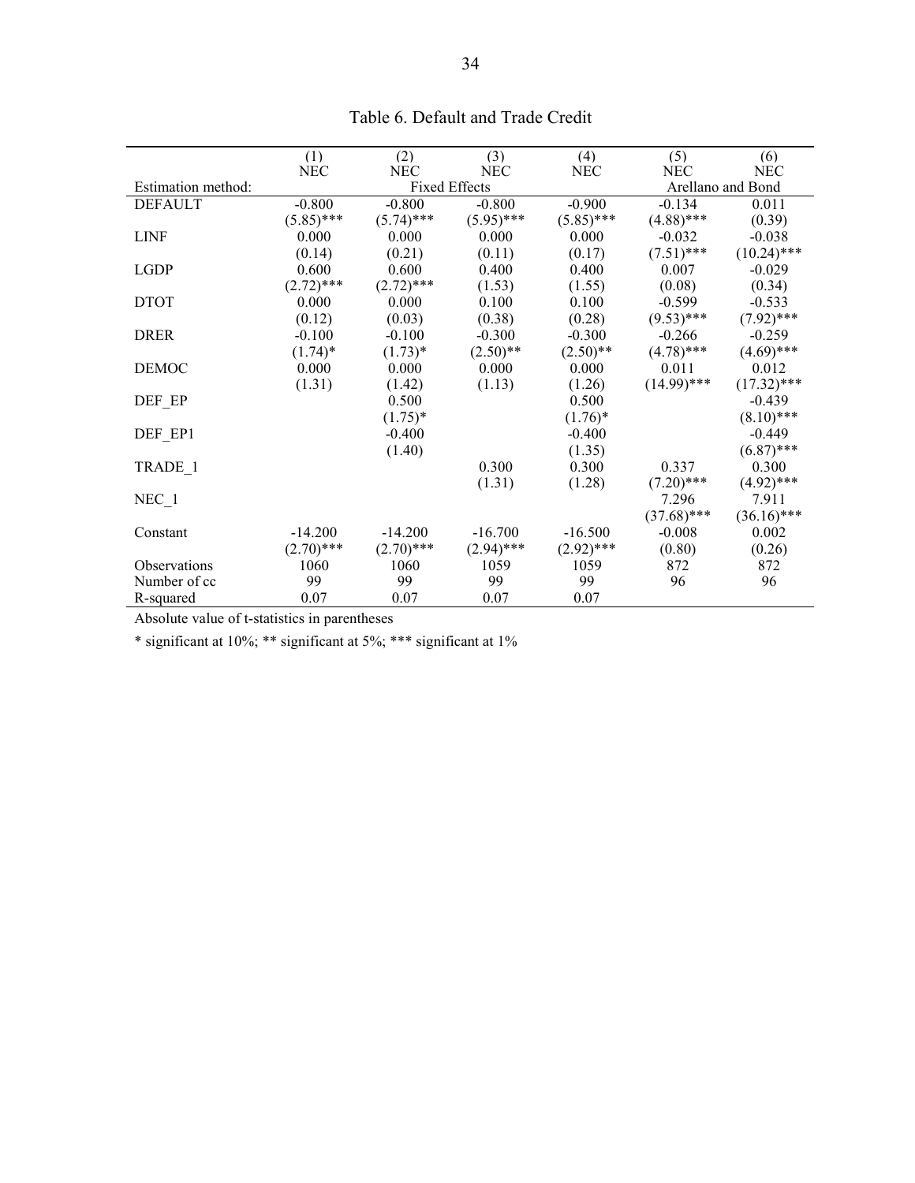Table 6. Default and Trade Credit

| | (1) NEC | (2) NEC | (3) NEC | (4) NEC | (5) NEC | (6) NEC |
|---|---|---|---|---|---|---|
| Estimation method: | Fixed Effects | | | | Arellano and Bond | |
| DEFAULT | -0.800 | -0.800 | -0.800 | -0.900 | -0.134 | 0.011 |
| | (5.85)*** | (5.74)*** | (5.95)*** | (5.85)*** | (4.88)*** | (0.39) |
| LINF | 0.000 | 0.000 | 0.000 | 0.000 | -0.032 | -0.038 |
| | (0.14) | (0.21) | (0.11) | (0.17) | (7.51)*** | (10.24)*** |
| LGDP | 0.600 | 0.600 | 0.400 | 0.400 | 0.007 | -0.029 |
| | (2.72)*** | (2.72)*** | (1.53) | (1.55) | (0.08) | (0.34) |
| DTOT | 0.000 | 0.000 | 0.100 | 0.100 | -0.599 | -0.533 |
| | (0.12) | (0.03) | (0.38) | (0.28) | (9.53)*** | (7.92)*** |
| DRER | -0.100 | -0.100 | -0.300 | -0.300 | -0.266 | -0.259 |
| | (1.74)* | (1.73)* | (2.50)** | (2.50)** | (4.78)*** | (4.69)*** |
| DEMOC | 0.000 | 0.000 | 0.000 | 0.000 | 0.011 | 0.012 |
| | (1.31) | (1.42) | (1.13) | (1.26) | (14.99)*** | (17.32)*** |
| DEF_EP | | 0.500 | | 0.500 | | -0.439 |
| | | (1.75)* | | (1.76)* | | (8.10)*** |
| DEF_EP1 | | -0.400 | | -0.400 | | -0.449 |
| | | (1.40) | | (1.35) | | (6.87)*** |
| TRADE_1 | | | 0.300 | 0.300 | 0.337 | 0.300 |
| | | | (1.31) | (1.28) | (7.20)*** | (4.92)*** |
| NEC_1 | | | | | 7.296 | 7.911 |
| | | | | | (37.68)*** | (36.16)*** |
| Constant | -14.200 | -14.200 | -16.700 | -16.500 | -0.008 | 0.002 |
| | (2.70)*** | (2.70)*** | (2.94)*** | (2.92)*** | (0.80) | (0.26) |
| Observations | 1060 | 1060 | 1059 | 1059 | 872 | 872 |
| Number of cc | 99 | 99 | 99 | 99 | 96 | 96 |
| R-squared | 0.07 | 0.07 | 0.07 | 0.07 | | |

Absolute value of t-statistics in parentheses

* significant at 10%; ** significant at 5%; *** significant at 1%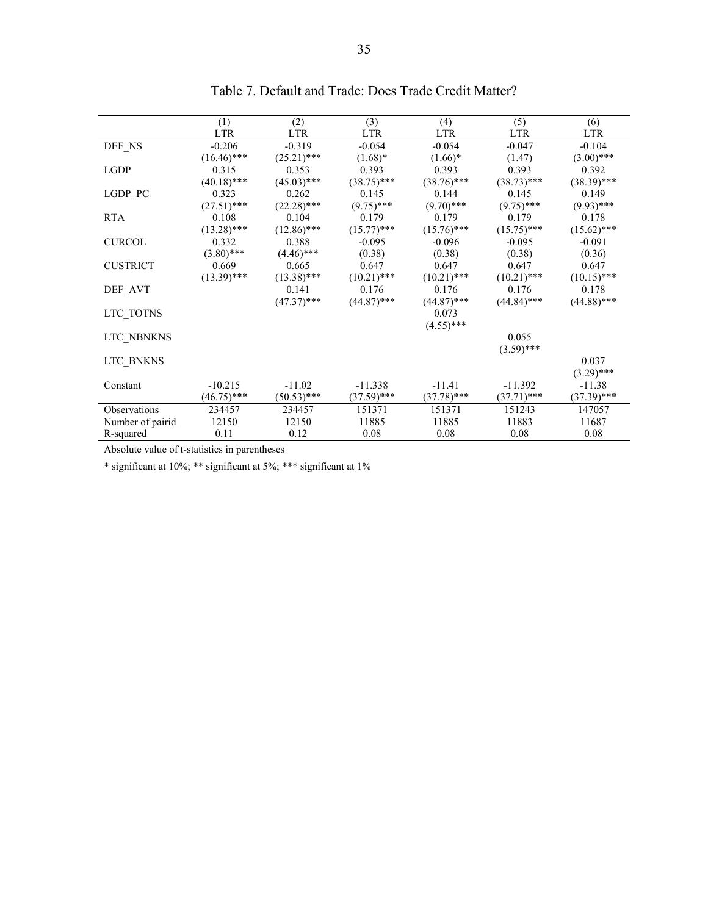Table 7. Default and Trade: Does Trade Credit Matter?

| | (1) | (2) | (3) | (4) | (5) | (6) |
|---|---|---|---|---|---|---|
| | LTR | LTR | LTR | LTR | LTR | LTR |
| DEF_NS | -0.206 | -0.319 | -0.054 | -0.054 | -0.047 | -0.104 |
| | (16.46)*** | (25.21)*** | (1.68)* | (1.66)* | (1.47) | (3.00)*** |
| LGDP | 0.315 | 0.353 | 0.393 | 0.393 | 0.393 | 0.392 |
| | (40.18)*** | (45.03)*** | (38.75)*** | (38.76)*** | (38.73)*** | (38.39)*** |
| LGDP_PC | 0.323 | 0.262 | 0.145 | 0.144 | 0.145 | 0.149 |
| | (27.51)*** | (22.28)*** | (9.75)*** | (9.70)*** | (9.75)*** | (9.93)*** |
| RTA | 0.108 | 0.104 | 0.179 | 0.179 | 0.179 | 0.178 |
| | (13.28)*** | (12.86)*** | (15.77)*** | (15.76)*** | (15.75)*** | (15.62)*** |
| CURCOL | 0.332 | 0.388 | -0.095 | -0.096 | -0.095 | -0.091 |
| | (3.80)*** | (4.46)*** | (0.38) | (0.38) | (0.38) | (0.36) |
| CUSTRICT | 0.669 | 0.665 | 0.647 | 0.647 | 0.647 | 0.647 |
| | (13.39)*** | (13.38)*** | (10.21)*** | (10.21)*** | (10.21)*** | (10.15)*** |
| DEF_AVT | | 0.141 | 0.176 | 0.176 | 0.176 | 0.178 |
| | | (47.37)*** | (44.87)*** | (44.87)*** | (44.84)*** | (44.88)*** |
| LTC_TOTNS | | | | 0.073 | | |
| | | | | (4.55)*** | | |
| LTC_NBNKNS | | | | | 0.055 | |
| | | | | | (3.59)*** | |
| LTC_BNKNS | | | | | | 0.037 |
| | | | | | | (3.29)*** |
| Constant | -10.215 | -11.02 | -11.338 | -11.41 | -11.392 | -11.38 |
| | (46.75)*** | (50.53)*** | (37.59)*** | (37.78)*** | (37.71)*** | (37.39)*** |
| Observations | 234457 | 234457 | 151371 | 151371 | 151243 | 147057 |
| Number of pairid | 12150 | 12150 | 11885 | 11885 | 11883 | 11687 |
| R-squared | 0.11 | 0.12 | 0.08 | 0.08 | 0.08 | 0.08 |

Absolute value of t-statistics in parentheses

* significant at 10%; ** significant at 5%; *** significant at 1%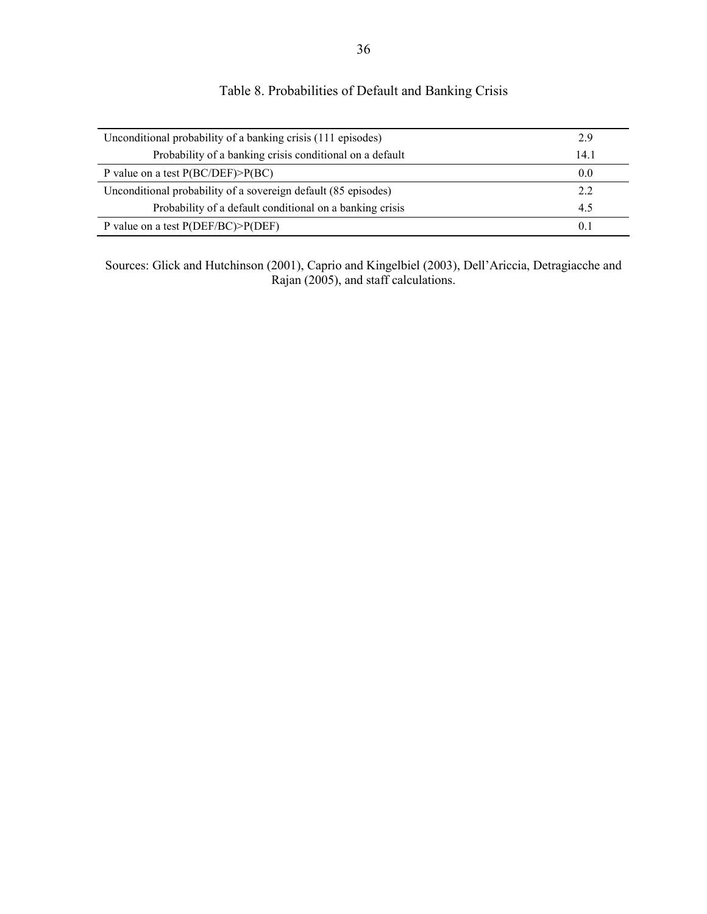Table 8. Probabilities of Default and Banking Crisis

| | |
|---|---|
| Unconditional probability of a banking crisis (111 episodes) | 2.9 |
| Probability of a banking crisis conditional on a default | 14.1 |
| P value on a test P(BC/DEF)>P(BC) | 0.0 |
| Unconditional probability of a sovereign default (85 episodes) | 2.2 |
| Probability of a default conditional on a banking crisis | 4.5 |
| P value on a test P(DEF/BC)>P(DEF) | 0.1 |

Sources: Glick and Hutchinson (2001), Caprio and Kingelbiel (2003), Dell'Ariccia, Detragiacche and Rajan (2005), and staff calculations.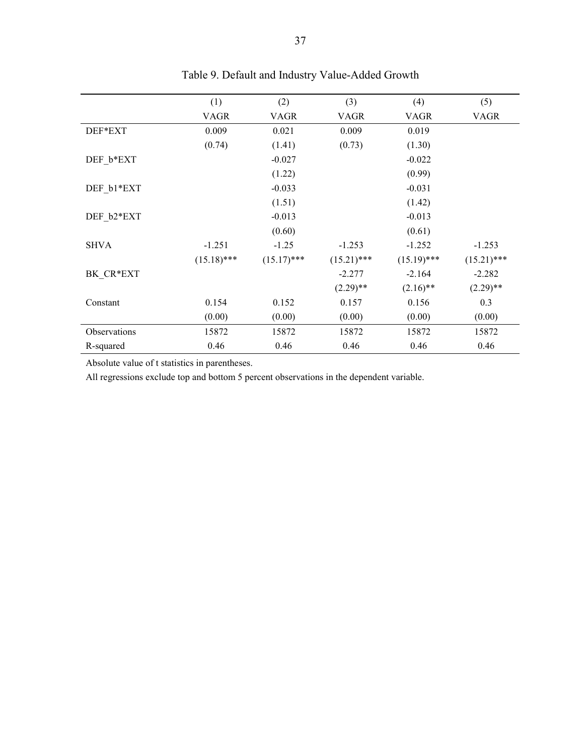Table 9. Default and Industry Value-Added Growth

| | (1) | (2) | (3) | (4) | (5) |
|---|---|---|---|---|---|
| | VAGR | VAGR | VAGR | VAGR | VAGR |
| DEF*EXT | 0.009 | 0.021 | 0.009 | 0.019 | |
| | (0.74) | (1.41) | (0.73) | (1.30) | |
| DEF_b*EXT | | -0.027 | | -0.022 | |
| | | (1.22) | | (0.99) | |
| DEF_b1*EXT | | -0.033 | | -0.031 | |
| | | (1.51) | | (1.42) | |
| DEF_b2*EXT | | -0.013 | | -0.013 | |
| | | (0.60) | | (0.61) | |
| SHVA | -1.251 | -1.25 | -1.253 | -1.252 | -1.253 |
| | (15.18)*** | (15.17)*** | (15.21)*** | (15.19)*** | (15.21)*** |
| BK_CR*EXT | | | -2.277 | -2.164 | -2.282 |
| | | | (2.29)** | (2.16)** | (2.29)** |
| Constant | 0.154 | 0.152 | 0.157 | 0.156 | 0.3 |
| | (0.00) | (0.00) | (0.00) | (0.00) | (0.00) |
| Observations | 15872 | 15872 | 15872 | 15872 | 15872 |
| R-squared | 0.46 | 0.46 | 0.46 | 0.46 | 0.46 |

Absolute value of t statistics in parentheses.

All regressions exclude top and bottom 5 percent observations in the dependent variable.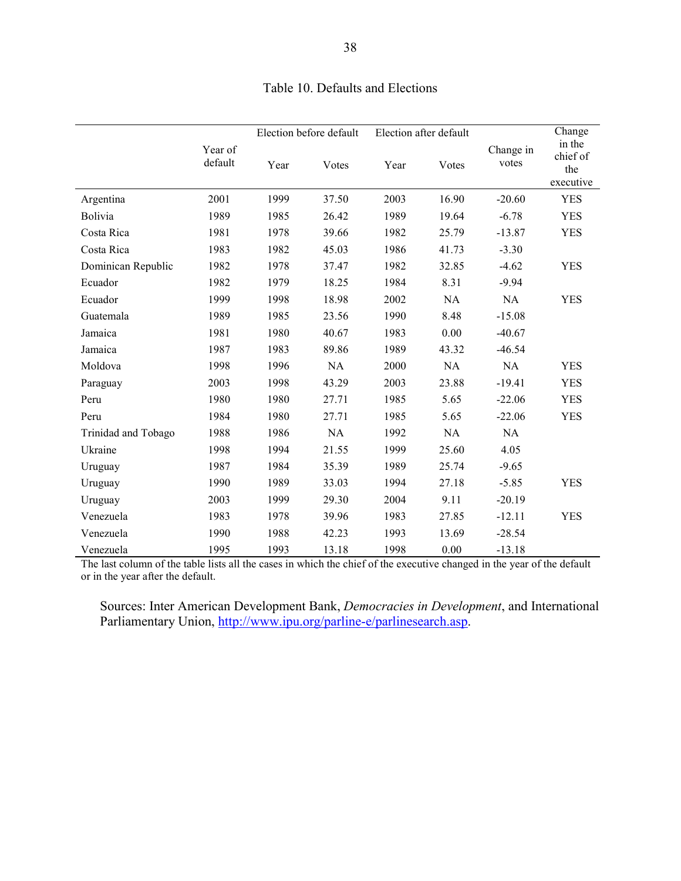Table 10. Defaults and Elections

| | Year of default | Election before default | | Election after default | | Change in votes | Change in the chief of the executive |
|---|---|---|---|---|---|---|---|
| | | Year | Votes | Year | Votes | | |
| Argentina | 2001 | 1999 | 37.50 | 2003 | 16.90 | -20.60 | YES |
| Bolivia | 1989 | 1985 | 26.42 | 1989 | 19.64 | -6.78 | YES |
| Costa Rica | 1981 | 1978 | 39.66 | 1982 | 25.79 | -13.87 | YES |
| Costa Rica | 1983 | 1982 | 45.03 | 1986 | 41.73 | -3.30 | |
| Dominican Republic | 1982 | 1978 | 37.47 | 1982 | 32.85 | -4.62 | YES |
| Ecuador | 1982 | 1979 | 18.25 | 1984 | 8.31 | -9.94 | |
| Ecuador | 1999 | 1998 | 18.98 | 2002 | NA | NA | YES |
| Guatemala | 1989 | 1985 | 23.56 | 1990 | 8.48 | -15.08 | |
| Jamaica | 1981 | 1980 | 40.67 | 1983 | 0.00 | -40.67 | |
| Jamaica | 1987 | 1983 | 89.86 | 1989 | 43.32 | -46.54 | |
| Moldova | 1998 | 1996 | NA | 2000 | NA | NA | YES |
| Paraguay | 2003 | 1998 | 43.29 | 2003 | 23.88 | -19.41 | YES |
| Peru | 1980 | 1980 | 27.71 | 1985 | 5.65 | -22.06 | YES |
| Peru | 1984 | 1980 | 27.71 | 1985 | 5.65 | -22.06 | YES |
| Trinidad and Tobago | 1988 | 1986 | NA | 1992 | NA | NA | |
| Ukraine | 1998 | 1994 | 21.55 | 1999 | 25.60 | 4.05 | |
| Uruguay | 1987 | 1984 | 35.39 | 1989 | 25.74 | -9.65 | |
| Uruguay | 1990 | 1989 | 33.03 | 1994 | 27.18 | -5.85 | YES |
| Uruguay | 2003 | 1999 | 29.30 | 2004 | 9.11 | -20.19 | |
| Venezuela | 1983 | 1978 | 39.96 | 1983 | 27.85 | -12.11 | YES |
| Venezuela | 1990 | 1988 | 42.23 | 1993 | 13.69 | -28.54 | |
| Venezuela | 1995 | 1993 | 13.18 | 1998 | 0.00 | -13.18 | |

The last column of the table lists all the cases in which the chief of the executive changed in the year of the default or in the year after the default.

Sources: Inter American Development Bank, *Democracies in Development*, and International Parliamentary Union, http://www.ipu.org/parline-e/parlinesearch.asp.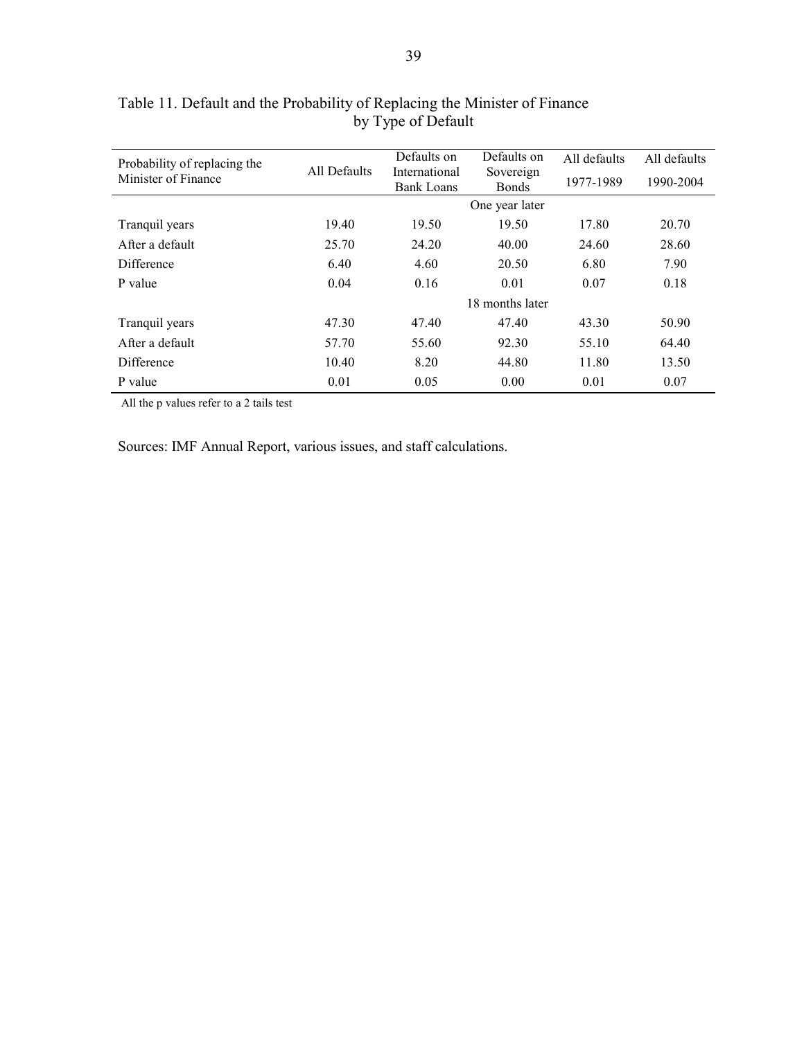Table 11. Default and the Probability of Replacing the Minister of Finance by Type of Default

| Probability of replacing the Minister of Finance | All Defaults | Defaults on International Bank Loans | Defaults on Sovereign Bonds | All defaults 1977-1989 | All defaults 1990-2004 |
|---|---|---|---|---|---|
| | | | One year later | | |
| Tranquil years | 19.40 | 19.50 | 19.50 | 17.80 | 20.70 |
| After a default | 25.70 | 24.20 | 40.00 | 24.60 | 28.60 |
| Difference | 6.40 | 4.60 | 20.50 | 6.80 | 7.90 |
| P value | 0.04 | 0.16 | 0.01 | 0.07 | 0.18 |
| | | | 18 months later | | |
| Tranquil years | 47.30 | 47.40 | 47.40 | 43.30 | 50.90 |
| After a default | 57.70 | 55.60 | 92.30 | 55.10 | 64.40 |
| Difference | 10.40 | 8.20 | 44.80 | 11.80 | 13.50 |
| P value | 0.01 | 0.05 | 0.00 | 0.01 | 0.07 |

All the p values refer to a 2 tails test

Sources: IMF Annual Report, various issues, and staff calculations.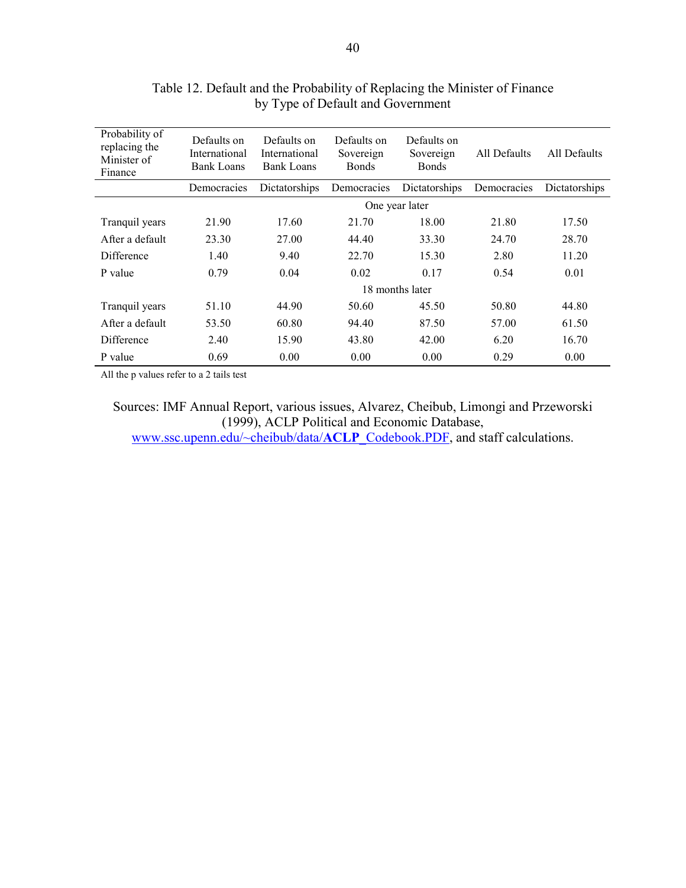Table 12. Default and the Probability of Replacing the Minister of Finance by Type of Default and Government

| Probability of replacing the Minister of Finance | Defaults on International Bank Loans | Defaults on International Bank Loans | Defaults on Sovereign Bonds | Defaults on Sovereign Bonds | All Defaults | All Defaults |
|---|---|---|---|---|---|---|
| | Democracies | Dictatorships | Democracies | Dictatorships | Democracies | Dictatorships |
| | One year later | | | | | |
| Tranquil years | 21.90 | 17.60 | 21.70 | 18.00 | 21.80 | 17.50 |
| After a default | 23.30 | 27.00 | 44.40 | 33.30 | 24.70 | 28.70 |
| Difference | 1.40 | 9.40 | 22.70 | 15.30 | 2.80 | 11.20 |
| P value | 0.79 | 0.04 | 0.02 | 0.17 | 0.54 | 0.01 |
| | 18 months later | | | | | |
| Tranquil years | 51.10 | 44.90 | 50.60 | 45.50 | 50.80 | 44.80 |
| After a default | 53.50 | 60.80 | 94.40 | 87.50 | 57.00 | 61.50 |
| Difference | 2.40 | 15.90 | 43.80 | 42.00 | 6.20 | 16.70 |
| P value | 0.69 | 0.00 | 0.00 | 0.00 | 0.29 | 0.00 |

All the p values refer to a 2 tails test

Sources: IMF Annual Report, various issues, Alvarez, Cheibub, Limongi and Przeworski (1999), ACLP Political and Economic Database, www.ssc.upenn.edu/~cheibub/data/ACLP_Codebook.PDF, and staff calculations.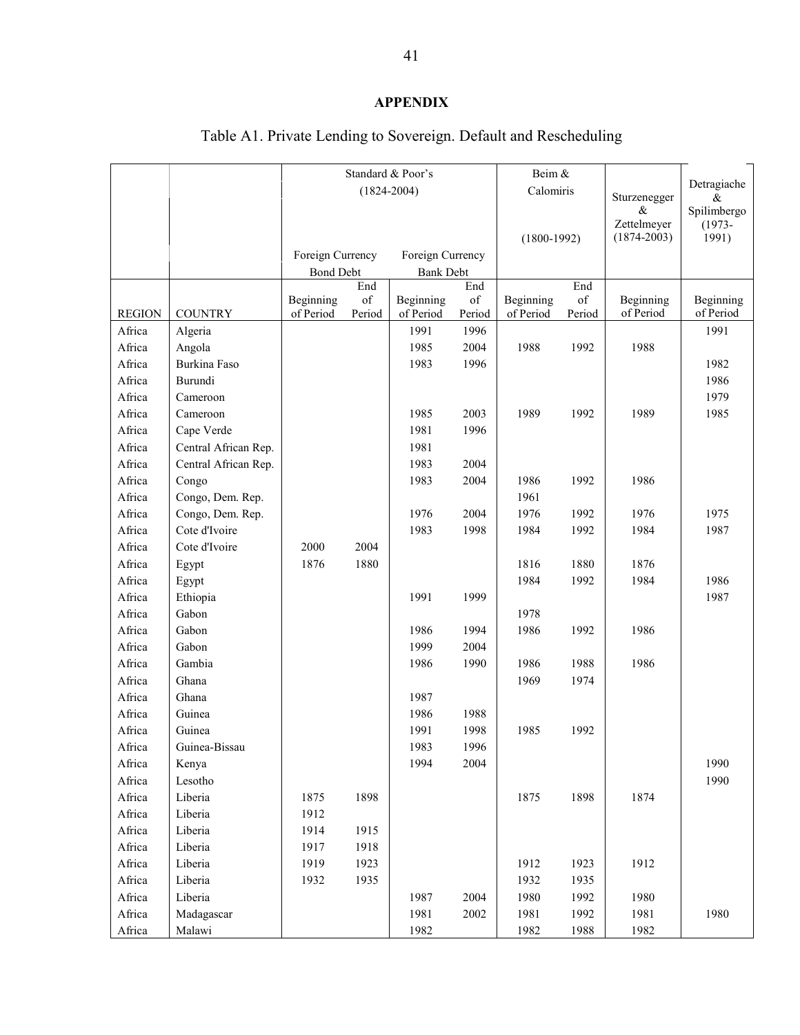## APPENDIX

Table A1. Private Lending to Sovereign. Default and Rescheduling

| | | Standard & Poor's (1824-2004) | | | | Beim & Calomiris (1800-1992) | | Sturzenegger & Zettelmeyer (1874-2003) | Detragiache & Spilimbergo (1973-1991) |
|---|---|---|---|---|---|---|---|---|---|
| | | Foreign Currency Bond Debt | | Foreign Currency Bank Debt | | | | | |
| REGION | COUNTRY | Beginning of Period | End of Period | Beginning of Period | End of Period | Beginning of Period | End of Period | Beginning of Period | Beginning of Period |
| Africa | Algeria | | | 1991 | 1996 | | | | 1991 |
| Africa | Angola | | | 1985 | 2004 | 1988 | 1992 | 1988 | |
| Africa | Burkina Faso | | | 1983 | 1996 | | | | 1982 |
| Africa | Burundi | | | | | | | | 1986 |
| Africa | Cameroon | | | | | | | | 1979 |
| Africa | Cameroon | | | 1985 | 2003 | 1989 | 1992 | 1989 | 1985 |
| Africa | Cape Verde | | | 1981 | 1996 | | | | |
| Africa | Central African Rep. | | | 1981 | | | | | |
| Africa | Central African Rep. | | | 1983 | 2004 | | | | |
| Africa | Congo | | | 1983 | 2004 | 1986 | 1992 | 1986 | |
| Africa | Congo, Dem. Rep. | | | | | 1961 | | | |
| Africa | Congo, Dem. Rep. | | | 1976 | 2004 | 1976 | 1992 | 1976 | 1975 |
| Africa | Cote d'Ivoire | | | 1983 | 1998 | 1984 | 1992 | 1984 | 1987 |
| Africa | Cote d'Ivoire | 2000 | 2004 | | | | | | |
| Africa | Egypt | 1876 | 1880 | | | 1816 | 1880 | 1876 | |
| Africa | Egypt | | | | | 1984 | 1992 | 1984 | 1986 |
| Africa | Ethiopia | | | 1991 | 1999 | | | | 1987 |
| Africa | Gabon | | | | | 1978 | | | |
| Africa | Gabon | | | 1986 | 1994 | 1986 | 1992 | 1986 | |
| Africa | Gabon | | | 1999 | 2004 | | | | |
| Africa | Gambia | | | 1986 | 1990 | 1986 | 1988 | 1986 | |
| Africa | Ghana | | | | | 1969 | 1974 | | |
| Africa | Ghana | | | 1987 | | | | | |
| Africa | Guinea | | | 1986 | 1988 | | | | |
| Africa | Guinea | | | 1991 | 1998 | 1985 | 1992 | | |
| Africa | Guinea-Bissau | | | 1983 | 1996 | | | | |
| Africa | Kenya | | | 1994 | 2004 | | | | 1990 |
| Africa | Lesotho | | | | | | | | 1990 |
| Africa | Liberia | 1875 | 1898 | | | 1875 | 1898 | 1874 | |
| Africa | Liberia | 1912 | | | | | | | |
| Africa | Liberia | 1914 | 1915 | | | | | | |
| Africa | Liberia | 1917 | 1918 | | | | | | |
| Africa | Liberia | 1919 | 1923 | | | 1912 | 1923 | 1912 | |
| Africa | Liberia | 1932 | 1935 | | | 1932 | 1935 | | |
| Africa | Liberia | | | 1987 | 2004 | 1980 | 1992 | 1980 | |
| Africa | Madagascar | | | 1981 | 2002 | 1981 | 1992 | 1981 | 1980 |
| Africa | Malawi | | | 1982 | | 1982 | 1988 | 1982 | |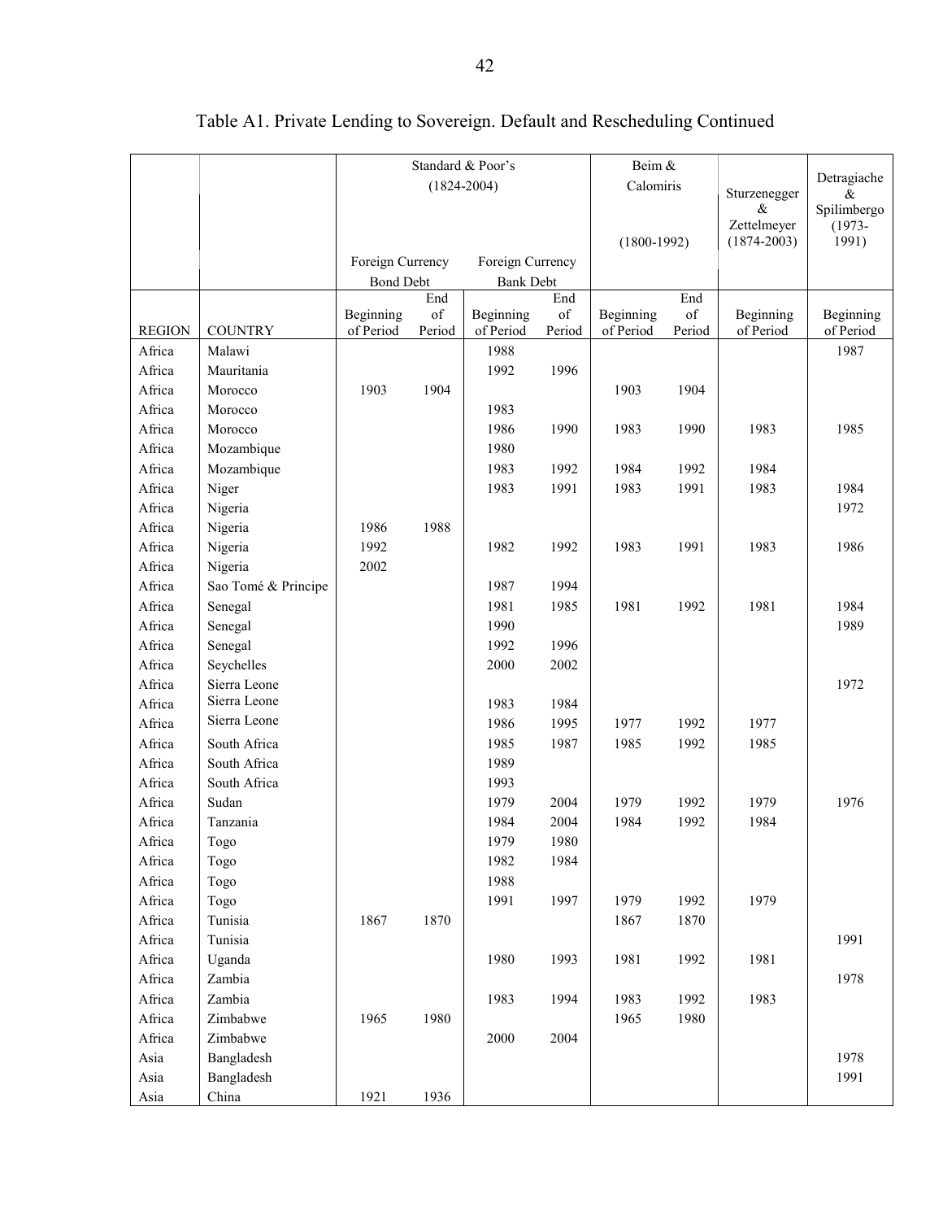# Table A1. Private Lending to Sovereign. Default and Rescheduling Continued

| | | Standard & Poor's (1824-2004) | | | | Beim & Calomiris (1800-1992) | | Sturzenegger & Zettelmeyer (1874-2003) | Detragiache & Spilimbergo (1973-1991) |
|---|---|---|---|---|---|---|---|---|---|
| | | Foreign Currency Bond Debt | | Foreign Currency Bank Debt | | | | | |
| REGION | COUNTRY | Beginning of Period | End of Period | Beginning of Period | End of Period | Beginning of Period | End of Period | Beginning of Period | Beginning of Period |
| Africa | Malawi | | | 1988 | | | | | 1987 |
| Africa | Mauritania | | | 1992 | 1996 | | | | |
| Africa | Morocco | 1903 | 1904 | | | 1903 | 1904 | | |
| Africa | Morocco | | | 1983 | | | | | |
| Africa | Morocco | | | 1986 | 1990 | 1983 | 1990 | 1983 | 1985 |
| Africa | Mozambique | | | 1980 | | | | | |
| Africa | Mozambique | | | 1983 | 1992 | 1984 | 1992 | 1984 | |
| Africa | Niger | | | 1983 | 1991 | 1983 | 1991 | 1983 | 1984 |
| Africa | Nigeria | | | | | | | | 1972 |
| Africa | Nigeria | 1986 | 1988 | | | | | | |
| Africa | Nigeria | 1992 | | 1982 | 1992 | 1983 | 1991 | 1983 | 1986 |
| Africa | Nigeria | 2002 | | | | | | | |
| Africa | Sao Tomé & Principe | | | 1987 | 1994 | | | | |
| Africa | Senegal | | | 1981 | 1985 | 1981 | 1992 | 1981 | 1984 |
| Africa | Senegal | | | 1990 | | | | | 1989 |
| Africa | Senegal | | | 1992 | 1996 | | | | |
| Africa | Seychelles | | | 2000 | 2002 | | | | |
| Africa | Sierra Leone | | | | | | | | 1972 |
| Africa | Sierra Leone | | | 1983 | 1984 | | | | |
| Africa | Sierra Leone | | | 1986 | 1995 | 1977 | 1992 | 1977 | |
| Africa | South Africa | | | 1985 | 1987 | 1985 | 1992 | 1985 | |
| Africa | South Africa | | | 1989 | | | | | |
| Africa | South Africa | | | 1993 | | | | | |
| Africa | Sudan | | | 1979 | 2004 | 1979 | 1992 | 1979 | 1976 |
| Africa | Tanzania | | | 1984 | 2004 | 1984 | 1992 | 1984 | |
| Africa | Togo | | | 1979 | 1980 | | | | |
| Africa | Togo | | | 1982 | 1984 | | | | |
| Africa | Togo | | | 1988 | | | | | |
| Africa | Togo | | | 1991 | 1997 | 1979 | 1992 | 1979 | |
| Africa | Tunisia | 1867 | 1870 | | | 1867 | 1870 | | |
| Africa | Tunisia | | | | | | | | 1991 |
| Africa | Uganda | | | 1980 | 1993 | 1981 | 1992 | 1981 | |
| Africa | Zambia | | | | | | | | 1978 |
| Africa | Zambia | | | 1983 | 1994 | 1983 | 1992 | 1983 | |
| Africa | Zimbabwe | 1965 | 1980 | | | 1965 | 1980 | | |
| Africa | Zimbabwe | | | 2000 | 2004 | | | | |
| Asia | Bangladesh | | | | | | | | 1978 |
| Asia | Bangladesh | | | | | | | | 1991 |
| Asia | China | 1921 | 1936 | | | | | | |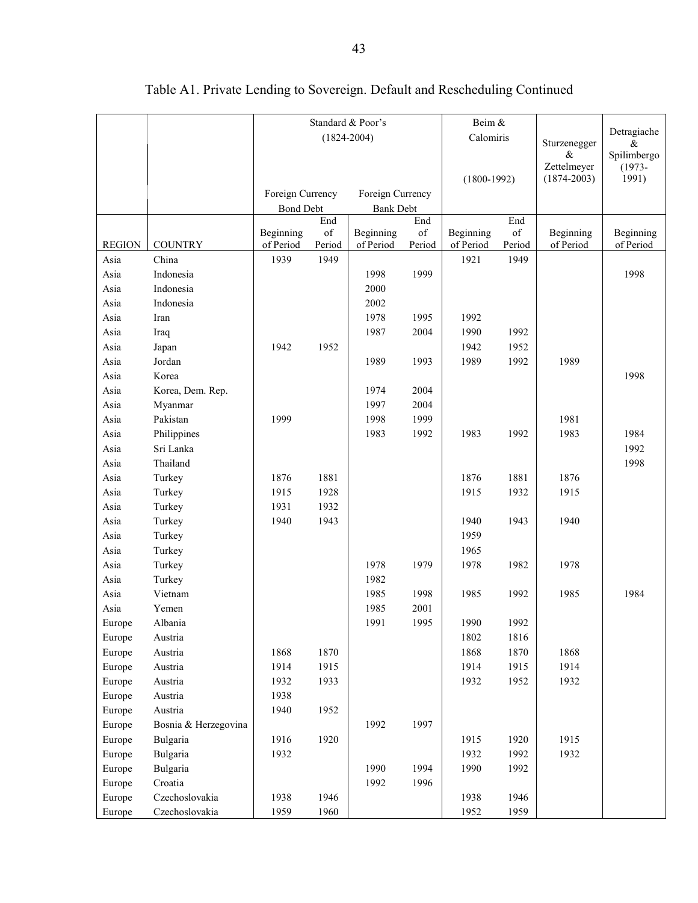# Table A1. Private Lending to Sovereign. Default and Rescheduling Continued

| | | Standard & Poor's (1824-2004) | | | | Beim & Calomiris (1800-1992) | | Sturzenegger & Zettelmeyer (1874-2003) | Detragiache & Spilimbergo (1973-1991) |
|---|---|---|---|---|---|---|---|---|---|
| | | Foreign Currency Bond Debt | | Foreign Currency Bank Debt | | | | | |
| REGION | COUNTRY | Beginning of Period | End of Period | Beginning of Period | End of Period | Beginning of Period | End of Period | Beginning of Period | Beginning of Period |
| Asia | China | 1939 | 1949 | | | 1921 | 1949 | | |
| Asia | Indonesia | | | 1998 | 1999 | | | | 1998 |
| Asia | Indonesia | | | 2000 | | | | | |
| Asia | Indonesia | | | 2002 | | | | | |
| Asia | Iran | | | 1978 | 1995 | 1992 | | | |
| Asia | Iraq | | | 1987 | 2004 | 1990 | 1992 | | |
| Asia | Japan | 1942 | 1952 | | | 1942 | 1952 | | |
| Asia | Jordan | | | 1989 | 1993 | 1989 | 1992 | 1989 | |
| Asia | Korea | | | | | | | | 1998 |
| Asia | Korea, Dem. Rep. | | | 1974 | 2004 | | | | |
| Asia | Myanmar | | | 1997 | 2004 | | | | |
| Asia | Pakistan | 1999 | | 1998 | 1999 | | | 1981 | |
| Asia | Philippines | | | 1983 | 1992 | 1983 | 1992 | 1983 | 1984 |
| Asia | Sri Lanka | | | | | | | | 1992 |
| Asia | Thailand | | | | | | | | 1998 |
| Asia | Turkey | 1876 | 1881 | | | 1876 | 1881 | 1876 | |
| Asia | Turkey | 1915 | 1928 | | | 1915 | 1932 | 1915 | |
| Asia | Turkey | 1931 | 1932 | | | | | | |
| Asia | Turkey | 1940 | 1943 | | | 1940 | 1943 | 1940 | |
| Asia | Turkey | | | | | 1959 | | | |
| Asia | Turkey | | | | | 1965 | | | |
| Asia | Turkey | | | 1978 | 1979 | 1978 | 1982 | 1978 | |
| Asia | Turkey | | | 1982 | | | | | |
| Asia | Vietnam | | | 1985 | 1998 | 1985 | 1992 | 1985 | 1984 |
| Asia | Yemen | | | 1985 | 2001 | | | | |
| Europe | Albania | | | 1991 | 1995 | 1990 | 1992 | | |
| Europe | Austria | | | | | 1802 | 1816 | | |
| Europe | Austria | 1868 | 1870 | | | 1868 | 1870 | 1868 | |
| Europe | Austria | 1914 | 1915 | | | 1914 | 1915 | 1914 | |
| Europe | Austria | 1932 | 1933 | | | 1932 | 1952 | 1932 | |
| Europe | Austria | 1938 | | | | | | | |
| Europe | Austria | 1940 | 1952 | | | | | | |
| Europe | Bosnia & Herzegovina | | | 1992 | 1997 | | | | |
| Europe | Bulgaria | 1916 | 1920 | | | 1915 | 1920 | 1915 | |
| Europe | Bulgaria | 1932 | | | | 1932 | 1992 | 1932 | |
| Europe | Bulgaria | | | 1990 | 1994 | 1990 | 1992 | | |
| Europe | Croatia | | | 1992 | 1996 | | | | |
| Europe | Czechoslovakia | 1938 | 1946 | | | 1938 | 1946 | | |
| Europe | Czechoslovakia | 1959 | 1960 | | | 1952 | 1959 | | |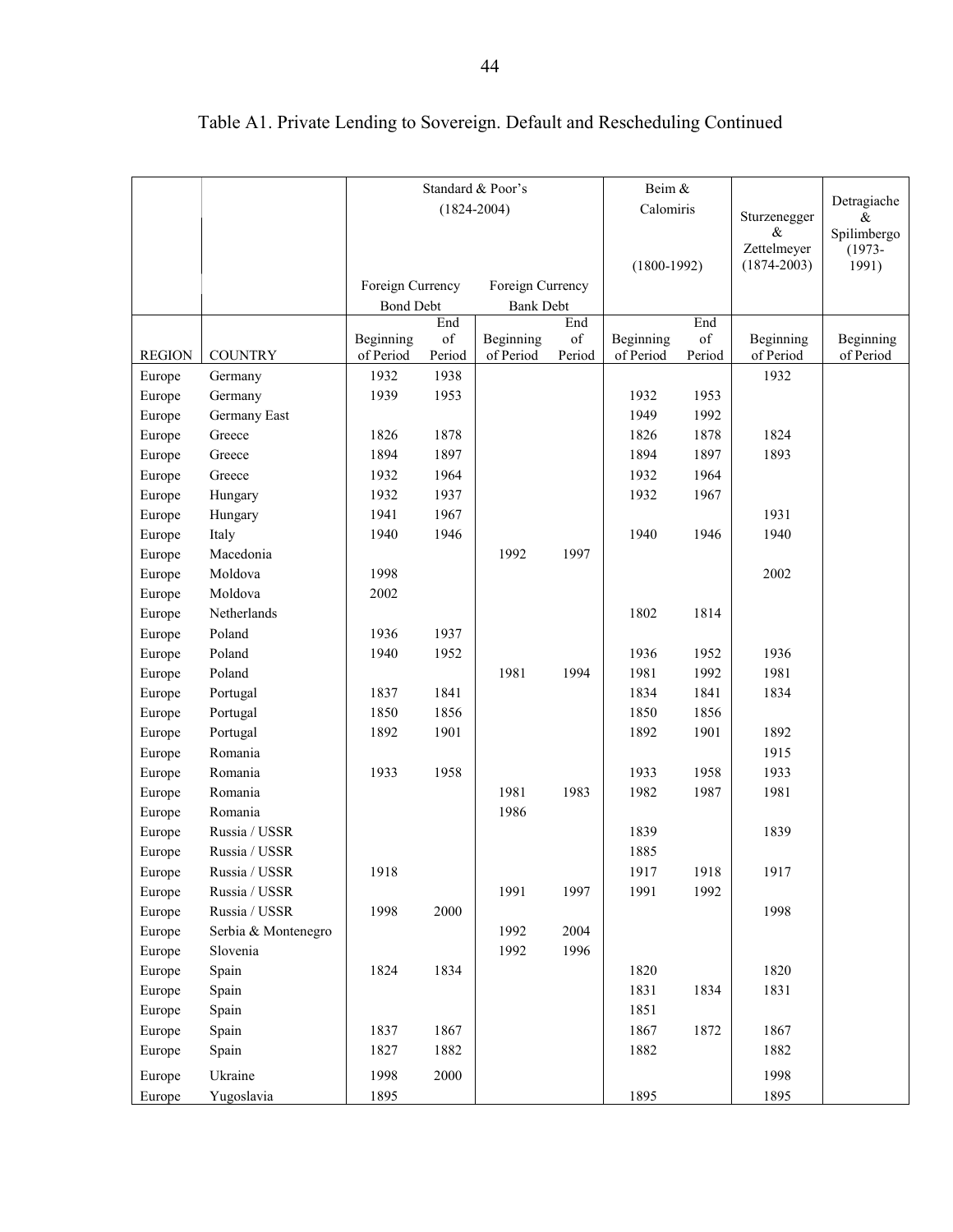# Table A1. Private Lending to Sovereign. Default and Rescheduling Continued

| | | Standard & Poor's (1824-2004) | | | | Beim & Calomiris (1800-1992) | | Sturzenegger & Zettelmeyer (1874-2003) | Detragiache & Spilimbergo (1973-1991) |
|---|---|---|---|---|---|---|---|---|---|
| | | Foreign Currency Bond Debt | | Foreign Currency Bank Debt | | | | | |
| REGION | COUNTRY | Beginning of Period | End of Period | Beginning of Period | End of Period | Beginning of Period | End of Period | Beginning of Period | Beginning of Period |
| Europe | Germany | 1932 | 1938 | | | | | 1932 | |
| Europe | Germany | 1939 | 1953 | | | 1932 | 1953 | | |
| Europe | Germany East | | | | | 1949 | 1992 | | |
| Europe | Greece | 1826 | 1878 | | | 1826 | 1878 | 1824 | |
| Europe | Greece | 1894 | 1897 | | | 1894 | 1897 | 1893 | |
| Europe | Greece | 1932 | 1964 | | | 1932 | 1964 | | |
| Europe | Hungary | 1932 | 1937 | | | 1932 | 1967 | | |
| Europe | Hungary | 1941 | 1967 | | | | | 1931 | |
| Europe | Italy | 1940 | 1946 | | | 1940 | 1946 | 1940 | |
| Europe | Macedonia | | | 1992 | 1997 | | | | |
| Europe | Moldova | 1998 | | | | | | 2002 | |
| Europe | Moldova | 2002 | | | | | | | |
| Europe | Netherlands | | | | | 1802 | 1814 | | |
| Europe | Poland | 1936 | 1937 | | | | | | |
| Europe | Poland | 1940 | 1952 | | | 1936 | 1952 | 1936 | |
| Europe | Poland | | | 1981 | 1994 | 1981 | 1992 | 1981 | |
| Europe | Portugal | 1837 | 1841 | | | 1834 | 1841 | 1834 | |
| Europe | Portugal | 1850 | 1856 | | | 1850 | 1856 | | |
| Europe | Portugal | 1892 | 1901 | | | 1892 | 1901 | 1892 | |
| Europe | Romania | | | | | | | 1915 | |
| Europe | Romania | 1933 | 1958 | | | 1933 | 1958 | 1933 | |
| Europe | Romania | | | 1981 | 1983 | 1982 | 1987 | 1981 | |
| Europe | Romania | | | 1986 | | | | | |
| Europe | Russia / USSR | | | | | 1839 | | 1839 | |
| Europe | Russia / USSR | | | | | 1885 | | | |
| Europe | Russia / USSR | 1918 | | | | 1917 | 1918 | 1917 | |
| Europe | Russia / USSR | | | 1991 | 1997 | 1991 | 1992 | | |
| Europe | Russia / USSR | 1998 | 2000 | | | | | 1998 | |
| Europe | Serbia & Montenegro | | | 1992 | 2004 | | | | |
| Europe | Slovenia | | | 1992 | 1996 | | | | |
| Europe | Spain | 1824 | 1834 | | | 1820 | | 1820 | |
| Europe | Spain | | | | | 1831 | 1834 | 1831 | |
| Europe | Spain | | | | | 1851 | | | |
| Europe | Spain | 1837 | 1867 | | | 1867 | 1872 | 1867 | |
| Europe | Spain | 1827 | 1882 | | | 1882 | | 1882 | |
| Europe | Ukraine | 1998 | 2000 | | | | | 1998 | |
| Europe | Yugoslavia | 1895 | | | | 1895 | | 1895 | |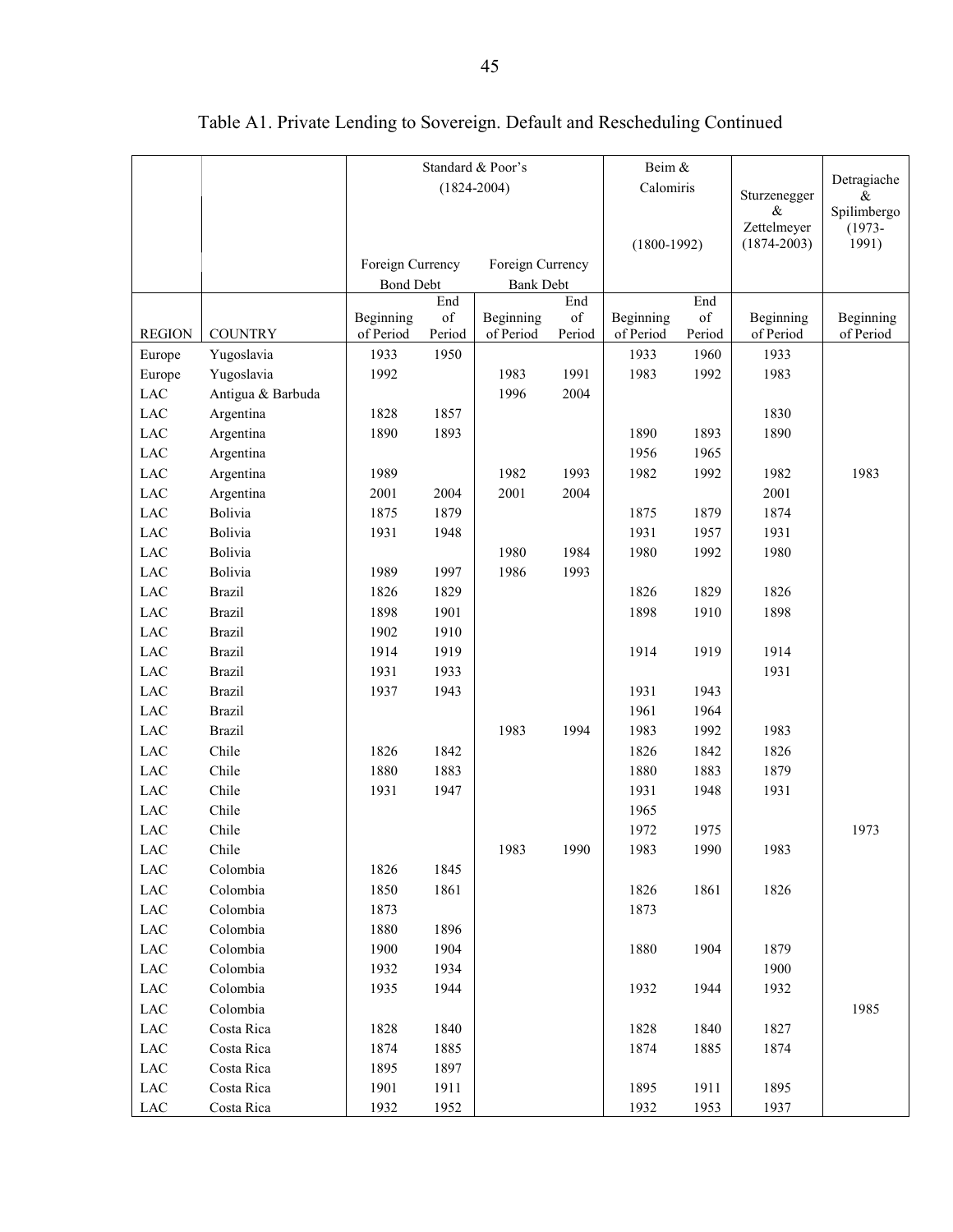Table A1. Private Lending to Sovereign. Default and Rescheduling Continued

| | | Standard & Poor's (1824-2004) | | | | Beim & Calomiris (1800-1992) | | Sturzenegger & Zettelmeyer (1874-2003) | Detragiache & Spilimbergo (1973-1991) |
|---|---|---|---|---|---|---|---|---|---|
| | | Foreign Currency Bond Debt | | Foreign Currency Bank Debt | | | | | |
| REGION | COUNTRY | Beginning of Period | End of Period | Beginning of Period | End of Period | Beginning of Period | End of Period | Beginning of Period | Beginning of Period |
| Europe | Yugoslavia | 1933 | 1950 | | | 1933 | 1960 | 1933 | |
| Europe | Yugoslavia | 1992 | | 1983 | 1991 | 1983 | 1992 | 1983 | |
| LAC | Antigua & Barbuda | | | 1996 | 2004 | | | | |
| LAC | Argentina | 1828 | 1857 | | | | | 1830 | |
| LAC | Argentina | 1890 | 1893 | | | 1890 | 1893 | 1890 | |
| LAC | Argentina | | | | | 1956 | 1965 | | |
| LAC | Argentina | 1989 | | 1982 | 1993 | 1982 | 1992 | 1982 | 1983 |
| LAC | Argentina | 2001 | 2004 | 2001 | 2004 | | | 2001 | |
| LAC | Bolivia | 1875 | 1879 | | | 1875 | 1879 | 1874 | |
| LAC | Bolivia | 1931 | 1948 | | | 1931 | 1957 | 1931 | |
| LAC | Bolivia | | | 1980 | 1984 | 1980 | 1992 | 1980 | |
| LAC | Bolivia | 1989 | 1997 | 1986 | 1993 | | | | |
| LAC | Brazil | 1826 | 1829 | | | 1826 | 1829 | 1826 | |
| LAC | Brazil | 1898 | 1901 | | | 1898 | 1910 | 1898 | |
| LAC | Brazil | 1902 | 1910 | | | | | | |
| LAC | Brazil | 1914 | 1919 | | | 1914 | 1919 | 1914 | |
| LAC | Brazil | 1931 | 1933 | | | | | 1931 | |
| LAC | Brazil | 1937 | 1943 | | | 1931 | 1943 | | |
| LAC | Brazil | | | | | 1961 | 1964 | | |
| LAC | Brazil | | | 1983 | 1994 | 1983 | 1992 | 1983 | |
| LAC | Chile | 1826 | 1842 | | | 1826 | 1842 | 1826 | |
| LAC | Chile | 1880 | 1883 | | | 1880 | 1883 | 1879 | |
| LAC | Chile | 1931 | 1947 | | | 1931 | 1948 | 1931 | |
| LAC | Chile | | | | | 1965 | | | |
| LAC | Chile | | | | | 1972 | 1975 | | 1973 |
| LAC | Chile | | | 1983 | 1990 | 1983 | 1990 | 1983 | |
| LAC | Colombia | 1826 | 1845 | | | | | | |
| LAC | Colombia | 1850 | 1861 | | | 1826 | 1861 | 1826 | |
| LAC | Colombia | 1873 | | | | 1873 | | | |
| LAC | Colombia | 1880 | 1896 | | | | | | |
| LAC | Colombia | 1900 | 1904 | | | 1880 | 1904 | 1879 | |
| LAC | Colombia | 1932 | 1934 | | | | | 1900 | |
| LAC | Colombia | 1935 | 1944 | | | 1932 | 1944 | 1932 | |
| LAC | Colombia | | | | | | | | 1985 |
| LAC | Costa Rica | 1828 | 1840 | | | 1828 | 1840 | 1827 | |
| LAC | Costa Rica | 1874 | 1885 | | | 1874 | 1885 | 1874 | |
| LAC | Costa Rica | 1895 | 1897 | | | | | | |
| LAC | Costa Rica | 1901 | 1911 | | | 1895 | 1911 | 1895 | |
| LAC | Costa Rica | 1932 | 1952 | | | 1932 | 1953 | 1937 | |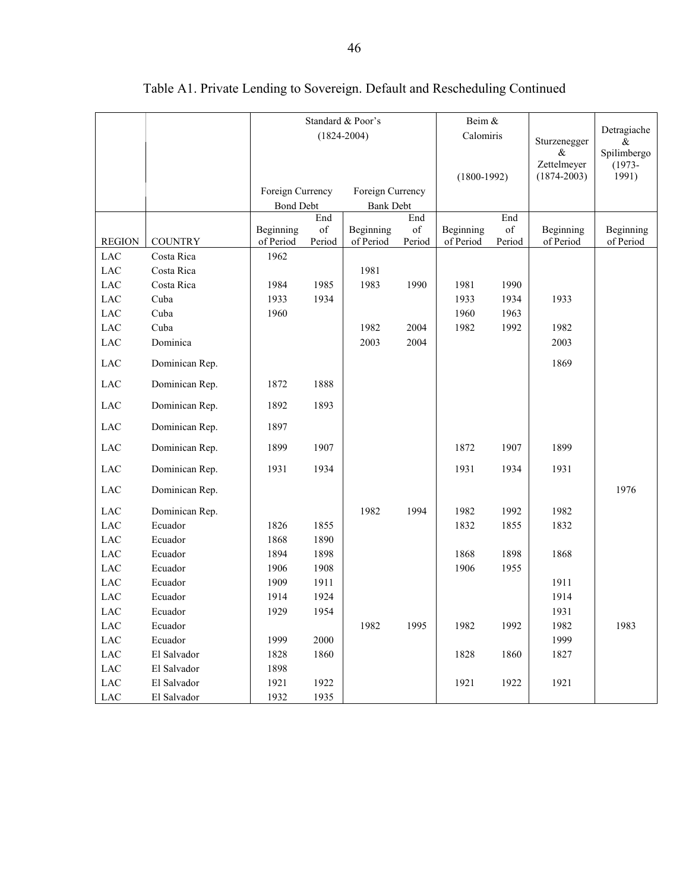# Table A1. Private Lending to Sovereign. Default and Rescheduling Continued

| | | Standard & Poor's (1824-2004) | | | | Beim & Calomiris (1800-1992) | | Sturzenegger & Zettelmeyer (1874-2003) | Detragiache & Spilimbergo (1973-1991) |
|---|---|---|---|---|---|---|---|---|---|
| | | Foreign Currency Bond Debt | | Foreign Currency Bank Debt | | | | | |
| REGION | COUNTRY | Beginning of Period | End of Period | Beginning of Period | End of Period | Beginning of Period | End of Period | Beginning of Period | Beginning of Period |
| LAC | Costa Rica | 1962 | | | | | | | |
| LAC | Costa Rica | | | 1981 | | | | | |
| LAC | Costa Rica | 1984 | 1985 | 1983 | 1990 | 1981 | 1990 | | |
| LAC | Cuba | 1933 | 1934 | | | 1933 | 1934 | 1933 | |
| LAC | Cuba | 1960 | | | | 1960 | 1963 | | |
| LAC | Cuba | | | 1982 | 2004 | 1982 | 1992 | 1982 | |
| LAC | Dominica | | | 2003 | 2004 | | | 2003 | |
| LAC | Dominican Rep. | | | | | | | 1869 | |
| LAC | Dominican Rep. | 1872 | 1888 | | | | | | |
| LAC | Dominican Rep. | 1892 | 1893 | | | | | | |
| LAC | Dominican Rep. | 1897 | | | | | | | |
| LAC | Dominican Rep. | 1899 | 1907 | | | 1872 | 1907 | 1899 | |
| LAC | Dominican Rep. | 1931 | 1934 | | | 1931 | 1934 | 1931 | |
| LAC | Dominican Rep. | | | | | | | | 1976 |
| LAC | Dominican Rep. | | | 1982 | 1994 | 1982 | 1992 | 1982 | |
| LAC | Ecuador | 1826 | 1855 | | | 1832 | 1855 | 1832 | |
| LAC | Ecuador | 1868 | 1890 | | | | | | |
| LAC | Ecuador | 1894 | 1898 | | | 1868 | 1898 | 1868 | |
| LAC | Ecuador | 1906 | 1908 | | | 1906 | 1955 | | |
| LAC | Ecuador | 1909 | 1911 | | | | | 1911 | |
| LAC | Ecuador | 1914 | 1924 | | | | | 1914 | |
| LAC | Ecuador | 1929 | 1954 | | | | | 1931 | |
| LAC | Ecuador | | | 1982 | 1995 | 1982 | 1992 | 1982 | 1983 |
| LAC | Ecuador | 1999 | 2000 | | | | | 1999 | |
| LAC | El Salvador | 1828 | 1860 | | | 1828 | 1860 | 1827 | |
| LAC | El Salvador | 1898 | | | | | | | |
| LAC | El Salvador | 1921 | 1922 | | | 1921 | 1922 | 1921 | |
| LAC | El Salvador | 1932 | 1935 | | | | | | |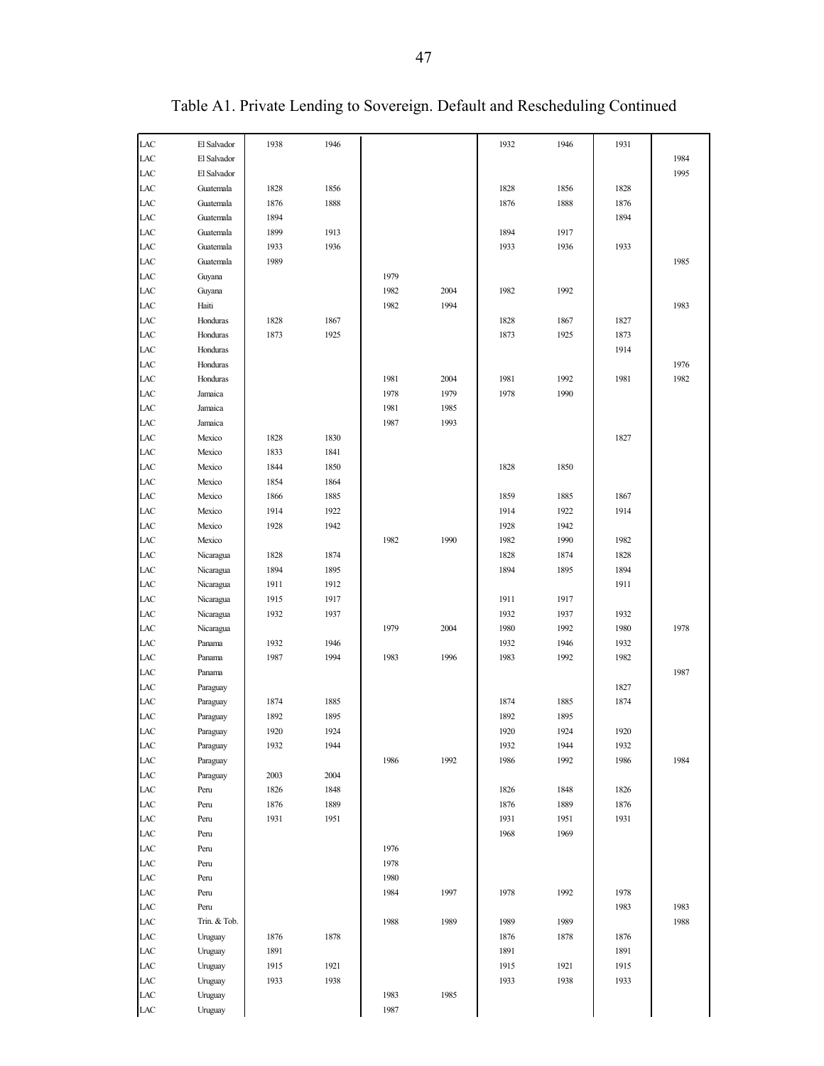# Table A1. Private Lending to Sovereign. Default and Rescheduling Continued

| | | | | | | | | | |
|---|---|---|---|---|---|---|---|---|---|
| LAC | El Salvador | 1938 | 1946 | | | 1932 | 1946 | 1931 | |
| LAC | El Salvador | | | | | | | | 1984 |
| LAC | El Salvador | | | | | | | | 1995 |
| LAC | Guatemala | 1828 | 1856 | | | 1828 | 1856 | 1828 | |
| LAC | Guatemala | 1876 | 1888 | | | 1876 | 1888 | 1876 | |
| LAC | Guatemala | 1894 | | | | | | 1894 | |
| LAC | Guatemala | 1899 | 1913 | | | 1894 | 1917 | | |
| LAC | Guatemala | 1933 | 1936 | | | 1933 | 1936 | 1933 | |
| LAC | Guatemala | 1989 | | | | | | | 1985 |
| LAC | Guyana | | | 1979 | | | | | |
| LAC | Guyana | | | 1982 | 2004 | 1982 | 1992 | | |
| LAC | Haiti | | | 1982 | 1994 | | | | 1983 |
| LAC | Honduras | 1828 | 1867 | | | 1828 | 1867 | 1827 | |
| LAC | Honduras | 1873 | 1925 | | | 1873 | 1925 | 1873 | |
| LAC | Honduras | | | | | | | 1914 | |
| LAC | Honduras | | | | | | | | 1976 |
| LAC | Honduras | | | 1981 | 2004 | 1981 | 1992 | 1981 | 1982 |
| LAC | Jamaica | | | 1978 | 1979 | 1978 | 1990 | | |
| LAC | Jamaica | | | 1981 | 1985 | | | | |
| LAC | Jamaica | | | 1987 | 1993 | | | | |
| LAC | Mexico | 1828 | 1830 | | | | | 1827 | |
| LAC | Mexico | 1833 | 1841 | | | | | | |
| LAC | Mexico | 1844 | 1850 | | | 1828 | 1850 | | |
| LAC | Mexico | 1854 | 1864 | | | | | | |
| LAC | Mexico | 1866 | 1885 | | | 1859 | 1885 | 1867 | |
| LAC | Mexico | 1914 | 1922 | | | 1914 | 1922 | 1914 | |
| LAC | Mexico | 1928 | 1942 | | | 1928 | 1942 | | |
| LAC | Mexico | | | 1982 | 1990 | 1982 | 1990 | 1982 | |
| LAC | Nicaragua | 1828 | 1874 | | | 1828 | 1874 | 1828 | |
| LAC | Nicaragua | 1894 | 1895 | | | 1894 | 1895 | 1894 | |
| LAC | Nicaragua | 1911 | 1912 | | | | | 1911 | |
| LAC | Nicaragua | 1915 | 1917 | | | 1911 | 1917 | | |
| LAC | Nicaragua | 1932 | 1937 | | | 1932 | 1937 | 1932 | |
| LAC | Nicaragua | | | 1979 | 2004 | 1980 | 1992 | 1980 | 1978 |
| LAC | Panama | 1932 | 1946 | | | 1932 | 1946 | 1932 | |
| LAC | Panama | 1987 | 1994 | 1983 | 1996 | 1983 | 1992 | 1982 | |
| LAC | Panama | | | | | | | | 1987 |
| LAC | Paraguay | | | | | | | 1827 | |
| LAC | Paraguay | 1874 | 1885 | | | 1874 | 1885 | 1874 | |
| LAC | Paraguay | 1892 | 1895 | | | 1892 | 1895 | | |
| LAC | Paraguay | 1920 | 1924 | | | 1920 | 1924 | 1920 | |
| LAC | Paraguay | 1932 | 1944 | | | 1932 | 1944 | 1932 | |
| LAC | Paraguay | | | 1986 | 1992 | 1986 | 1992 | 1986 | 1984 |
| LAC | Paraguay | 2003 | 2004 | | | | | | |
| LAC | Peru | 1826 | 1848 | | | 1826 | 1848 | 1826 | |
| LAC | Peru | 1876 | 1889 | | | 1876 | 1889 | 1876 | |
| LAC | Peru | 1931 | 1951 | | | 1931 | 1951 | 1931 | |
| LAC | Peru | | | | | 1968 | 1969 | | |
| LAC | Peru | | | 1976 | | | | | |
| LAC | Peru | | | 1978 | | | | | |
| LAC | Peru | | | 1980 | | | | | |
| LAC | Peru | | | 1984 | 1997 | 1978 | 1992 | 1978 | |
| LAC | Peru | | | | | | | 1983 | 1983 |
| LAC | Trin. & Tob. | | | 1988 | 1989 | 1989 | 1989 | | 1988 |
| LAC | Uruguay | 1876 | 1878 | | | 1876 | 1878 | 1876 | |
| LAC | Uruguay | 1891 | | | | 1891 | | 1891 | |
| LAC | Uruguay | 1915 | 1921 | | | 1915 | 1921 | 1915 | |
| LAC | Uruguay | 1933 | 1938 | | | 1933 | 1938 | 1933 | |
| LAC | Uruguay | | | 1983 | 1985 | | | | |
| LAC | Uruguay | | | 1987 | | | | | |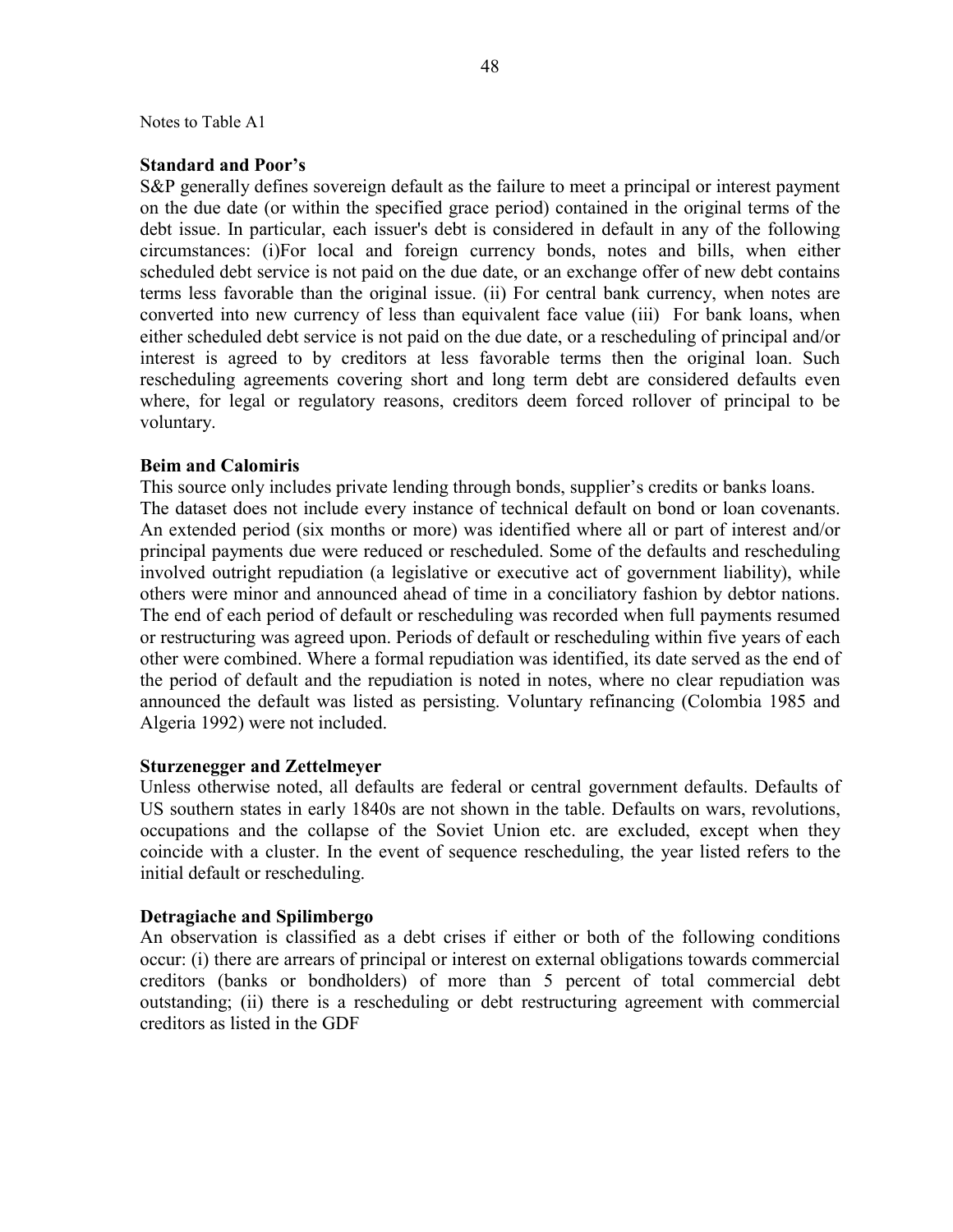Notes to Table A1

**Standard and Poor's**

S&P generally defines sovereign default as the failure to meet a principal or interest payment on the due date (or within the specified grace period) contained in the original terms of the debt issue. In particular, each issuer's debt is considered in default in any of the following circumstances: (i)For local and foreign currency bonds, notes and bills, when either scheduled debt service is not paid on the due date, or an exchange offer of new debt contains terms less favorable than the original issue. (ii) For central bank currency, when notes are converted into new currency of less than equivalent face value (iii) For bank loans, when either scheduled debt service is not paid on the due date, or a rescheduling of principal and/or interest is agreed to by creditors at less favorable terms then the original loan. Such rescheduling agreements covering short and long term debt are considered defaults even where, for legal or regulatory reasons, creditors deem forced rollover of principal to be voluntary.

**Beim and Calomiris**

This source only includes private lending through bonds, supplier's credits or banks loans. The dataset does not include every instance of technical default on bond or loan covenants. An extended period (six months or more) was identified where all or part of interest and/or principal payments due were reduced or rescheduled. Some of the defaults and rescheduling involved outright repudiation (a legislative or executive act of government liability), while others were minor and announced ahead of time in a conciliatory fashion by debtor nations. The end of each period of default or rescheduling was recorded when full payments resumed or restructuring was agreed upon. Periods of default or rescheduling within five years of each other were combined. Where a formal repudiation was identified, its date served as the end of the period of default and the repudiation is noted in notes, where no clear repudiation was announced the default was listed as persisting. Voluntary refinancing (Colombia 1985 and Algeria 1992) were not included.

**Sturzenegger and Zettelmeyer**

Unless otherwise noted, all defaults are federal or central government defaults. Defaults of US southern states in early 1840s are not shown in the table. Defaults on wars, revolutions, occupations and the collapse of the Soviet Union etc. are excluded, except when they coincide with a cluster. In the event of sequence rescheduling, the year listed refers to the initial default or rescheduling.

**Detragiache and Spilimbergo**

An observation is classified as a debt crises if either or both of the following conditions occur: (i) there are arrears of principal or interest on external obligations towards commercial creditors (banks or bondholders) of more than 5 percent of total commercial debt outstanding; (ii) there is a rescheduling or debt restructuring agreement with commercial creditors as listed in the GDF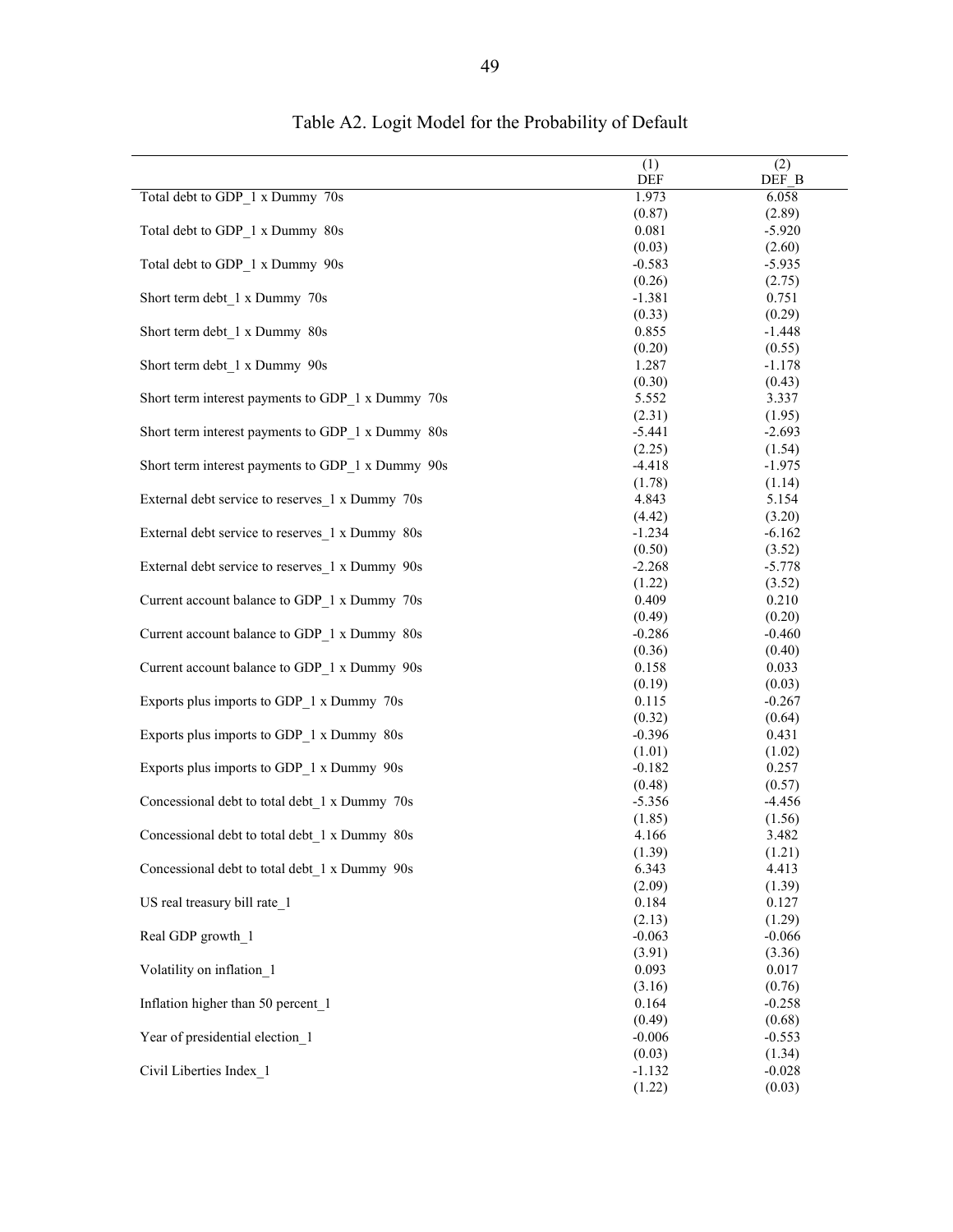Table A2. Logit Model for the Probability of Default

| | (1) DEF | (2) DEF_B |
|---|---|---|
| Total debt to GDP_1 x Dummy 70s | 1.973 | 6.058 |
| | (0.87) | (2.89) |
| Total debt to GDP_1 x Dummy 80s | 0.081 | -5.920 |
| | (0.03) | (2.60) |
| Total debt to GDP_1 x Dummy 90s | -0.583 | -5.935 |
| | (0.26) | (2.75) |
| Short term debt_1 x Dummy 70s | -1.381 | 0.751 |
| | (0.33) | (0.29) |
| Short term debt_1 x Dummy 80s | 0.855 | -1.448 |
| | (0.20) | (0.55) |
| Short term debt_1 x Dummy 90s | 1.287 | -1.178 |
| | (0.30) | (0.43) |
| Short term interest payments to GDP_1 x Dummy 70s | 5.552 | 3.337 |
| | (2.31) | (1.95) |
| Short term interest payments to GDP_1 x Dummy 80s | -5.441 | -2.693 |
| | (2.25) | (1.54) |
| Short term interest payments to GDP_1 x Dummy 90s | -4.418 | -1.975 |
| | (1.78) | (1.14) |
| External debt service to reserves_1 x Dummy 70s | 4.843 | 5.154 |
| | (4.42) | (3.20) |
| External debt service to reserves_1 x Dummy 80s | -1.234 | -6.162 |
| | (0.50) | (3.52) |
| External debt service to reserves_1 x Dummy 90s | -2.268 | -5.778 |
| | (1.22) | (3.52) |
| Current account balance to GDP_1 x Dummy 70s | 0.409 | 0.210 |
| | (0.49) | (0.20) |
| Current account balance to GDP_1 x Dummy 80s | -0.286 | -0.460 |
| | (0.36) | (0.40) |
| Current account balance to GDP_1 x Dummy 90s | 0.158 | 0.033 |
| | (0.19) | (0.03) |
| Exports plus imports to GDP_1 x Dummy 70s | 0.115 | -0.267 |
| | (0.32) | (0.64) |
| Exports plus imports to GDP_1 x Dummy 80s | -0.396 | 0.431 |
| | (1.01) | (1.02) |
| Exports plus imports to GDP_1 x Dummy 90s | -0.182 | 0.257 |
| | (0.48) | (0.57) |
| Concessional debt to total debt_1 x Dummy 70s | -5.356 | -4.456 |
| | (1.85) | (1.56) |
| Concessional debt to total debt_1 x Dummy 80s | 4.166 | 3.482 |
| | (1.39) | (1.21) |
| Concessional debt to total debt_1 x Dummy 90s | 6.343 | 4.413 |
| | (2.09) | (1.39) |
| US real treasury bill rate_1 | 0.184 | 0.127 |
| | (2.13) | (1.29) |
| Real GDP growth_1 | -0.063 | -0.066 |
| | (3.91) | (3.36) |
| Volatility on inflation_1 | 0.093 | 0.017 |
| | (3.16) | (0.76) |
| Inflation higher than 50 percent_1 | 0.164 | -0.258 |
| | (0.49) | (0.68) |
| Year of presidential election_1 | -0.006 | -0.553 |
| | (0.03) | (1.34) |
| Civil Liberties Index_1 | -1.132 | -0.028 |
| | (1.22) | (0.03) |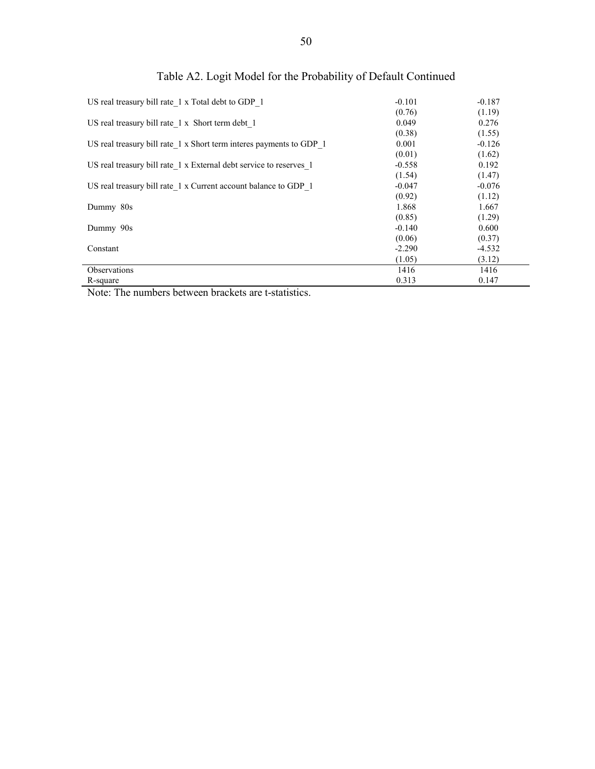# Table A2. Logit Model for the Probability of Default Continued

| | | |
|---|---|---|
| US real treasury bill rate_1 x Total debt to GDP_1 | -0.101 | -0.187 |
| | (0.76) | (1.19) |
| US real treasury bill rate_1 x Short term debt_1 | 0.049 | 0.276 |
| | (0.38) | (1.55) |
| US real treasury bill rate_1 x Short term interes payments to GDP_1 | 0.001 | -0.126 |
| | (0.01) | (1.62) |
| US real treasury bill rate_1 x External debt service to reserves_1 | -0.558 | 0.192 |
| | (1.54) | (1.47) |
| US real treasury bill rate_1 x Current account balance to GDP_1 | -0.047 | -0.076 |
| | (0.92) | (1.12) |
| Dummy 80s | 1.868 | 1.667 |
| | (0.85) | (1.29) |
| Dummy 90s | -0.140 | 0.600 |
| | (0.06) | (0.37) |
| Constant | -2.290 | -4.532 |
| | (1.05) | (3.12) |
| Observations | 1416 | 1416 |
| R-square | 0.313 | 0.147 |

Note: The numbers between brackets are t-statistics.